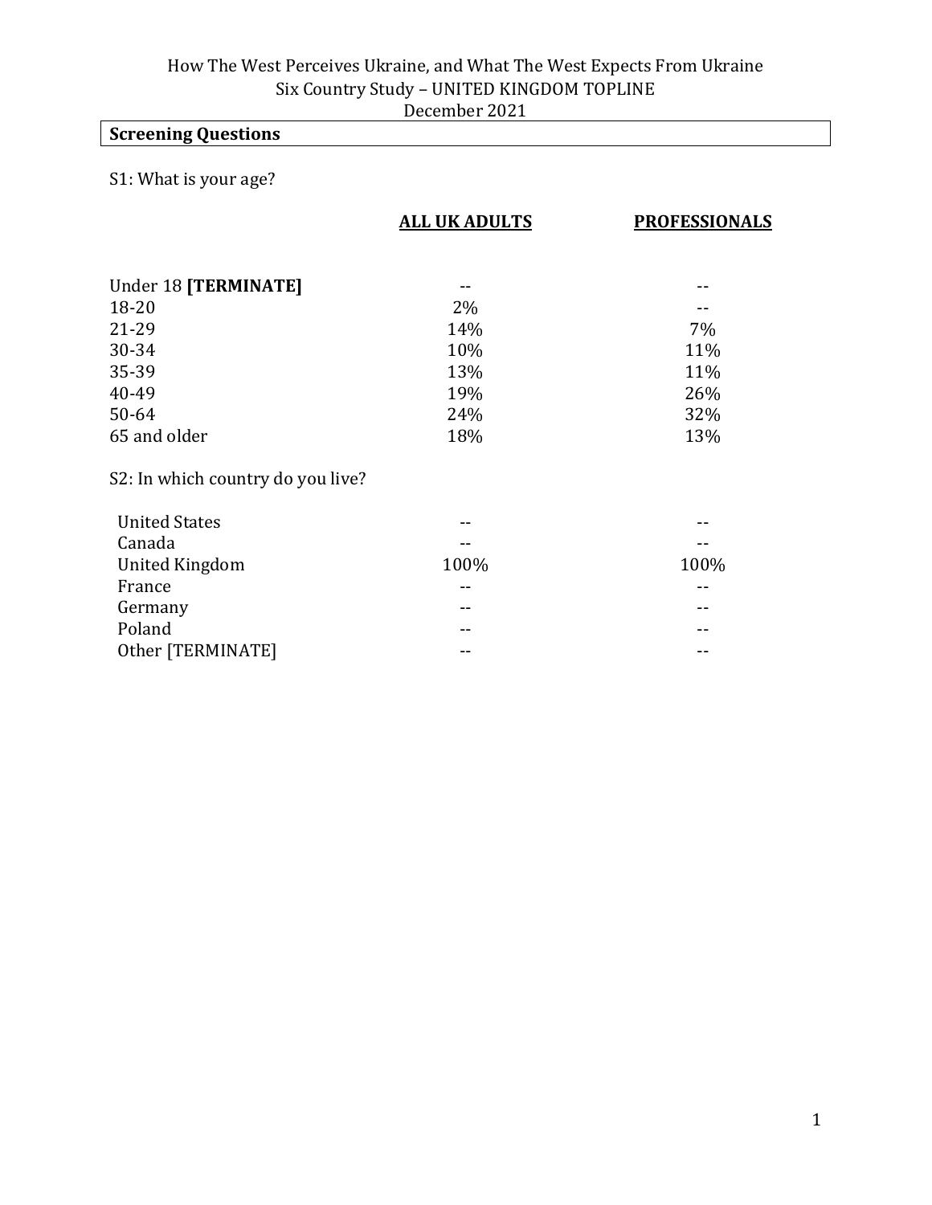How The West Perceives Ukraine, and What The West Expects From Ukraine
Six Country Study – UNITED KINGDOM TOPLINE
December 2021

## Screening Questions

S1: What is your age?

| | ALL UK ADULTS | PROFESSIONALS |
|---|---|---|
| Under 18 **[TERMINATE]** | -- | -- |
| 18-20 | 2% | -- |
| 21-29 | 14% | 7% |
| 30-34 | 10% | 11% |
| 35-39 | 13% | 11% |
| 40-49 | 19% | 26% |
| 50-64 | 24% | 32% |
| 65 and older | 18% | 13% |

S2: In which country do you live?

| | ALL UK ADULTS | PROFESSIONALS |
|---|---|---|
| United States | -- | -- |
| Canada | -- | -- |
| United Kingdom | 100% | 100% |
| France | -- | -- |
| Germany | -- | -- |
| Poland | -- | -- |
| Other [TERMINATE] | -- | -- |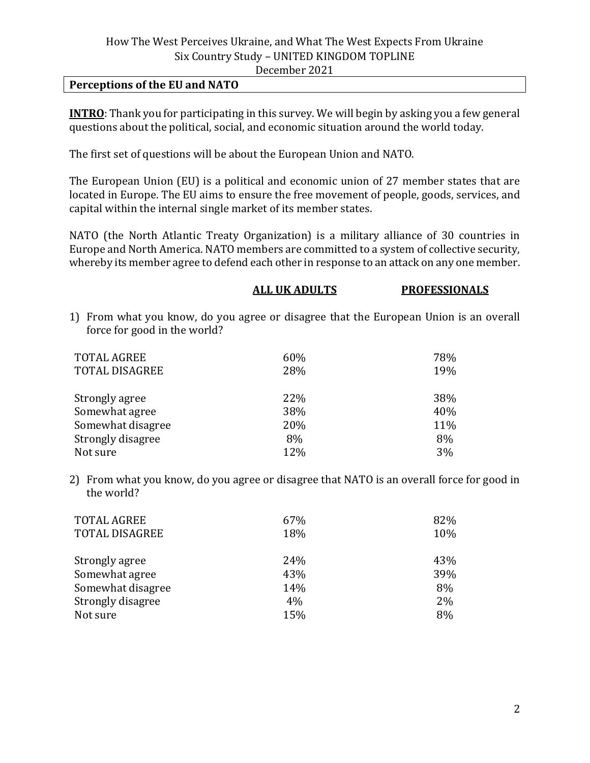## Perceptions of the EU and NATO

**INTRO**: Thank you for participating in this survey. We will begin by asking you a few general questions about the political, social, and economic situation around the world today.

The first set of questions will be about the European Union and NATO.

The European Union (EU) is a political and economic union of 27 member states that are located in Europe. The EU aims to ensure the free movement of people, goods, services, and capital within the internal single market of its member states.

NATO (the North Atlantic Treaty Organization) is a military alliance of 30 countries in Europe and North America. NATO members are committed to a system of collective security, whereby its member agree to defend each other in response to an attack on any one member.

1) From what you know, do you agree or disagree that the European Union is an overall force for good in the world?

| | ALL UK ADULTS | PROFESSIONALS |
|---|---|---|
| TOTAL AGREE | 60% | 78% |
| TOTAL DISAGREE | 28% | 19% |
| Strongly agree | 22% | 38% |
| Somewhat agree | 38% | 40% |
| Somewhat disagree | 20% | 11% |
| Strongly disagree | 8% | 8% |
| Not sure | 12% | 3% |

2) From what you know, do you agree or disagree that NATO is an overall force for good in the world?

| | ALL UK ADULTS | PROFESSIONALS |
|---|---|---|
| TOTAL AGREE | 67% | 82% |
| TOTAL DISAGREE | 18% | 10% |
| Strongly agree | 24% | 43% |
| Somewhat agree | 43% | 39% |
| Somewhat disagree | 14% | 8% |
| Strongly disagree | 4% | 2% |
| Not sure | 15% | 8% |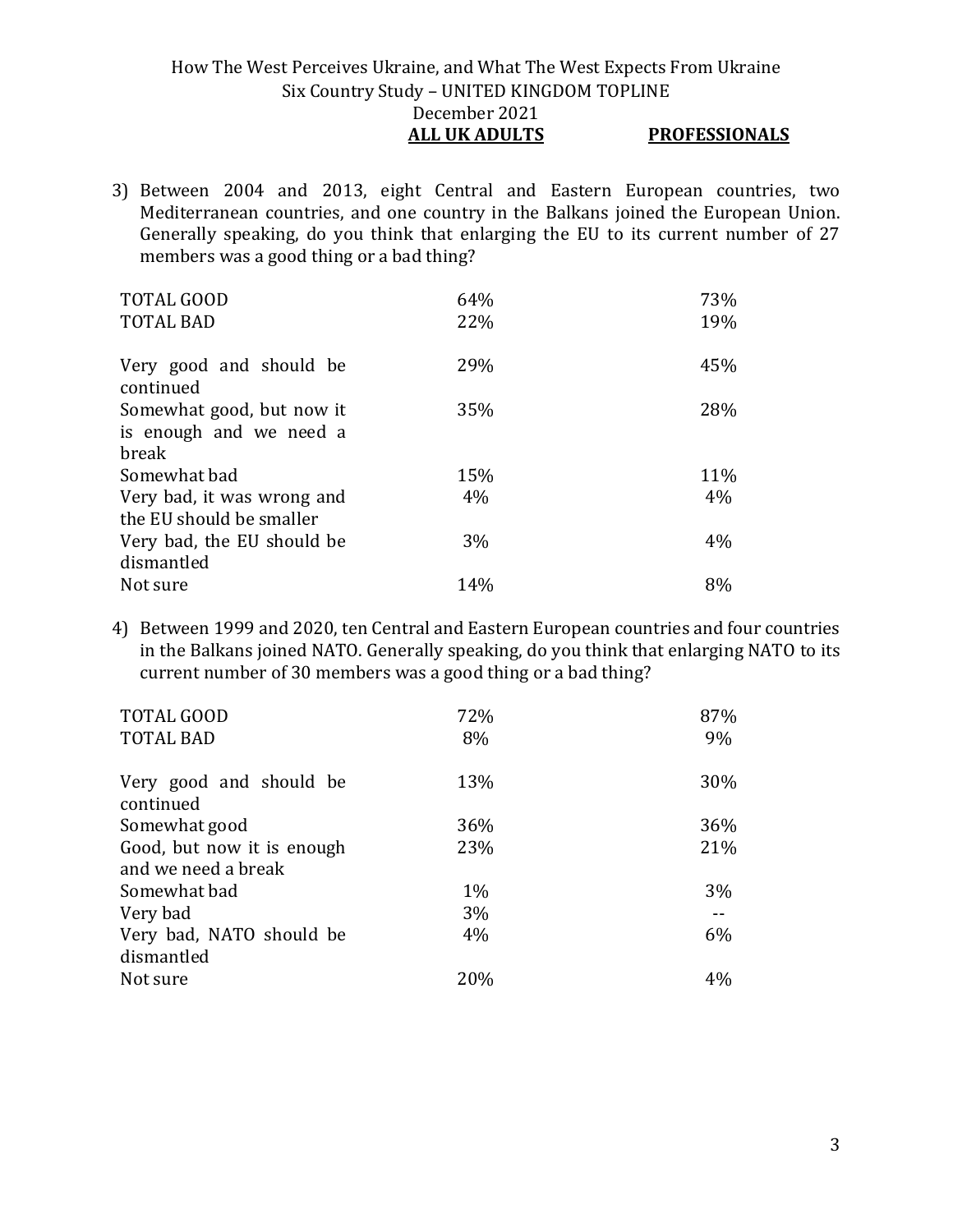3) Between 2004 and 2013, eight Central and Eastern European countries, two Mediterranean countries, and one country in the Balkans joined the European Union. Generally speaking, do you think that enlarging the EU to its current number of 27 members was a good thing or a bad thing?

| | ALL UK ADULTS | PROFESSIONALS |
|---|---|---|
| TOTAL GOOD | 64% | 73% |
| TOTAL BAD | 22% | 19% |
| | | |
| Very good and should be continued | 29% | 45% |
| Somewhat good, but now it is enough and we need a break | 35% | 28% |
| Somewhat bad | 15% | 11% |
| Very bad, it was wrong and the EU should be smaller | 4% | 4% |
| Very bad, the EU should be dismantled | 3% | 4% |
| Not sure | 14% | 8% |

4) Between 1999 and 2020, ten Central and Eastern European countries and four countries in the Balkans joined NATO. Generally speaking, do you think that enlarging NATO to its current number of 30 members was a good thing or a bad thing?

| | ALL UK ADULTS | PROFESSIONALS |
|---|---|---|
| TOTAL GOOD | 72% | 87% |
| TOTAL BAD | 8% | 9% |
| | | |
| Very good and should be continued | 13% | 30% |
| Somewhat good | 36% | 36% |
| Good, but now it is enough and we need a break | 23% | 21% |
| Somewhat bad | 1% | 3% |
| Very bad | 3% | -- |
| Very bad, NATO should be dismantled | 4% | 6% |
| Not sure | 20% | 4% |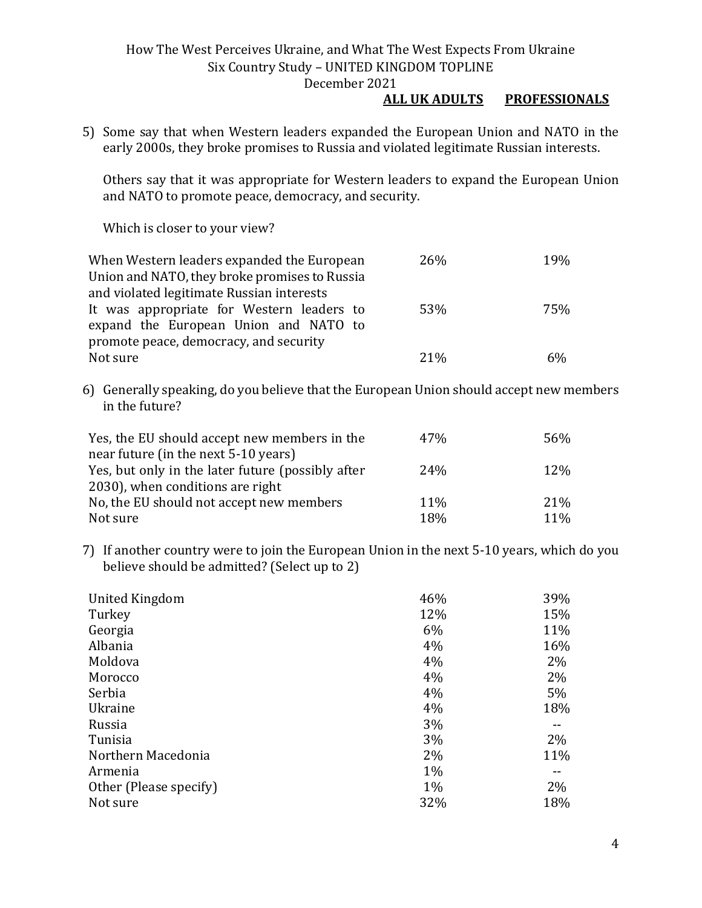5) Some say that when Western leaders expanded the European Union and NATO in the early 2000s, they broke promises to Russia and violated legitimate Russian interests.

   Others say that it was appropriate for Western leaders to expand the European Union and NATO to promote peace, democracy, and security.

   Which is closer to your view?

| | ALL UK ADULTS | PROFESSIONALS |
|---|---|---|
| When Western leaders expanded the European Union and NATO, they broke promises to Russia and violated legitimate Russian interests | 26% | 19% |
| It was appropriate for Western leaders to expand the European Union and NATO to promote peace, democracy, and security | 53% | 75% |
| Not sure | 21% | 6% |

6) Generally speaking, do you believe that the European Union should accept new members in the future?

| | ALL UK ADULTS | PROFESSIONALS |
|---|---|---|
| Yes, the EU should accept new members in the near future (in the next 5-10 years) | 47% | 56% |
| Yes, but only in the later future (possibly after 2030), when conditions are right | 24% | 12% |
| No, the EU should not accept new members | 11% | 21% |
| Not sure | 18% | 11% |

7) If another country were to join the European Union in the next 5-10 years, which do you believe should be admitted? (Select up to 2)

| | ALL UK ADULTS | PROFESSIONALS |
|---|---|---|
| United Kingdom | 46% | 39% |
| Turkey | 12% | 15% |
| Georgia | 6% | 11% |
| Albania | 4% | 16% |
| Moldova | 4% | 2% |
| Morocco | 4% | 2% |
| Serbia | 4% | 5% |
| Ukraine | 4% | 18% |
| Russia | 3% | -- |
| Tunisia | 3% | 2% |
| Northern Macedonia | 2% | 11% |
| Armenia | 1% | -- |
| Other (Please specify) | 1% | 2% |
| Not sure | 32% | 18% |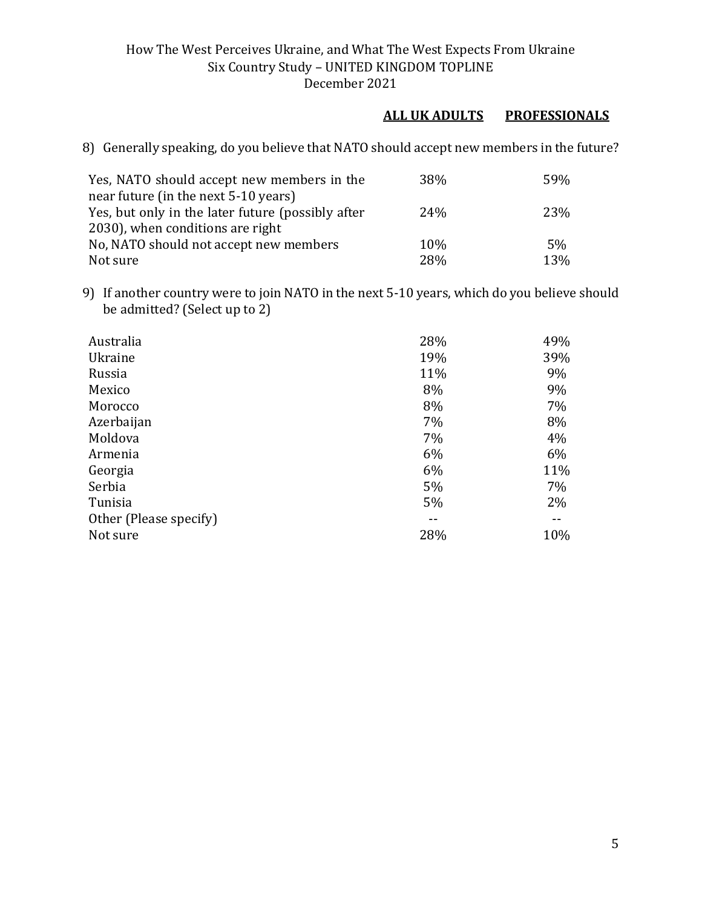How The West Perceives Ukraine, and What The West Expects From Ukraine
Six Country Study – UNITED KINGDOM TOPLINE
December 2021

8) Generally speaking, do you believe that NATO should accept new members in the future?

| | **ALL UK ADULTS** | **PROFESSIONALS** |
|---|---|---|
| Yes, NATO should accept new members in the near future (in the next 5-10 years) | 38% | 59% |
| Yes, but only in the later future (possibly after 2030), when conditions are right | 24% | 23% |
| No, NATO should not accept new members | 10% | 5% |
| Not sure | 28% | 13% |

9) If another country were to join NATO in the next 5-10 years, which do you believe should be admitted? (Select up to 2)

| | **ALL UK ADULTS** | **PROFESSIONALS** |
|---|---|---|
| Australia | 28% | 49% |
| Ukraine | 19% | 39% |
| Russia | 11% | 9% |
| Mexico | 8% | 9% |
| Morocco | 8% | 7% |
| Azerbaijan | 7% | 8% |
| Moldova | 7% | 4% |
| Armenia | 6% | 6% |
| Georgia | 6% | 11% |
| Serbia | 5% | 7% |
| Tunisia | 5% | 2% |
| Other (Please specify) | -- | -- |
| Not sure | 28% | 10% |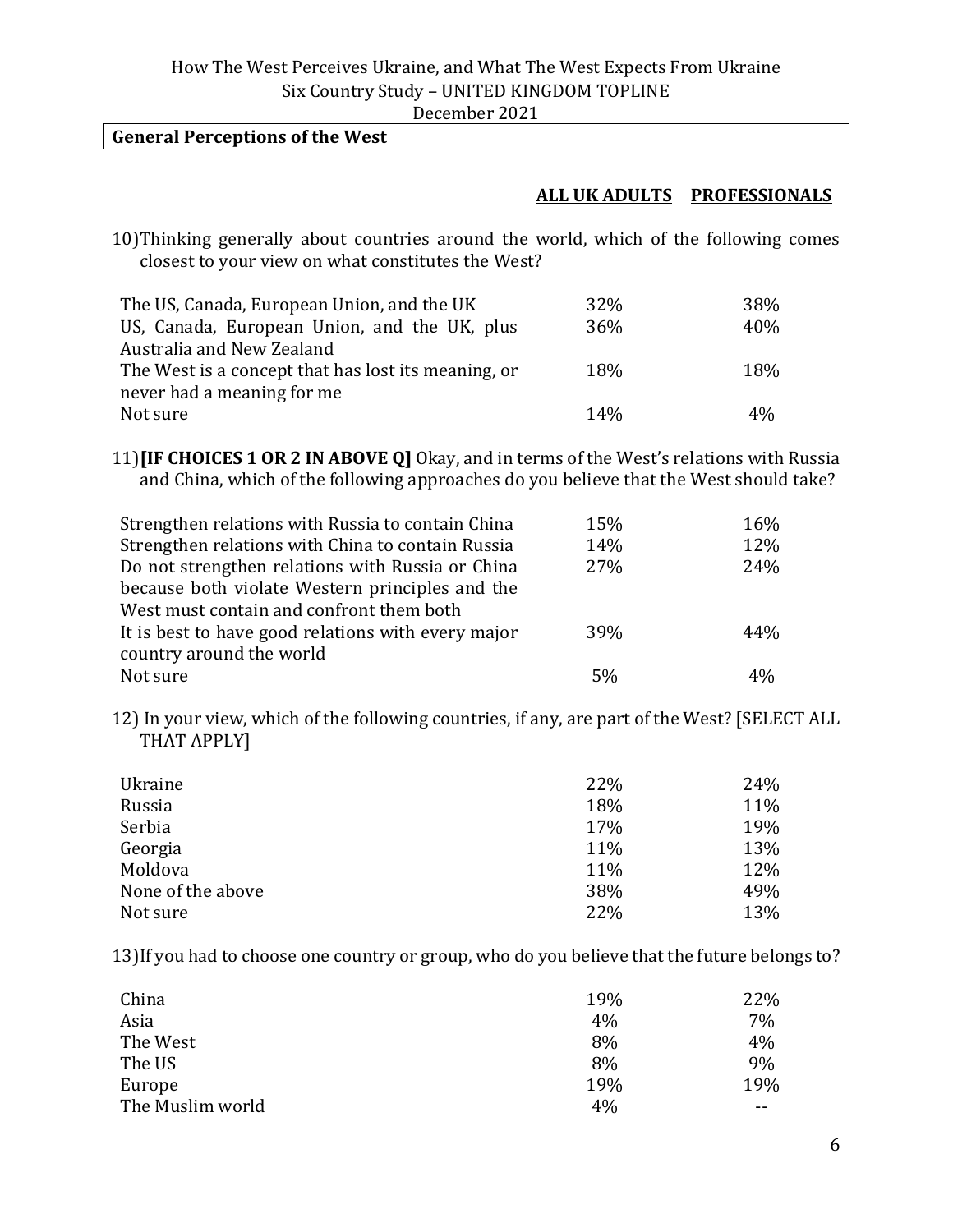## General Perceptions of the West

10) Thinking generally about countries around the world, which of the following comes closest to your view on what constitutes the West?

| | ALL UK ADULTS | PROFESSIONALS |
|---|---|---|
| The US, Canada, European Union, and the UK | 32% | 38% |
| US, Canada, European Union, and the UK, plus Australia and New Zealand | 36% | 40% |
| The West is a concept that has lost its meaning, or never had a meaning for me | 18% | 18% |
| Not sure | 14% | 4% |

11) **[IF CHOICES 1 OR 2 IN ABOVE Q]** Okay, and in terms of the West's relations with Russia and China, which of the following approaches do you believe that the West should take?

| | ALL UK ADULTS | PROFESSIONALS |
|---|---|---|
| Strengthen relations with Russia to contain China | 15% | 16% |
| Strengthen relations with China to contain Russia | 14% | 12% |
| Do not strengthen relations with Russia or China because both violate Western principles and the West must contain and confront them both | 27% | 24% |
| It is best to have good relations with every major country around the world | 39% | 44% |
| Not sure | 5% | 4% |

12) In your view, which of the following countries, if any, are part of the West? [SELECT ALL THAT APPLY]

| | ALL UK ADULTS | PROFESSIONALS |
|---|---|---|
| Ukraine | 22% | 24% |
| Russia | 18% | 11% |
| Serbia | 17% | 19% |
| Georgia | 11% | 13% |
| Moldova | 11% | 12% |
| None of the above | 38% | 49% |
| Not sure | 22% | 13% |

13) If you had to choose one country or group, who do you believe that the future belongs to?

| | ALL UK ADULTS | PROFESSIONALS |
|---|---|---|
| China | 19% | 22% |
| Asia | 4% | 7% |
| The West | 8% | 4% |
| The US | 8% | 9% |
| Europe | 19% | 19% |
| The Muslim world | 4% | -- |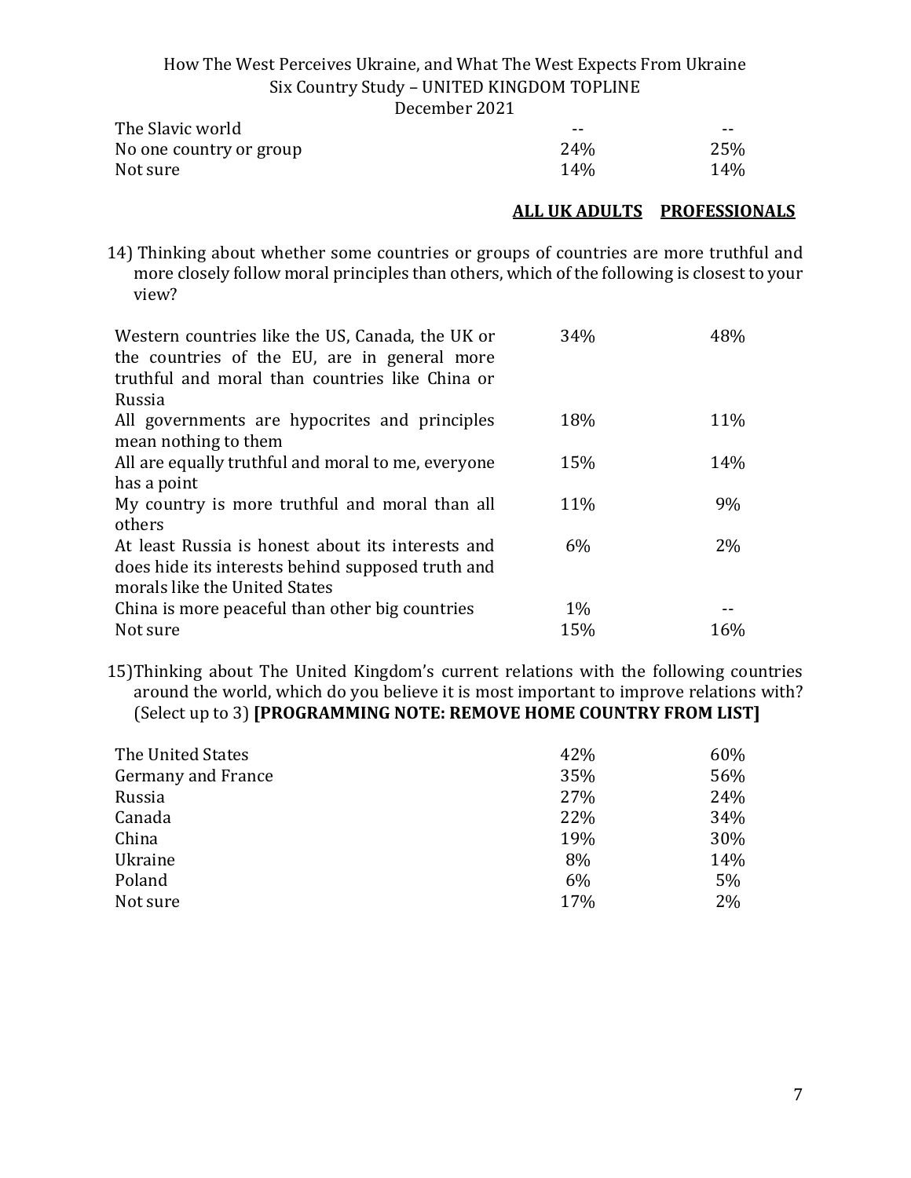| | | |
|---|---|---|
| The Slavic world | -- | -- |
| No one country or group | 24% | 25% |
| Not sure | 14% | 14% |

14) Thinking about whether some countries or groups of countries are more truthful and more closely follow moral principles than others, which of the following is closest to your view?

| | **ALL UK ADULTS** | **PROFESSIONALS** |
|---|---|---|
| Western countries like the US, Canada, the UK or the countries of the EU, are in general more truthful and moral than countries like China or Russia | 34% | 48% |
| All governments are hypocrites and principles mean nothing to them | 18% | 11% |
| All are equally truthful and moral to me, everyone has a point | 15% | 14% |
| My country is more truthful and moral than all others | 11% | 9% |
| At least Russia is honest about its interests and does hide its interests behind supposed truth and morals like the United States | 6% | 2% |
| China is more peaceful than other big countries | 1% | -- |
| Not sure | 15% | 16% |

15) Thinking about The United Kingdom's current relations with the following countries around the world, which do you believe it is most important to improve relations with? (Select up to 3) **[PROGRAMMING NOTE: REMOVE HOME COUNTRY FROM LIST]**

| | **ALL UK ADULTS** | **PROFESSIONALS** |
|---|---|---|
| The United States | 42% | 60% |
| Germany and France | 35% | 56% |
| Russia | 27% | 24% |
| Canada | 22% | 34% |
| China | 19% | 30% |
| Ukraine | 8% | 14% |
| Poland | 6% | 5% |
| Not sure | 17% | 2% |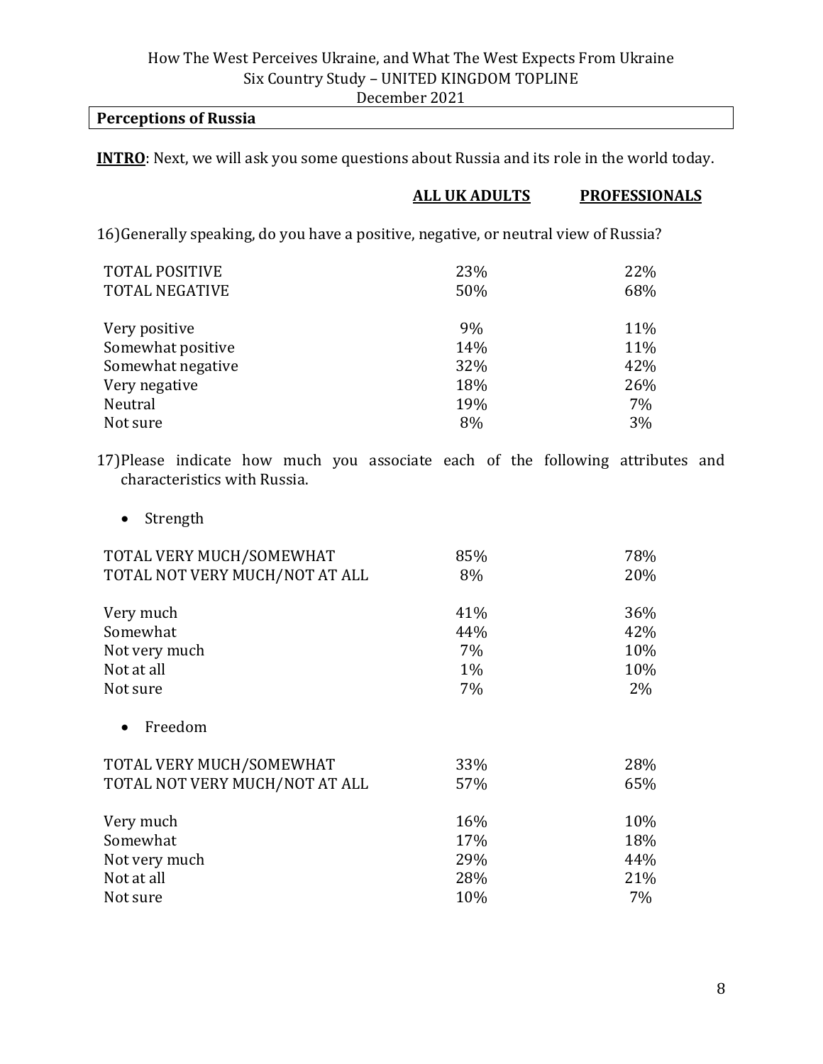## Perceptions of Russia

**INTRO**: Next, we will ask you some questions about Russia and its role in the world today.

16) Generally speaking, do you have a positive, negative, or neutral view of Russia?

| | ALL UK ADULTS | PROFESSIONALS |
|---|---|---|
| TOTAL POSITIVE | 23% | 22% |
| TOTAL NEGATIVE | 50% | 68% |
| | | |
| Very positive | 9% | 11% |
| Somewhat positive | 14% | 11% |
| Somewhat negative | 32% | 42% |
| Very negative | 18% | 26% |
| Neutral | 19% | 7% |
| Not sure | 8% | 3% |

17) Please indicate how much you associate each of the following attributes and characteristics with Russia.

- Strength

| | ALL UK ADULTS | PROFESSIONALS |
|---|---|---|
| TOTAL VERY MUCH/SOMEWHAT | 85% | 78% |
| TOTAL NOT VERY MUCH/NOT AT ALL | 8% | 20% |
| | | |
| Very much | 41% | 36% |
| Somewhat | 44% | 42% |
| Not very much | 7% | 10% |
| Not at all | 1% | 10% |
| Not sure | 7% | 2% |

- Freedom

| | ALL UK ADULTS | PROFESSIONALS |
|---|---|---|
| TOTAL VERY MUCH/SOMEWHAT | 33% | 28% |
| TOTAL NOT VERY MUCH/NOT AT ALL | 57% | 65% |
| | | |
| Very much | 16% | 10% |
| Somewhat | 17% | 18% |
| Not very much | 29% | 44% |
| Not at all | 28% | 21% |
| Not sure | 10% | 7% |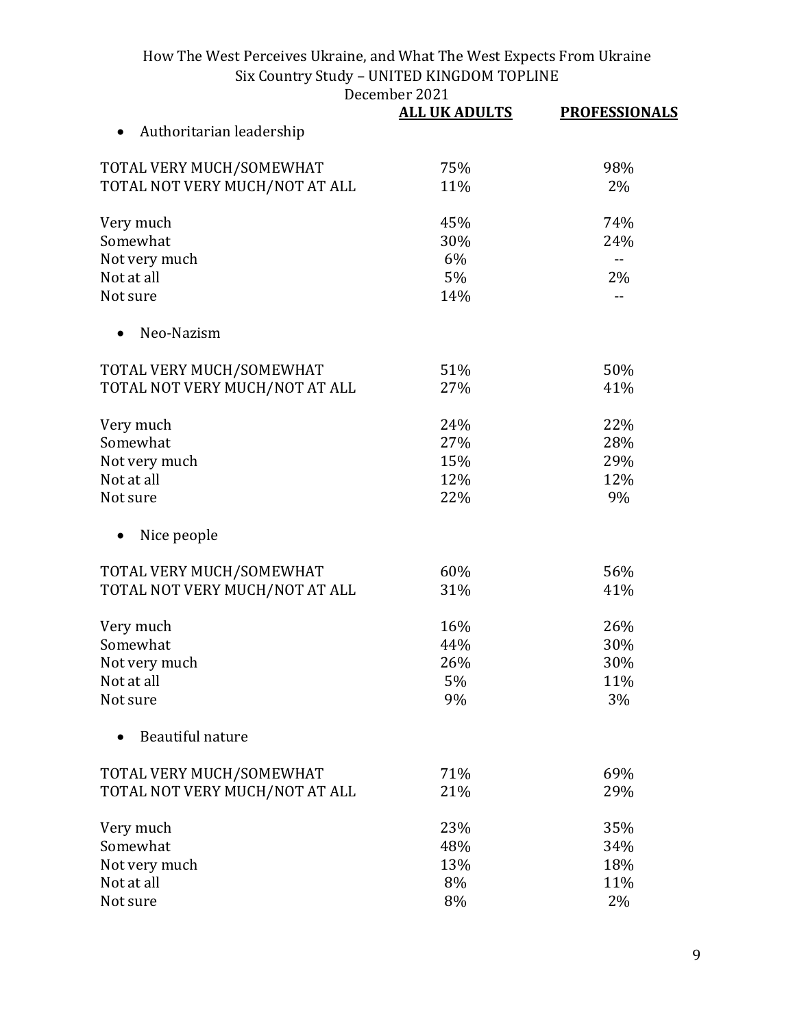| | ALL UK ADULTS | PROFESSIONALS |
|---|---|---|
| • Authoritarian leadership | | |
| TOTAL VERY MUCH/SOMEWHAT | 75% | 98% |
| TOTAL NOT VERY MUCH/NOT AT ALL | 11% | 2% |
| Very much | 45% | 74% |
| Somewhat | 30% | 24% |
| Not very much | 6% | -- |
| Not at all | 5% | 2% |
| Not sure | 14% | -- |
| • Neo-Nazism | | |
| TOTAL VERY MUCH/SOMEWHAT | 51% | 50% |
| TOTAL NOT VERY MUCH/NOT AT ALL | 27% | 41% |
| Very much | 24% | 22% |
| Somewhat | 27% | 28% |
| Not very much | 15% | 29% |
| Not at all | 12% | 12% |
| Not sure | 22% | 9% |
| • Nice people | | |
| TOTAL VERY MUCH/SOMEWHAT | 60% | 56% |
| TOTAL NOT VERY MUCH/NOT AT ALL | 31% | 41% |
| Very much | 16% | 26% |
| Somewhat | 44% | 30% |
| Not very much | 26% | 30% |
| Not at all | 5% | 11% |
| Not sure | 9% | 3% |
| • Beautiful nature | | |
| TOTAL VERY MUCH/SOMEWHAT | 71% | 69% |
| TOTAL NOT VERY MUCH/NOT AT ALL | 21% | 29% |
| Very much | 23% | 35% |
| Somewhat | 48% | 34% |
| Not very much | 13% | 18% |
| Not at all | 8% | 11% |
| Not sure | 8% | 2% |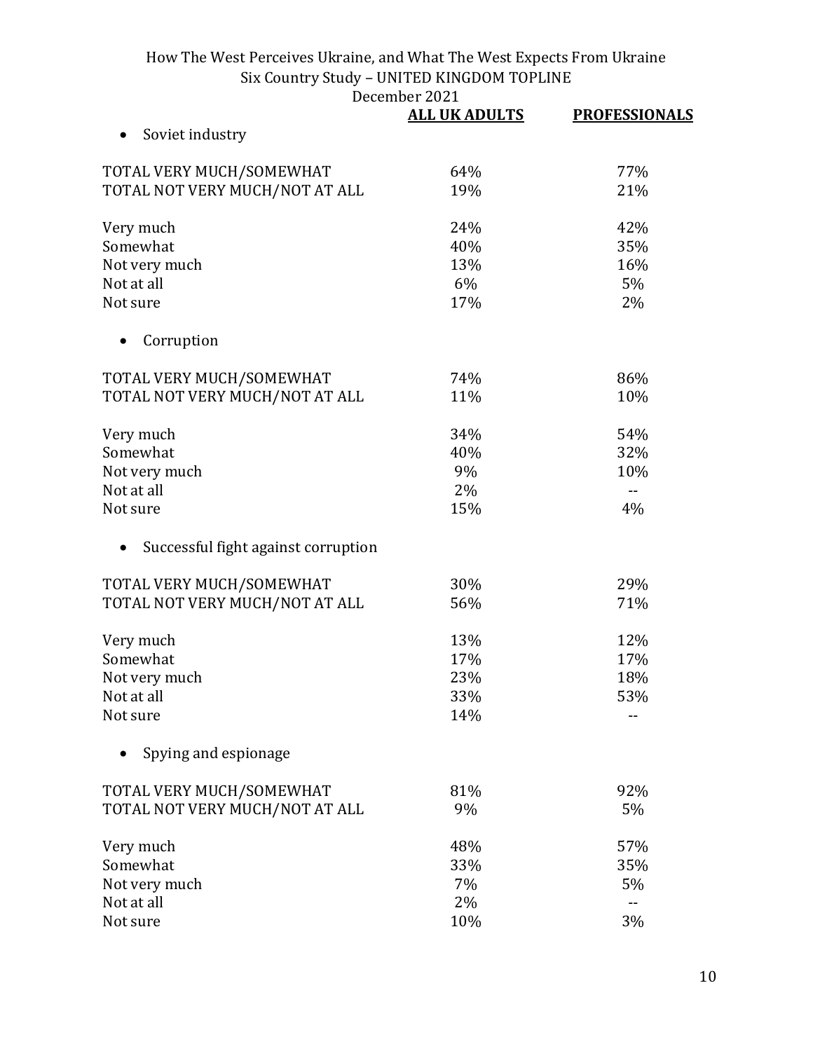| | ALL UK ADULTS | PROFESSIONALS |
|---|---|---|
| • Soviet industry | | |
| TOTAL VERY MUCH/SOMEWHAT | 64% | 77% |
| TOTAL NOT VERY MUCH/NOT AT ALL | 19% | 21% |
| Very much | 24% | 42% |
| Somewhat | 40% | 35% |
| Not very much | 13% | 16% |
| Not at all | 6% | 5% |
| Not sure | 17% | 2% |
| • Corruption | | |
| TOTAL VERY MUCH/SOMEWHAT | 74% | 86% |
| TOTAL NOT VERY MUCH/NOT AT ALL | 11% | 10% |
| Very much | 34% | 54% |
| Somewhat | 40% | 32% |
| Not very much | 9% | 10% |
| Not at all | 2% | -- |
| Not sure | 15% | 4% |
| • Successful fight against corruption | | |
| TOTAL VERY MUCH/SOMEWHAT | 30% | 29% |
| TOTAL NOT VERY MUCH/NOT AT ALL | 56% | 71% |
| Very much | 13% | 12% |
| Somewhat | 17% | 17% |
| Not very much | 23% | 18% |
| Not at all | 33% | 53% |
| Not sure | 14% | -- |
| • Spying and espionage | | |
| TOTAL VERY MUCH/SOMEWHAT | 81% | 92% |
| TOTAL NOT VERY MUCH/NOT AT ALL | 9% | 5% |
| Very much | 48% | 57% |
| Somewhat | 33% | 35% |
| Not very much | 7% | 5% |
| Not at all | 2% | -- |
| Not sure | 10% | 3% |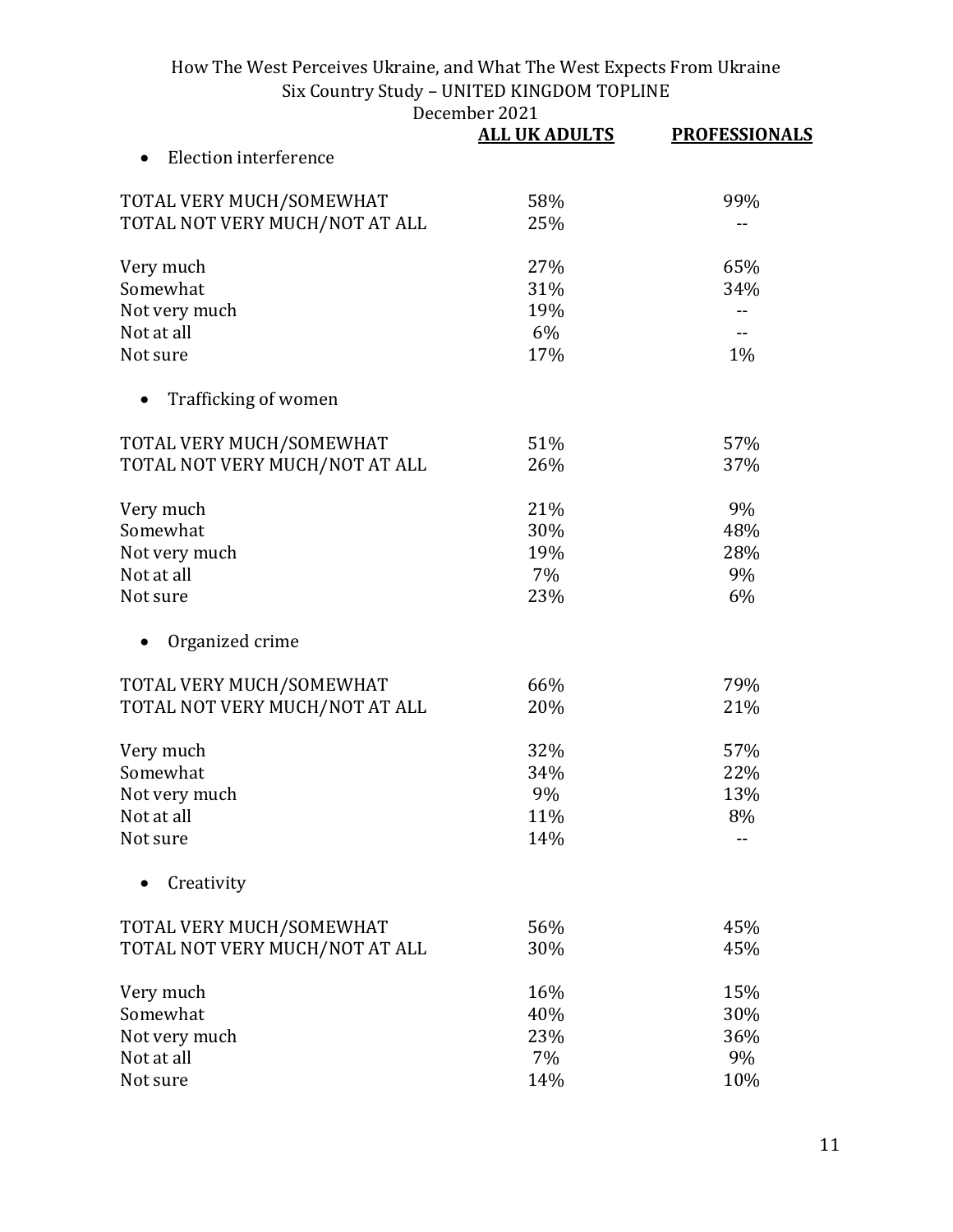| | ALL UK ADULTS | PROFESSIONALS |
|---|---|---|
| • Election interference | | |
| TOTAL VERY MUCH/SOMEWHAT | 58% | 99% |
| TOTAL NOT VERY MUCH/NOT AT ALL | 25% | -- |
| Very much | 27% | 65% |
| Somewhat | 31% | 34% |
| Not very much | 19% | -- |
| Not at all | 6% | -- |
| Not sure | 17% | 1% |
| • Trafficking of women | | |
| TOTAL VERY MUCH/SOMEWHAT | 51% | 57% |
| TOTAL NOT VERY MUCH/NOT AT ALL | 26% | 37% |
| Very much | 21% | 9% |
| Somewhat | 30% | 48% |
| Not very much | 19% | 28% |
| Not at all | 7% | 9% |
| Not sure | 23% | 6% |
| • Organized crime | | |
| TOTAL VERY MUCH/SOMEWHAT | 66% | 79% |
| TOTAL NOT VERY MUCH/NOT AT ALL | 20% | 21% |
| Very much | 32% | 57% |
| Somewhat | 34% | 22% |
| Not very much | 9% | 13% |
| Not at all | 11% | 8% |
| Not sure | 14% | -- |
| • Creativity | | |
| TOTAL VERY MUCH/SOMEWHAT | 56% | 45% |
| TOTAL NOT VERY MUCH/NOT AT ALL | 30% | 45% |
| Very much | 16% | 15% |
| Somewhat | 40% | 30% |
| Not very much | 23% | 36% |
| Not at all | 7% | 9% |
| Not sure | 14% | 10% |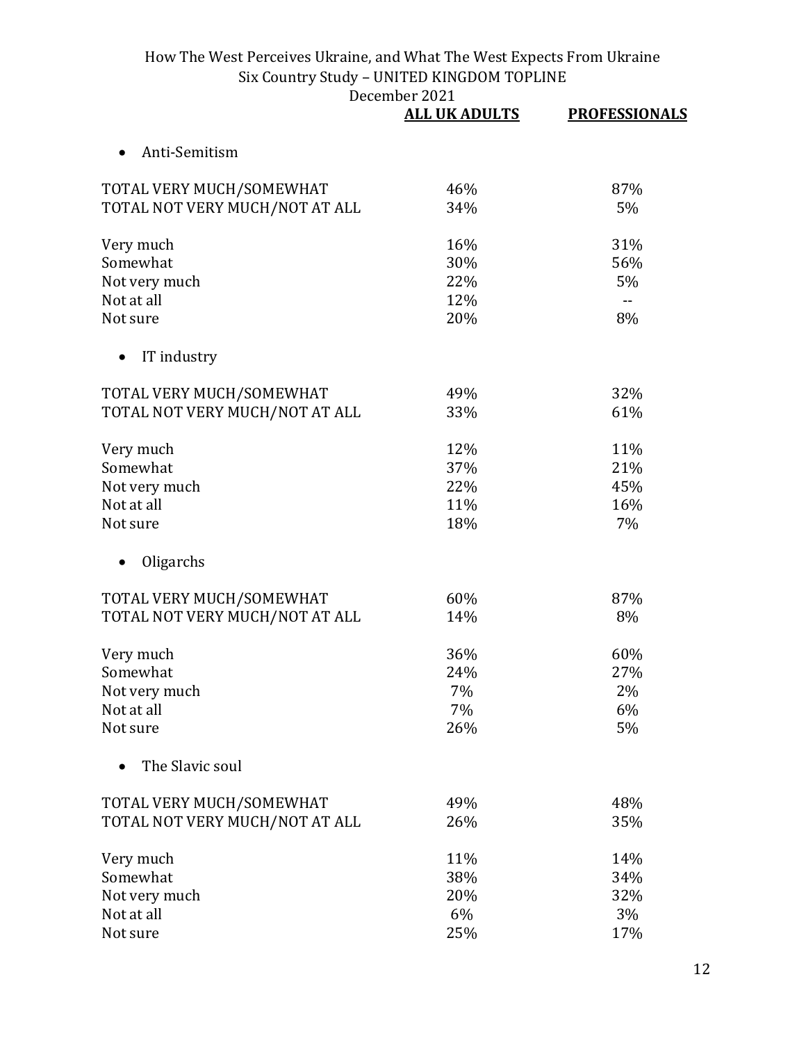| | ALL UK ADULTS | PROFESSIONALS |
|---|---|---|
| **• Anti-Semitism** | | |
| TOTAL VERY MUCH/SOMEWHAT | 46% | 87% |
| TOTAL NOT VERY MUCH/NOT AT ALL | 34% | 5% |
| Very much | 16% | 31% |
| Somewhat | 30% | 56% |
| Not very much | 22% | 5% |
| Not at all | 12% | -- |
| Not sure | 20% | 8% |
| **• IT industry** | | |
| TOTAL VERY MUCH/SOMEWHAT | 49% | 32% |
| TOTAL NOT VERY MUCH/NOT AT ALL | 33% | 61% |
| Very much | 12% | 11% |
| Somewhat | 37% | 21% |
| Not very much | 22% | 45% |
| Not at all | 11% | 16% |
| Not sure | 18% | 7% |
| **• Oligarchs** | | |
| TOTAL VERY MUCH/SOMEWHAT | 60% | 87% |
| TOTAL NOT VERY MUCH/NOT AT ALL | 14% | 8% |
| Very much | 36% | 60% |
| Somewhat | 24% | 27% |
| Not very much | 7% | 2% |
| Not at all | 7% | 6% |
| Not sure | 26% | 5% |
| **• The Slavic soul** | | |
| TOTAL VERY MUCH/SOMEWHAT | 49% | 48% |
| TOTAL NOT VERY MUCH/NOT AT ALL | 26% | 35% |
| Very much | 11% | 14% |
| Somewhat | 38% | 34% |
| Not very much | 20% | 32% |
| Not at all | 6% | 3% |
| Not sure | 25% | 17% |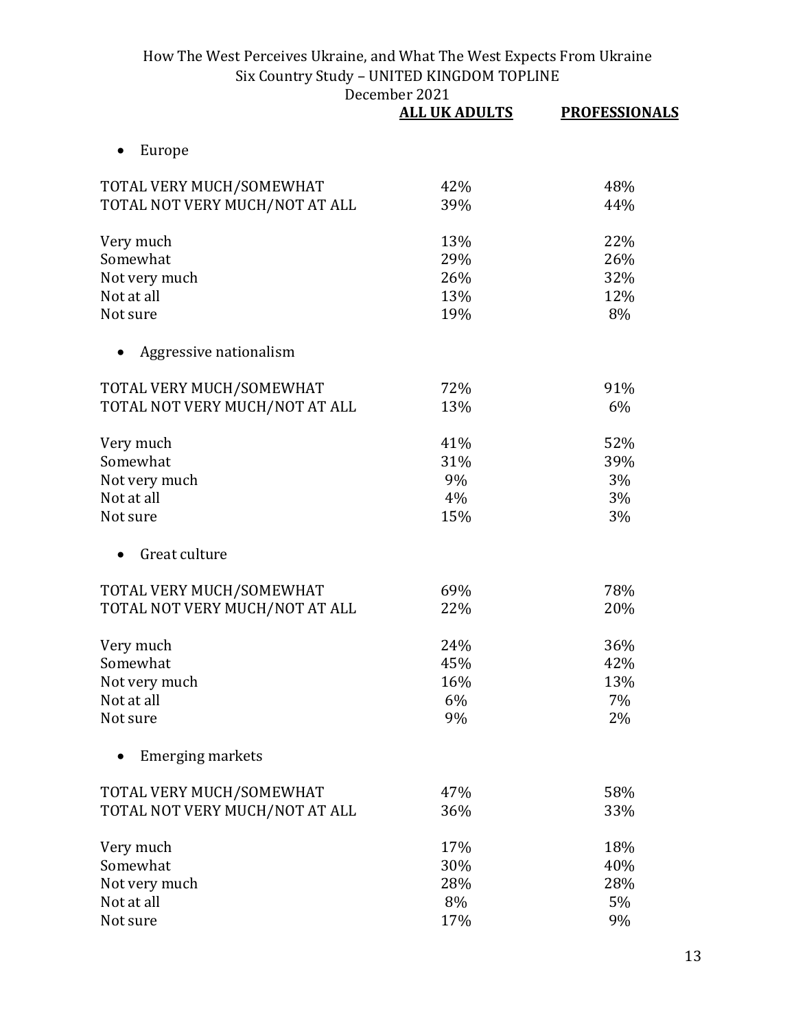| | ALL UK ADULTS | PROFESSIONALS |
|---|---|---|
| **• Europe** | | |
| TOTAL VERY MUCH/SOMEWHAT | 42% | 48% |
| TOTAL NOT VERY MUCH/NOT AT ALL | 39% | 44% |
| Very much | 13% | 22% |
| Somewhat | 29% | 26% |
| Not very much | 26% | 32% |
| Not at all | 13% | 12% |
| Not sure | 19% | 8% |
| **• Aggressive nationalism** | | |
| TOTAL VERY MUCH/SOMEWHAT | 72% | 91% |
| TOTAL NOT VERY MUCH/NOT AT ALL | 13% | 6% |
| Very much | 41% | 52% |
| Somewhat | 31% | 39% |
| Not very much | 9% | 3% |
| Not at all | 4% | 3% |
| Not sure | 15% | 3% |
| **• Great culture** | | |
| TOTAL VERY MUCH/SOMEWHAT | 69% | 78% |
| TOTAL NOT VERY MUCH/NOT AT ALL | 22% | 20% |
| Very much | 24% | 36% |
| Somewhat | 45% | 42% |
| Not very much | 16% | 13% |
| Not at all | 6% | 7% |
| Not sure | 9% | 2% |
| **• Emerging markets** | | |
| TOTAL VERY MUCH/SOMEWHAT | 47% | 58% |
| TOTAL NOT VERY MUCH/NOT AT ALL | 36% | 33% |
| Very much | 17% | 18% |
| Somewhat | 30% | 40% |
| Not very much | 28% | 28% |
| Not at all | 8% | 5% |
| Not sure | 17% | 9% |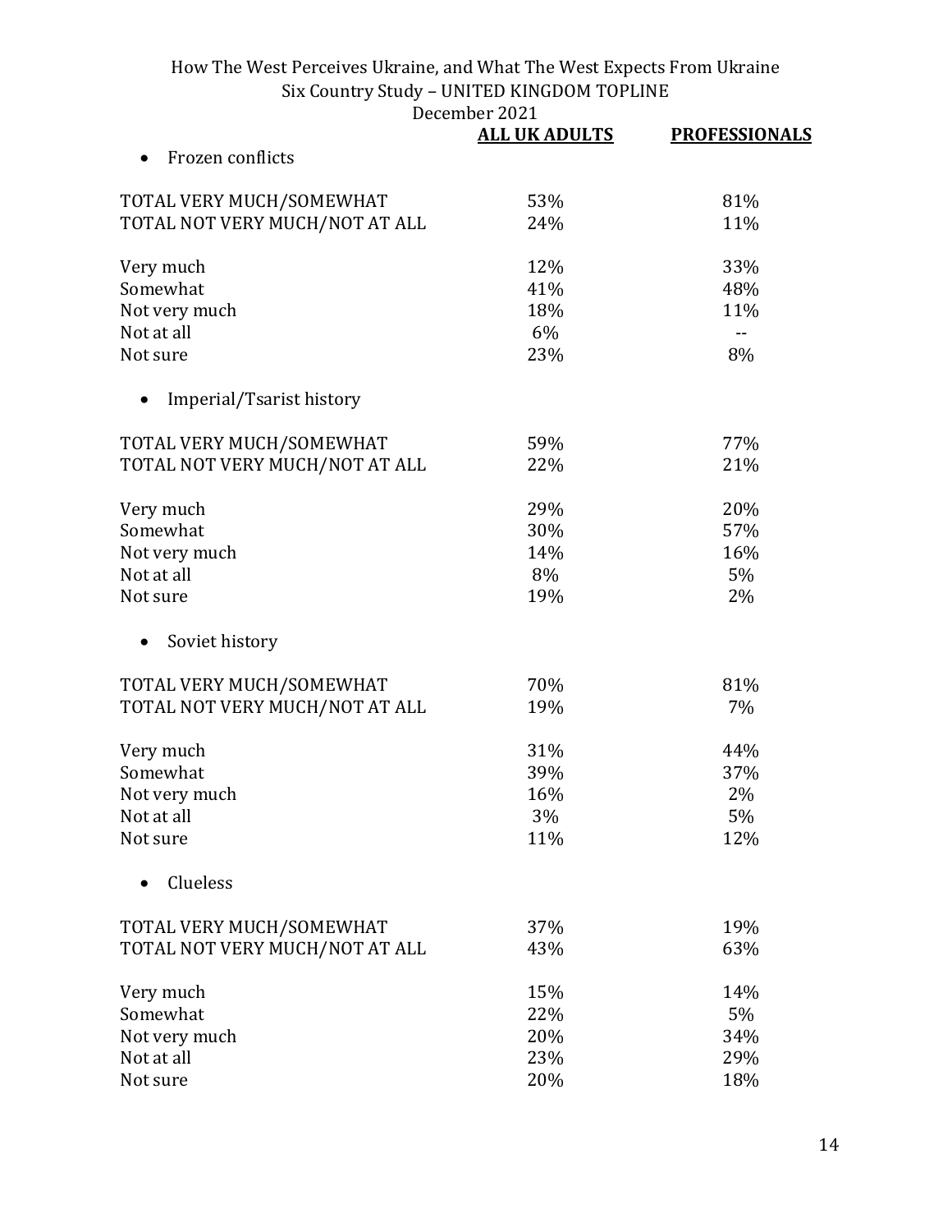| | ALL UK ADULTS | PROFESSIONALS |
|---|---|---|
| • Frozen conflicts | | |
| TOTAL VERY MUCH/SOMEWHAT | 53% | 81% |
| TOTAL NOT VERY MUCH/NOT AT ALL | 24% | 11% |
| Very much | 12% | 33% |
| Somewhat | 41% | 48% |
| Not very much | 18% | 11% |
| Not at all | 6% | -- |
| Not sure | 23% | 8% |
| • Imperial/Tsarist history | | |
| TOTAL VERY MUCH/SOMEWHAT | 59% | 77% |
| TOTAL NOT VERY MUCH/NOT AT ALL | 22% | 21% |
| Very much | 29% | 20% |
| Somewhat | 30% | 57% |
| Not very much | 14% | 16% |
| Not at all | 8% | 5% |
| Not sure | 19% | 2% |
| • Soviet history | | |
| TOTAL VERY MUCH/SOMEWHAT | 70% | 81% |
| TOTAL NOT VERY MUCH/NOT AT ALL | 19% | 7% |
| Very much | 31% | 44% |
| Somewhat | 39% | 37% |
| Not very much | 16% | 2% |
| Not at all | 3% | 5% |
| Not sure | 11% | 12% |
| • Clueless | | |
| TOTAL VERY MUCH/SOMEWHAT | 37% | 19% |
| TOTAL NOT VERY MUCH/NOT AT ALL | 43% | 63% |
| Very much | 15% | 14% |
| Somewhat | 22% | 5% |
| Not very much | 20% | 34% |
| Not at all | 23% | 29% |
| Not sure | 20% | 18% |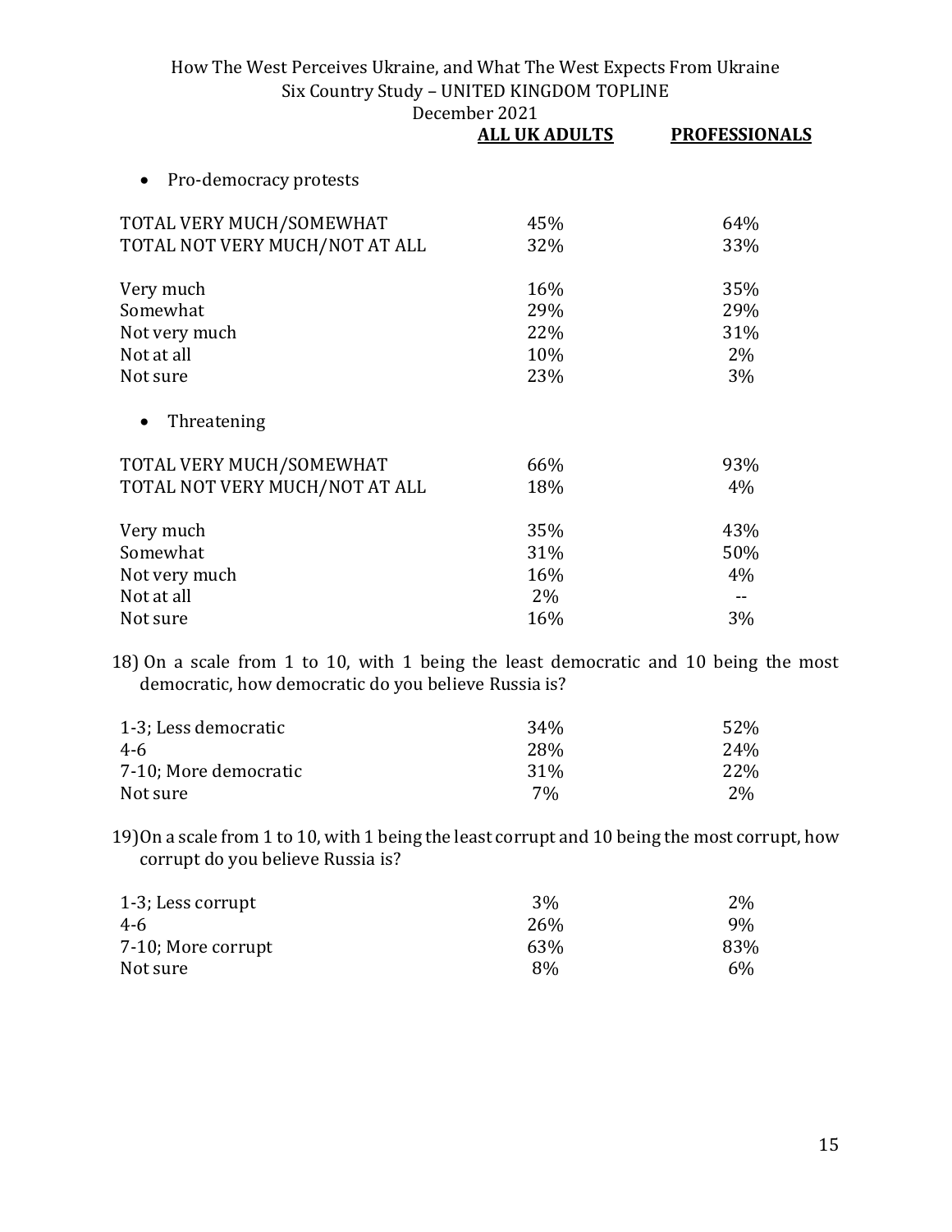| | ALL UK ADULTS | PROFESSIONALS |
|---|---|---|
| • Pro-democracy protests | | |
| TOTAL VERY MUCH/SOMEWHAT | 45% | 64% |
| TOTAL NOT VERY MUCH/NOT AT ALL | 32% | 33% |
| Very much | 16% | 35% |
| Somewhat | 29% | 29% |
| Not very much | 22% | 31% |
| Not at all | 10% | 2% |
| Not sure | 23% | 3% |
| • Threatening | | |
| TOTAL VERY MUCH/SOMEWHAT | 66% | 93% |
| TOTAL NOT VERY MUCH/NOT AT ALL | 18% | 4% |
| Very much | 35% | 43% |
| Somewhat | 31% | 50% |
| Not very much | 16% | 4% |
| Not at all | 2% | -- |
| Not sure | 16% | 3% |

18) On a scale from 1 to 10, with 1 being the least democratic and 10 being the most democratic, how democratic do you believe Russia is?

| | ALL UK ADULTS | PROFESSIONALS |
|---|---|---|
| 1-3; Less democratic | 34% | 52% |
| 4-6 | 28% | 24% |
| 7-10; More democratic | 31% | 22% |
| Not sure | 7% | 2% |

19) On a scale from 1 to 10, with 1 being the least corrupt and 10 being the most corrupt, how corrupt do you believe Russia is?

| | ALL UK ADULTS | PROFESSIONALS |
|---|---|---|
| 1-3; Less corrupt | 3% | 2% |
| 4-6 | 26% | 9% |
| 7-10; More corrupt | 63% | 83% |
| Not sure | 8% | 6% |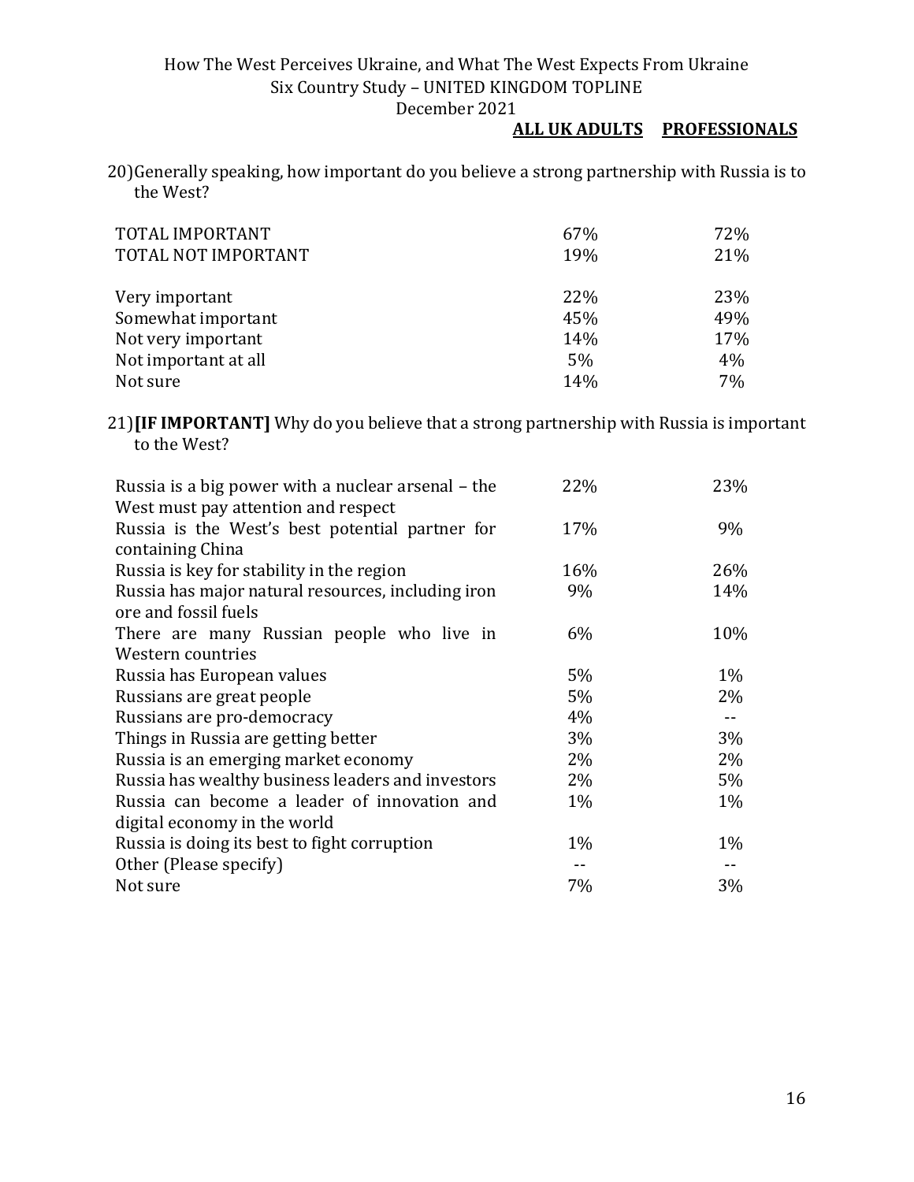How The West Perceives Ukraine, and What The West Expects From Ukraine
Six Country Study – UNITED KINGDOM TOPLINE
December 2021

20) Generally speaking, how important do you believe a strong partnership with Russia is to the West?

| | ALL UK ADULTS | PROFESSIONALS |
|---|---|---|
| TOTAL IMPORTANT | 67% | 72% |
| TOTAL NOT IMPORTANT | 19% | 21% |
| Very important | 22% | 23% |
| Somewhat important | 45% | 49% |
| Not very important | 14% | 17% |
| Not important at all | 5% | 4% |
| Not sure | 14% | 7% |

21) **[IF IMPORTANT]** Why do you believe that a strong partnership with Russia is important to the West?

| | ALL UK ADULTS | PROFESSIONALS |
|---|---|---|
| Russia is a big power with a nuclear arsenal – the West must pay attention and respect | 22% | 23% |
| Russia is the West's best potential partner for containing China | 17% | 9% |
| Russia is key for stability in the region | 16% | 26% |
| Russia has major natural resources, including iron ore and fossil fuels | 9% | 14% |
| There are many Russian people who live in Western countries | 6% | 10% |
| Russia has European values | 5% | 1% |
| Russians are great people | 5% | 2% |
| Russians are pro-democracy | 4% | -- |
| Things in Russia are getting better | 3% | 3% |
| Russia is an emerging market economy | 2% | 2% |
| Russia has wealthy business leaders and investors | 2% | 5% |
| Russia can become a leader of innovation and digital economy in the world | 1% | 1% |
| Russia is doing its best to fight corruption | 1% | 1% |
| Other (Please specify) | -- | -- |
| Not sure | 7% | 3% |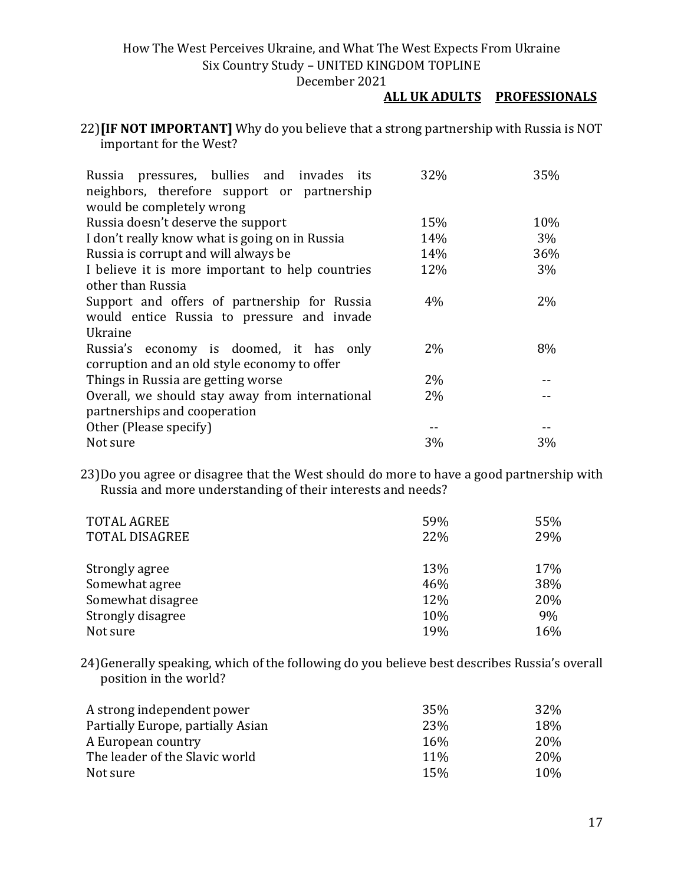22) **[IF NOT IMPORTANT]** Why do you believe that a strong partnership with Russia is NOT important for the West?

| | ALL UK ADULTS | PROFESSIONALS |
|---|---|---|
| Russia pressures, bullies and invades its neighbors, therefore support or partnership would be completely wrong | 32% | 35% |
| Russia doesn't deserve the support | 15% | 10% |
| I don't really know what is going on in Russia | 14% | 3% |
| Russia is corrupt and will always be | 14% | 36% |
| I believe it is more important to help countries other than Russia | 12% | 3% |
| Support and offers of partnership for Russia would entice Russia to pressure and invade Ukraine | 4% | 2% |
| Russia's economy is doomed, it has only corruption and an old style economy to offer | 2% | 8% |
| Things in Russia are getting worse | 2% | -- |
| Overall, we should stay away from international partnerships and cooperation | 2% | -- |
| Other (Please specify) | -- | -- |
| Not sure | 3% | 3% |

23) Do you agree or disagree that the West should do more to have a good partnership with Russia and more understanding of their interests and needs?

| | ALL UK ADULTS | PROFESSIONALS |
|---|---|---|
| TOTAL AGREE | 59% | 55% |
| TOTAL DISAGREE | 22% | 29% |
| Strongly agree | 13% | 17% |
| Somewhat agree | 46% | 38% |
| Somewhat disagree | 12% | 20% |
| Strongly disagree | 10% | 9% |
| Not sure | 19% | 16% |

24) Generally speaking, which of the following do you believe best describes Russia's overall position in the world?

| | ALL UK ADULTS | PROFESSIONALS |
|---|---|---|
| A strong independent power | 35% | 32% |
| Partially Europe, partially Asian | 23% | 18% |
| A European country | 16% | 20% |
| The leader of the Slavic world | 11% | 20% |
| Not sure | 15% | 10% |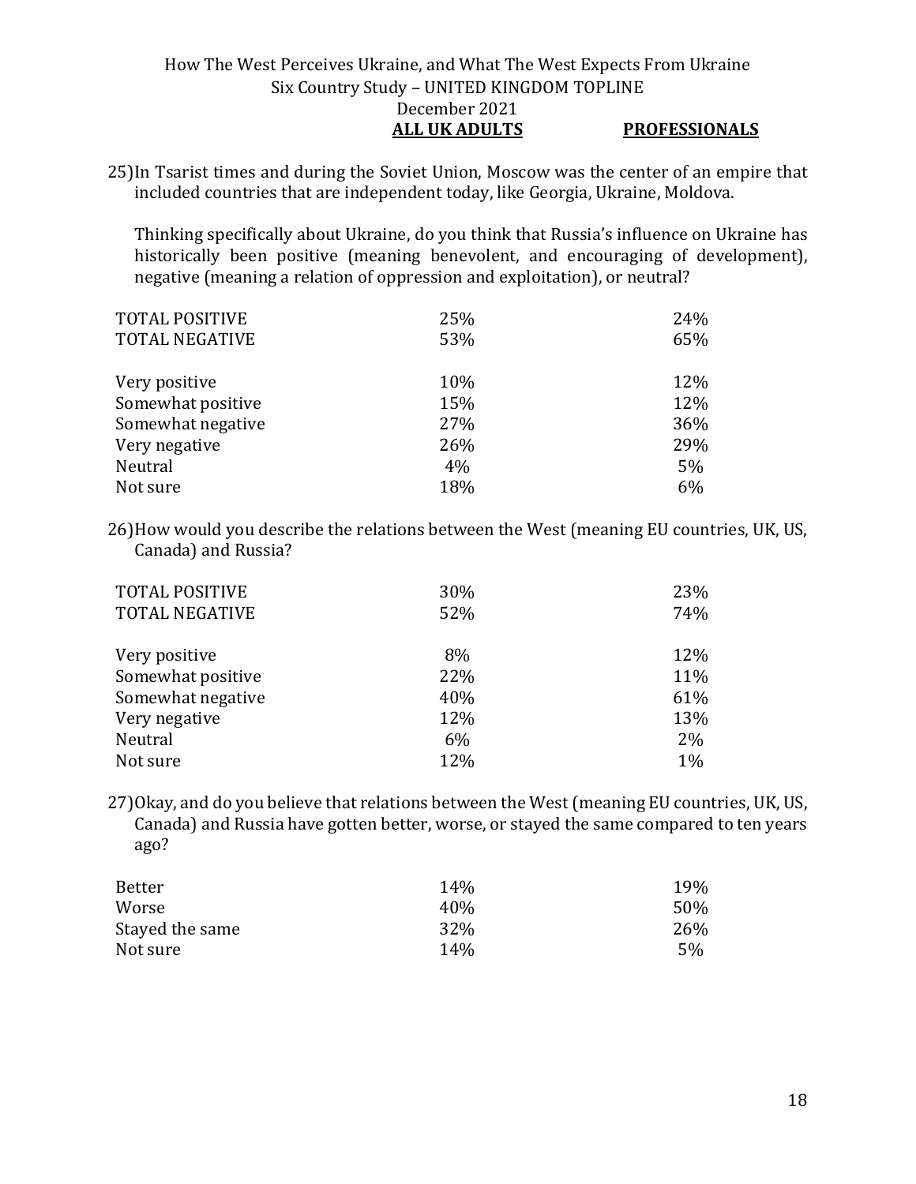25) In Tsarist times and during the Soviet Union, Moscow was the center of an empire that included countries that are independent today, like Georgia, Ukraine, Moldova.

Thinking specifically about Ukraine, do you think that Russia's influence on Ukraine has historically been positive (meaning benevolent, and encouraging of development), negative (meaning a relation of oppression and exploitation), or neutral?

| | ALL UK ADULTS | PROFESSIONALS |
|---|---|---|
| TOTAL POSITIVE | 25% | 24% |
| TOTAL NEGATIVE | 53% | 65% |
| Very positive | 10% | 12% |
| Somewhat positive | 15% | 12% |
| Somewhat negative | 27% | 36% |
| Very negative | 26% | 29% |
| Neutral | 4% | 5% |
| Not sure | 18% | 6% |

26) How would you describe the relations between the West (meaning EU countries, UK, US, Canada) and Russia?

| | ALL UK ADULTS | PROFESSIONALS |
|---|---|---|
| TOTAL POSITIVE | 30% | 23% |
| TOTAL NEGATIVE | 52% | 74% |
| Very positive | 8% | 12% |
| Somewhat positive | 22% | 11% |
| Somewhat negative | 40% | 61% |
| Very negative | 12% | 13% |
| Neutral | 6% | 2% |
| Not sure | 12% | 1% |

27) Okay, and do you believe that relations between the West (meaning EU countries, UK, US, Canada) and Russia have gotten better, worse, or stayed the same compared to ten years ago?

| | ALL UK ADULTS | PROFESSIONALS |
|---|---|---|
| Better | 14% | 19% |
| Worse | 40% | 50% |
| Stayed the same | 32% | 26% |
| Not sure | 14% | 5% |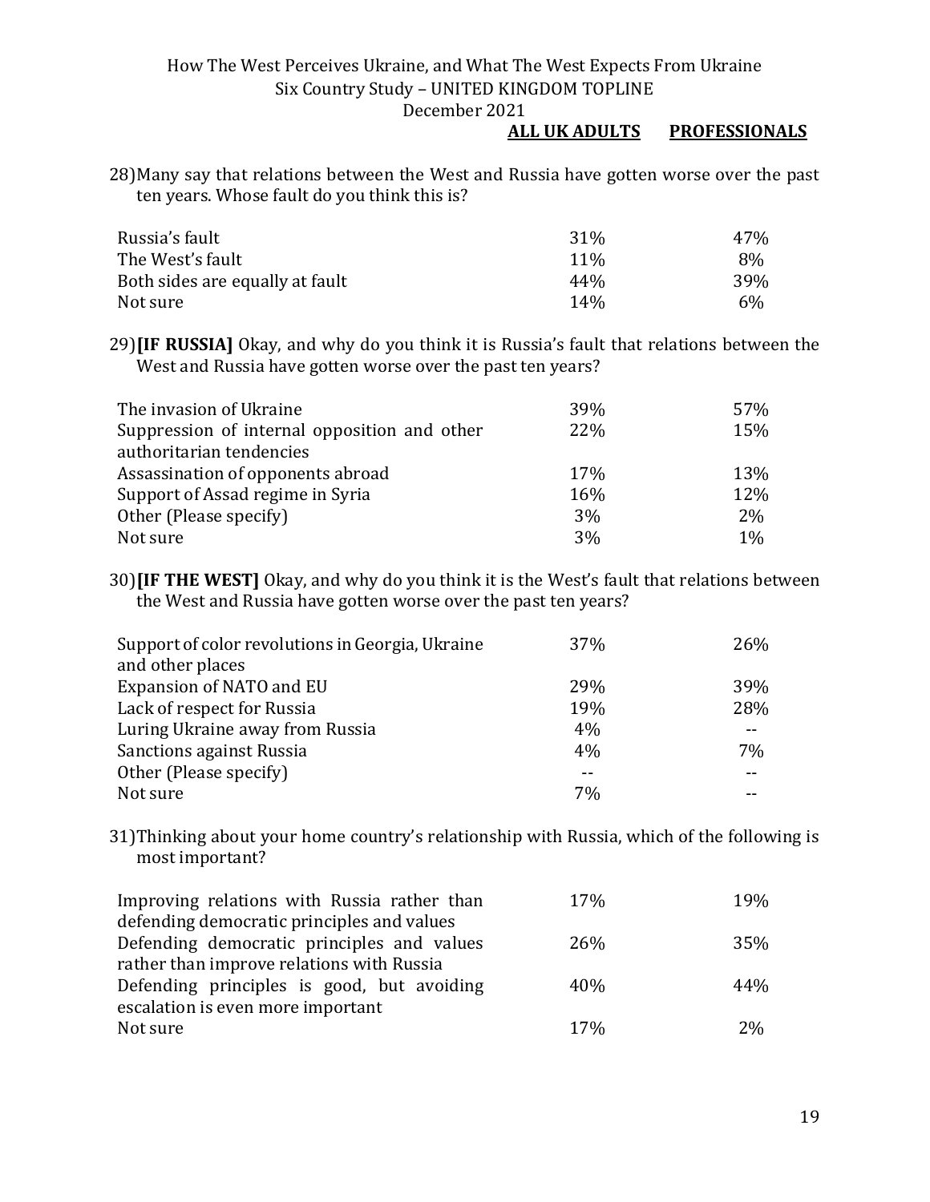28) Many say that relations between the West and Russia have gotten worse over the past ten years. Whose fault do you think this is?

| | ALL UK ADULTS | PROFESSIONALS |
|---|---|---|
| Russia's fault | 31% | 47% |
| The West's fault | 11% | 8% |
| Both sides are equally at fault | 44% | 39% |
| Not sure | 14% | 6% |

29) **[IF RUSSIA]** Okay, and why do you think it is Russia's fault that relations between the West and Russia have gotten worse over the past ten years?

| | ALL UK ADULTS | PROFESSIONALS |
|---|---|---|
| The invasion of Ukraine | 39% | 57% |
| Suppression of internal opposition and other authoritarian tendencies | 22% | 15% |
| Assassination of opponents abroad | 17% | 13% |
| Support of Assad regime in Syria | 16% | 12% |
| Other (Please specify) | 3% | 2% |
| Not sure | 3% | 1% |

30) **[IF THE WEST]** Okay, and why do you think it is the West's fault that relations between the West and Russia have gotten worse over the past ten years?

| | ALL UK ADULTS | PROFESSIONALS |
|---|---|---|
| Support of color revolutions in Georgia, Ukraine and other places | 37% | 26% |
| Expansion of NATO and EU | 29% | 39% |
| Lack of respect for Russia | 19% | 28% |
| Luring Ukraine away from Russia | 4% | -- |
| Sanctions against Russia | 4% | 7% |
| Other (Please specify) | -- | -- |
| Not sure | 7% | -- |

31) Thinking about your home country's relationship with Russia, which of the following is most important?

| | ALL UK ADULTS | PROFESSIONALS |
|---|---|---|
| Improving relations with Russia rather than defending democratic principles and values | 17% | 19% |
| Defending democratic principles and values rather than improve relations with Russia | 26% | 35% |
| Defending principles is good, but avoiding escalation is even more important | 40% | 44% |
| Not sure | 17% | 2% |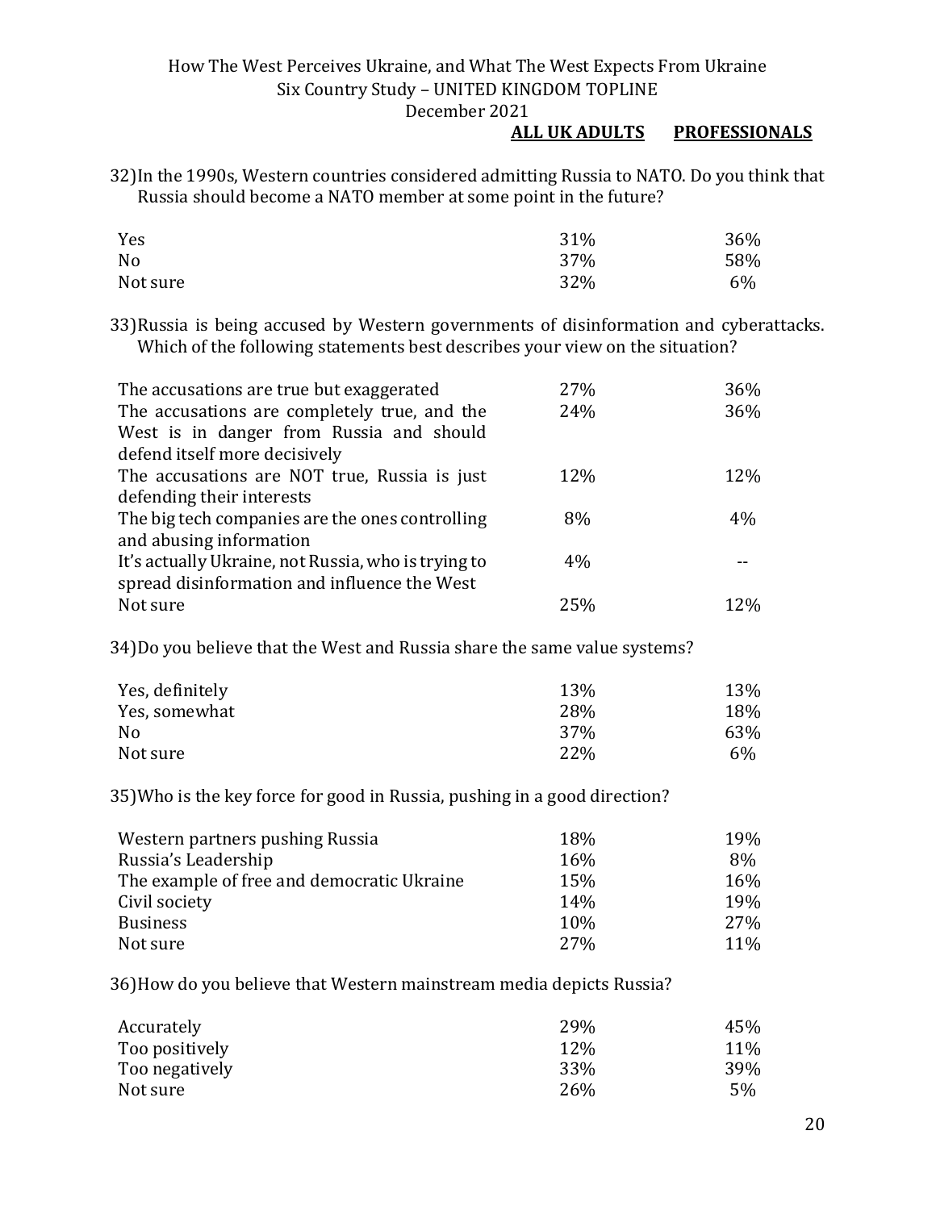32) In the 1990s, Western countries considered admitting Russia to NATO. Do you think that Russia should become a NATO member at some point in the future?

| | ALL UK ADULTS | PROFESSIONALS |
|---|---|---|
| Yes | 31% | 36% |
| No | 37% | 58% |
| Not sure | 32% | 6% |

33) Russia is being accused by Western governments of disinformation and cyberattacks. Which of the following statements best describes your view on the situation?

| | ALL UK ADULTS | PROFESSIONALS |
|---|---|---|
| The accusations are true but exaggerated | 27% | 36% |
| The accusations are completely true, and the West is in danger from Russia and should defend itself more decisively | 24% | 36% |
| The accusations are NOT true, Russia is just defending their interests | 12% | 12% |
| The big tech companies are the ones controlling and abusing information | 8% | 4% |
| It's actually Ukraine, not Russia, who is trying to spread disinformation and influence the West | 4% | -- |
| Not sure | 25% | 12% |

34) Do you believe that the West and Russia share the same value systems?

| | ALL UK ADULTS | PROFESSIONALS |
|---|---|---|
| Yes, definitely | 13% | 13% |
| Yes, somewhat | 28% | 18% |
| No | 37% | 63% |
| Not sure | 22% | 6% |

35) Who is the key force for good in Russia, pushing in a good direction?

| | ALL UK ADULTS | PROFESSIONALS |
|---|---|---|
| Western partners pushing Russia | 18% | 19% |
| Russia's Leadership | 16% | 8% |
| The example of free and democratic Ukraine | 15% | 16% |
| Civil society | 14% | 19% |
| Business | 10% | 27% |
| Not sure | 27% | 11% |

36) How do you believe that Western mainstream media depicts Russia?

| | ALL UK ADULTS | PROFESSIONALS |
|---|---|---|
| Accurately | 29% | 45% |
| Too positively | 12% | 11% |
| Too negatively | 33% | 39% |
| Not sure | 26% | 5% |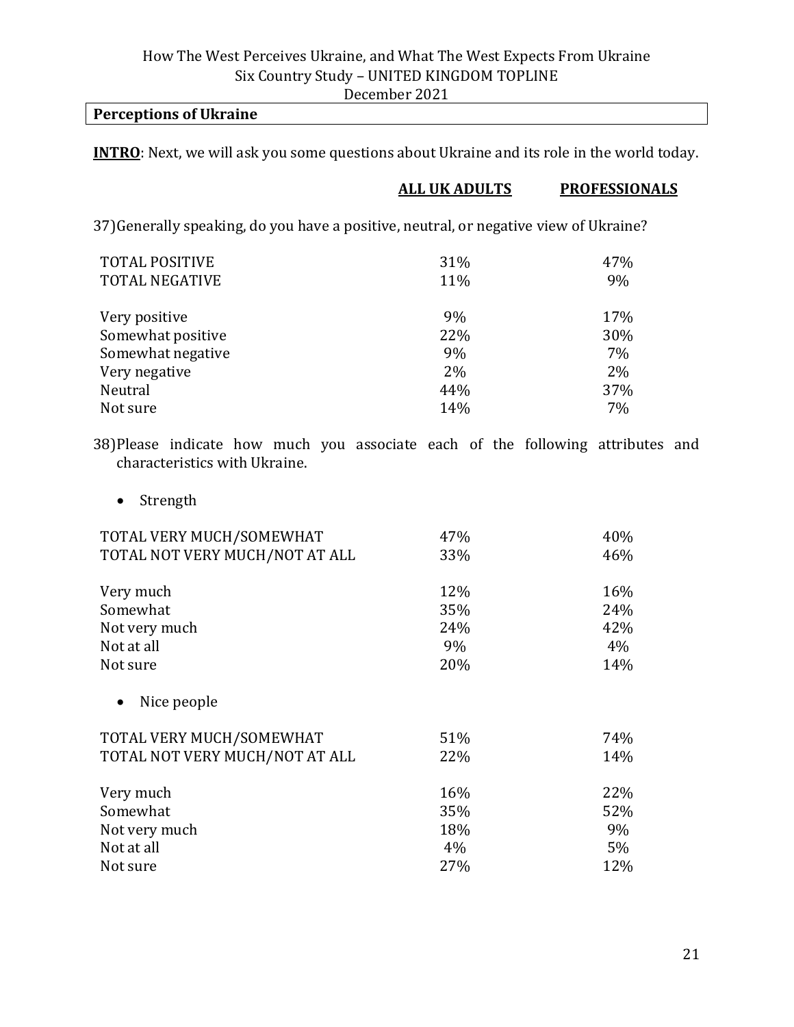**Perceptions of Ukraine**

**INTRO**: Next, we will ask you some questions about Ukraine and its role in the world today.

37) Generally speaking, do you have a positive, neutral, or negative view of Ukraine?

| | ALL UK ADULTS | PROFESSIONALS |
|---|---|---|
| TOTAL POSITIVE | 31% | 47% |
| TOTAL NEGATIVE | 11% | 9% |
| | | |
| Very positive | 9% | 17% |
| Somewhat positive | 22% | 30% |
| Somewhat negative | 9% | 7% |
| Very negative | 2% | 2% |
| Neutral | 44% | 37% |
| Not sure | 14% | 7% |

38) Please indicate how much you associate each of the following attributes and characteristics with Ukraine.

- Strength

| | ALL UK ADULTS | PROFESSIONALS |
|---|---|---|
| TOTAL VERY MUCH/SOMEWHAT | 47% | 40% |
| TOTAL NOT VERY MUCH/NOT AT ALL | 33% | 46% |
| | | |
| Very much | 12% | 16% |
| Somewhat | 35% | 24% |
| Not very much | 24% | 42% |
| Not at all | 9% | 4% |
| Not sure | 20% | 14% |

- Nice people

| | ALL UK ADULTS | PROFESSIONALS |
|---|---|---|
| TOTAL VERY MUCH/SOMEWHAT | 51% | 74% |
| TOTAL NOT VERY MUCH/NOT AT ALL | 22% | 14% |
| | | |
| Very much | 16% | 22% |
| Somewhat | 35% | 52% |
| Not very much | 18% | 9% |
| Not at all | 4% | 5% |
| Not sure | 27% | 12% |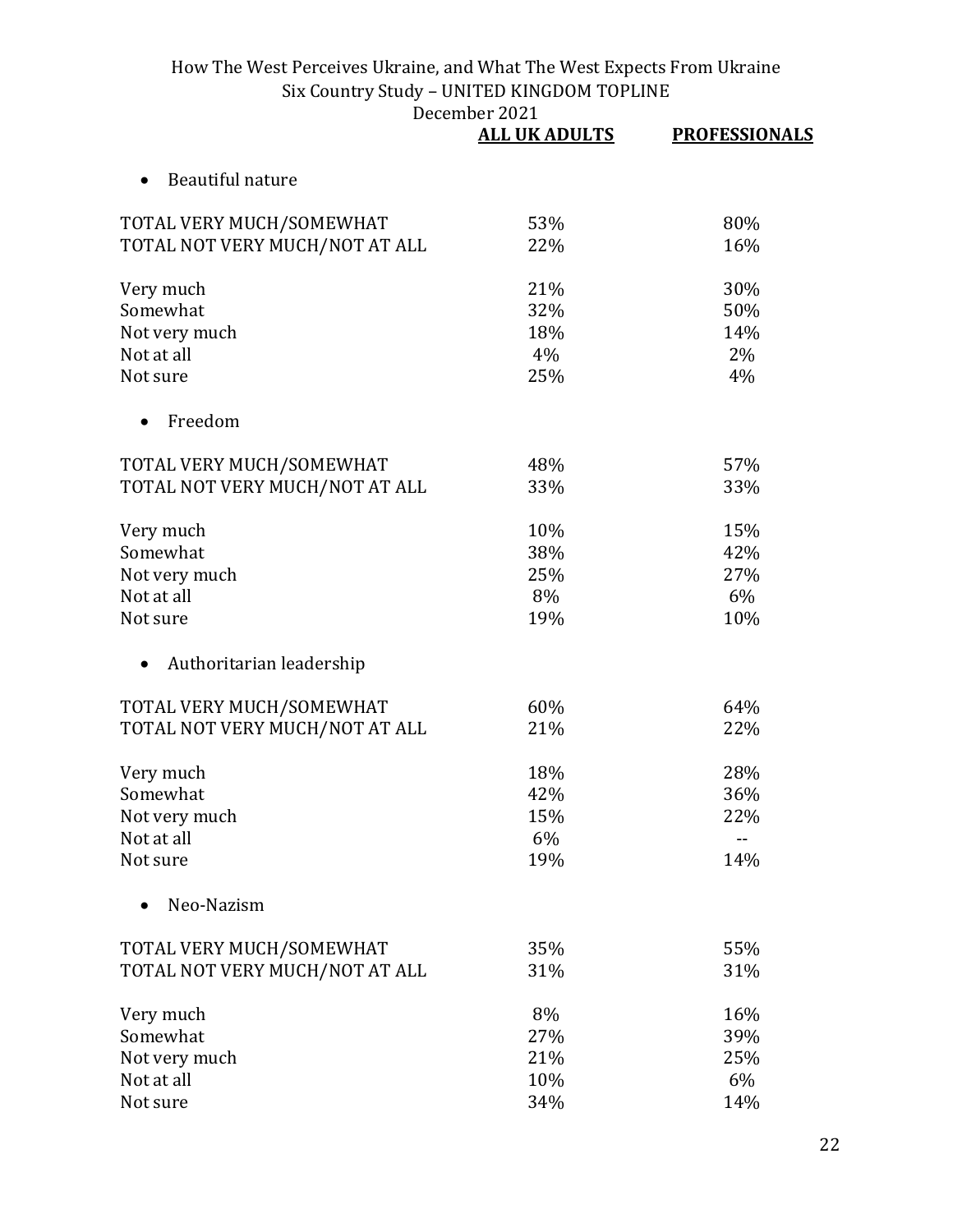| | ALL UK ADULTS | PROFESSIONALS |
|---|---|---|
| • Beautiful nature | | |
| TOTAL VERY MUCH/SOMEWHAT | 53% | 80% |
| TOTAL NOT VERY MUCH/NOT AT ALL | 22% | 16% |
| Very much | 21% | 30% |
| Somewhat | 32% | 50% |
| Not very much | 18% | 14% |
| Not at all | 4% | 2% |
| Not sure | 25% | 4% |
| • Freedom | | |
| TOTAL VERY MUCH/SOMEWHAT | 48% | 57% |
| TOTAL NOT VERY MUCH/NOT AT ALL | 33% | 33% |
| Very much | 10% | 15% |
| Somewhat | 38% | 42% |
| Not very much | 25% | 27% |
| Not at all | 8% | 6% |
| Not sure | 19% | 10% |
| • Authoritarian leadership | | |
| TOTAL VERY MUCH/SOMEWHAT | 60% | 64% |
| TOTAL NOT VERY MUCH/NOT AT ALL | 21% | 22% |
| Very much | 18% | 28% |
| Somewhat | 42% | 36% |
| Not very much | 15% | 22% |
| Not at all | 6% | -- |
| Not sure | 19% | 14% |
| • Neo-Nazism | | |
| TOTAL VERY MUCH/SOMEWHAT | 35% | 55% |
| TOTAL NOT VERY MUCH/NOT AT ALL | 31% | 31% |
| Very much | 8% | 16% |
| Somewhat | 27% | 39% |
| Not very much | 21% | 25% |
| Not at all | 10% | 6% |
| Not sure | 34% | 14% |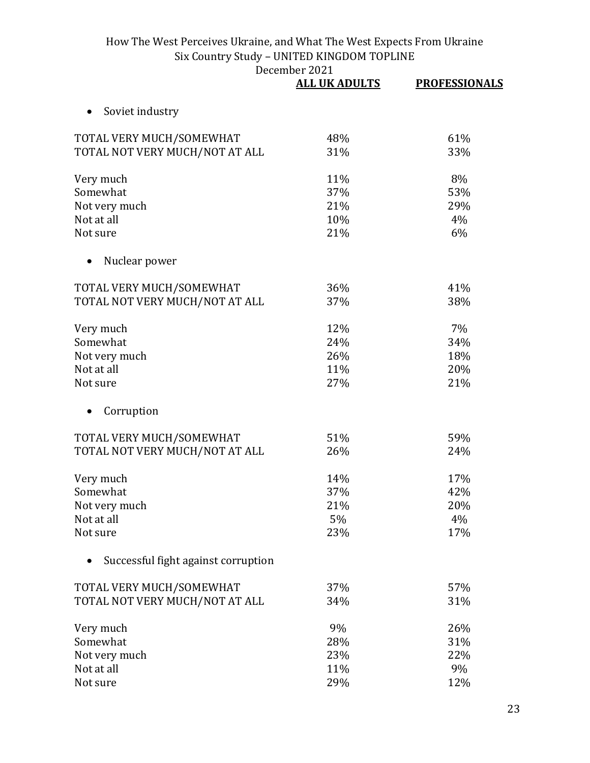| | ALL UK ADULTS | PROFESSIONALS |
|---|---|---|
| • Soviet industry | | |
| TOTAL VERY MUCH/SOMEWHAT | 48% | 61% |
| TOTAL NOT VERY MUCH/NOT AT ALL | 31% | 33% |
| Very much | 11% | 8% |
| Somewhat | 37% | 53% |
| Not very much | 21% | 29% |
| Not at all | 10% | 4% |
| Not sure | 21% | 6% |
| • Nuclear power | | |
| TOTAL VERY MUCH/SOMEWHAT | 36% | 41% |
| TOTAL NOT VERY MUCH/NOT AT ALL | 37% | 38% |
| Very much | 12% | 7% |
| Somewhat | 24% | 34% |
| Not very much | 26% | 18% |
| Not at all | 11% | 20% |
| Not sure | 27% | 21% |
| • Corruption | | |
| TOTAL VERY MUCH/SOMEWHAT | 51% | 59% |
| TOTAL NOT VERY MUCH/NOT AT ALL | 26% | 24% |
| Very much | 14% | 17% |
| Somewhat | 37% | 42% |
| Not very much | 21% | 20% |
| Not at all | 5% | 4% |
| Not sure | 23% | 17% |
| • Successful fight against corruption | | |
| TOTAL VERY MUCH/SOMEWHAT | 37% | 57% |
| TOTAL NOT VERY MUCH/NOT AT ALL | 34% | 31% |
| Very much | 9% | 26% |
| Somewhat | 28% | 31% |
| Not very much | 23% | 22% |
| Not at all | 11% | 9% |
| Not sure | 29% | 12% |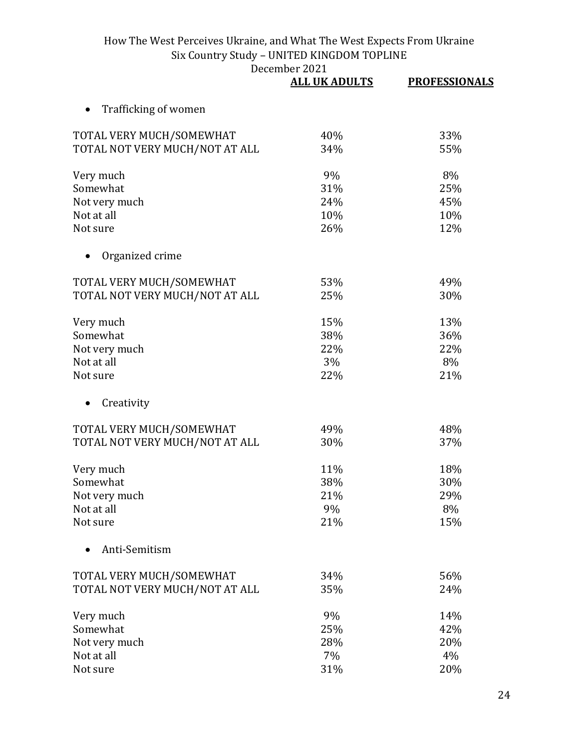| | ALL UK ADULTS | PROFESSIONALS |
|---|---|---|
| • Trafficking of women | | |
| TOTAL VERY MUCH/SOMEWHAT | 40% | 33% |
| TOTAL NOT VERY MUCH/NOT AT ALL | 34% | 55% |
| Very much | 9% | 8% |
| Somewhat | 31% | 25% |
| Not very much | 24% | 45% |
| Not at all | 10% | 10% |
| Not sure | 26% | 12% |
| • Organized crime | | |
| TOTAL VERY MUCH/SOMEWHAT | 53% | 49% |
| TOTAL NOT VERY MUCH/NOT AT ALL | 25% | 30% |
| Very much | 15% | 13% |
| Somewhat | 38% | 36% |
| Not very much | 22% | 22% |
| Not at all | 3% | 8% |
| Not sure | 22% | 21% |
| • Creativity | | |
| TOTAL VERY MUCH/SOMEWHAT | 49% | 48% |
| TOTAL NOT VERY MUCH/NOT AT ALL | 30% | 37% |
| Very much | 11% | 18% |
| Somewhat | 38% | 30% |
| Not very much | 21% | 29% |
| Not at all | 9% | 8% |
| Not sure | 21% | 15% |
| • Anti-Semitism | | |
| TOTAL VERY MUCH/SOMEWHAT | 34% | 56% |
| TOTAL NOT VERY MUCH/NOT AT ALL | 35% | 24% |
| Very much | 9% | 14% |
| Somewhat | 25% | 42% |
| Not very much | 28% | 20% |
| Not at all | 7% | 4% |
| Not sure | 31% | 20% |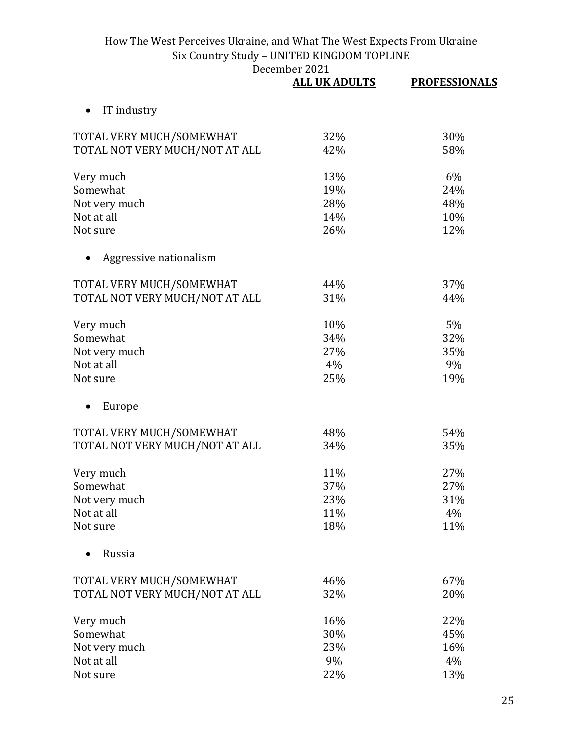| | ALL UK ADULTS | PROFESSIONALS |
|---|---|---|
| • IT industry | | |
| TOTAL VERY MUCH/SOMEWHAT | 32% | 30% |
| TOTAL NOT VERY MUCH/NOT AT ALL | 42% | 58% |
| Very much | 13% | 6% |
| Somewhat | 19% | 24% |
| Not very much | 28% | 48% |
| Not at all | 14% | 10% |
| Not sure | 26% | 12% |
| • Aggressive nationalism | | |
| TOTAL VERY MUCH/SOMEWHAT | 44% | 37% |
| TOTAL NOT VERY MUCH/NOT AT ALL | 31% | 44% |
| Very much | 10% | 5% |
| Somewhat | 34% | 32% |
| Not very much | 27% | 35% |
| Not at all | 4% | 9% |
| Not sure | 25% | 19% |
| • Europe | | |
| TOTAL VERY MUCH/SOMEWHAT | 48% | 54% |
| TOTAL NOT VERY MUCH/NOT AT ALL | 34% | 35% |
| Very much | 11% | 27% |
| Somewhat | 37% | 27% |
| Not very much | 23% | 31% |
| Not at all | 11% | 4% |
| Not sure | 18% | 11% |
| • Russia | | |
| TOTAL VERY MUCH/SOMEWHAT | 46% | 67% |
| TOTAL NOT VERY MUCH/NOT AT ALL | 32% | 20% |
| Very much | 16% | 22% |
| Somewhat | 30% | 45% |
| Not very much | 23% | 16% |
| Not at all | 9% | 4% |
| Not sure | 22% | 13% |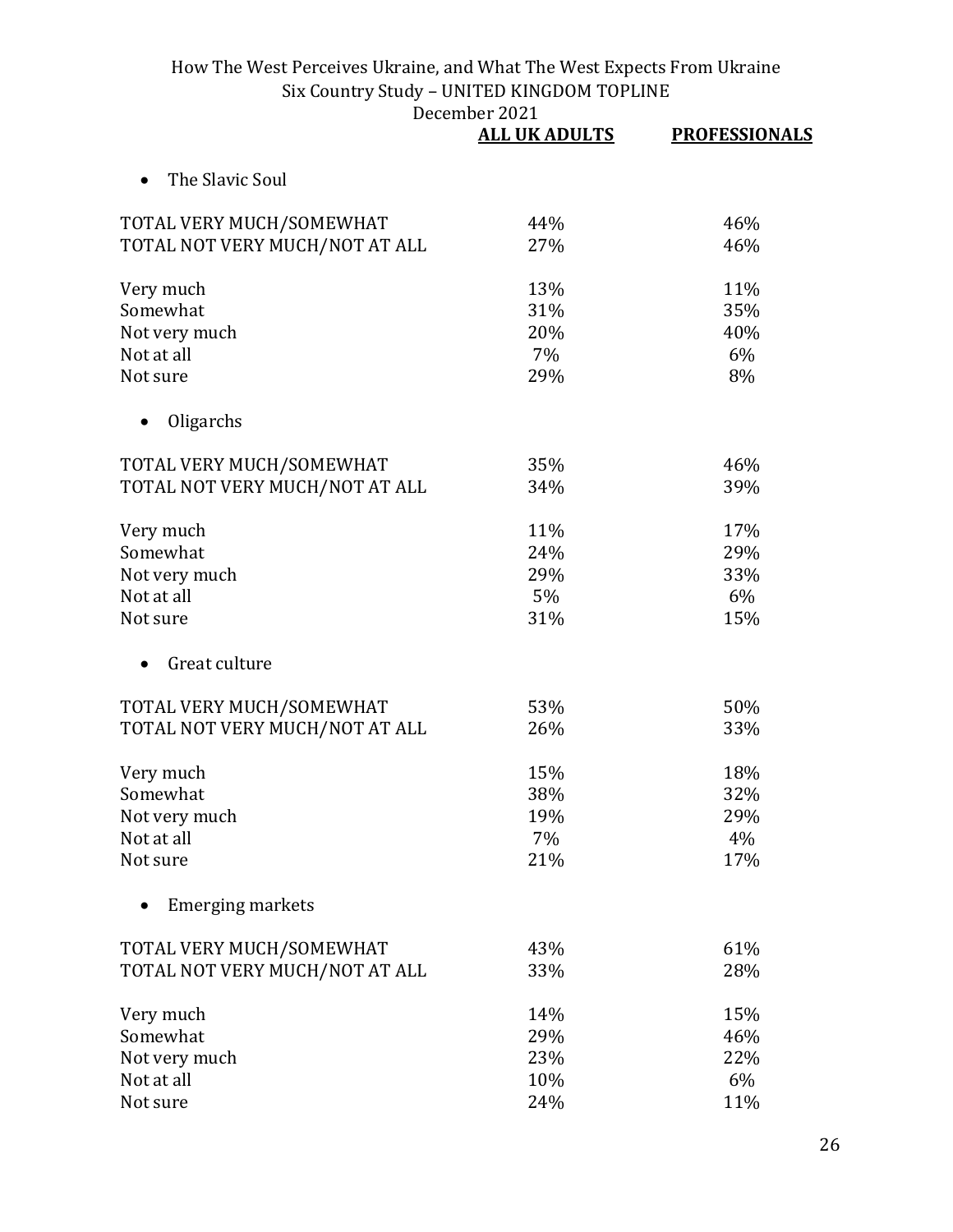| | ALL UK ADULTS | PROFESSIONALS |
|---|---|---|
| • The Slavic Soul | | |
| TOTAL VERY MUCH/SOMEWHAT | 44% | 46% |
| TOTAL NOT VERY MUCH/NOT AT ALL | 27% | 46% |
| Very much | 13% | 11% |
| Somewhat | 31% | 35% |
| Not very much | 20% | 40% |
| Not at all | 7% | 6% |
| Not sure | 29% | 8% |
| • Oligarchs | | |
| TOTAL VERY MUCH/SOMEWHAT | 35% | 46% |
| TOTAL NOT VERY MUCH/NOT AT ALL | 34% | 39% |
| Very much | 11% | 17% |
| Somewhat | 24% | 29% |
| Not very much | 29% | 33% |
| Not at all | 5% | 6% |
| Not sure | 31% | 15% |
| • Great culture | | |
| TOTAL VERY MUCH/SOMEWHAT | 53% | 50% |
| TOTAL NOT VERY MUCH/NOT AT ALL | 26% | 33% |
| Very much | 15% | 18% |
| Somewhat | 38% | 32% |
| Not very much | 19% | 29% |
| Not at all | 7% | 4% |
| Not sure | 21% | 17% |
| • Emerging markets | | |
| TOTAL VERY MUCH/SOMEWHAT | 43% | 61% |
| TOTAL NOT VERY MUCH/NOT AT ALL | 33% | 28% |
| Very much | 14% | 15% |
| Somewhat | 29% | 46% |
| Not very much | 23% | 22% |
| Not at all | 10% | 6% |
| Not sure | 24% | 11% |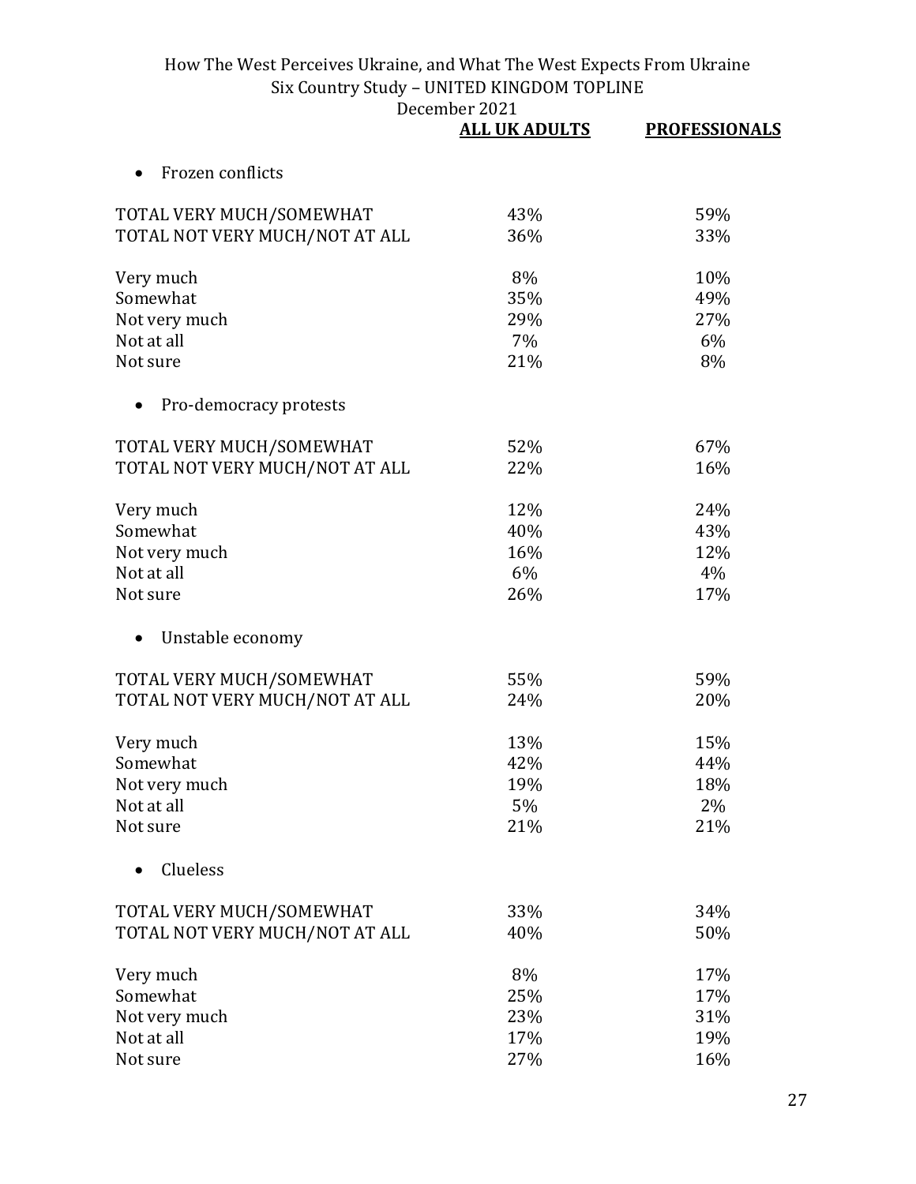| | ALL UK ADULTS | PROFESSIONALS |
|---|---|---|
| **• Frozen conflicts** | | |
| TOTAL VERY MUCH/SOMEWHAT | 43% | 59% |
| TOTAL NOT VERY MUCH/NOT AT ALL | 36% | 33% |
| Very much | 8% | 10% |
| Somewhat | 35% | 49% |
| Not very much | 29% | 27% |
| Not at all | 7% | 6% |
| Not sure | 21% | 8% |
| **• Pro-democracy protests** | | |
| TOTAL VERY MUCH/SOMEWHAT | 52% | 67% |
| TOTAL NOT VERY MUCH/NOT AT ALL | 22% | 16% |
| Very much | 12% | 24% |
| Somewhat | 40% | 43% |
| Not very much | 16% | 12% |
| Not at all | 6% | 4% |
| Not sure | 26% | 17% |
| **• Unstable economy** | | |
| TOTAL VERY MUCH/SOMEWHAT | 55% | 59% |
| TOTAL NOT VERY MUCH/NOT AT ALL | 24% | 20% |
| Very much | 13% | 15% |
| Somewhat | 42% | 44% |
| Not very much | 19% | 18% |
| Not at all | 5% | 2% |
| Not sure | 21% | 21% |
| **• Clueless** | | |
| TOTAL VERY MUCH/SOMEWHAT | 33% | 34% |
| TOTAL NOT VERY MUCH/NOT AT ALL | 40% | 50% |
| Very much | 8% | 17% |
| Somewhat | 25% | 17% |
| Not very much | 23% | 31% |
| Not at all | 17% | 19% |
| Not sure | 27% | 16% |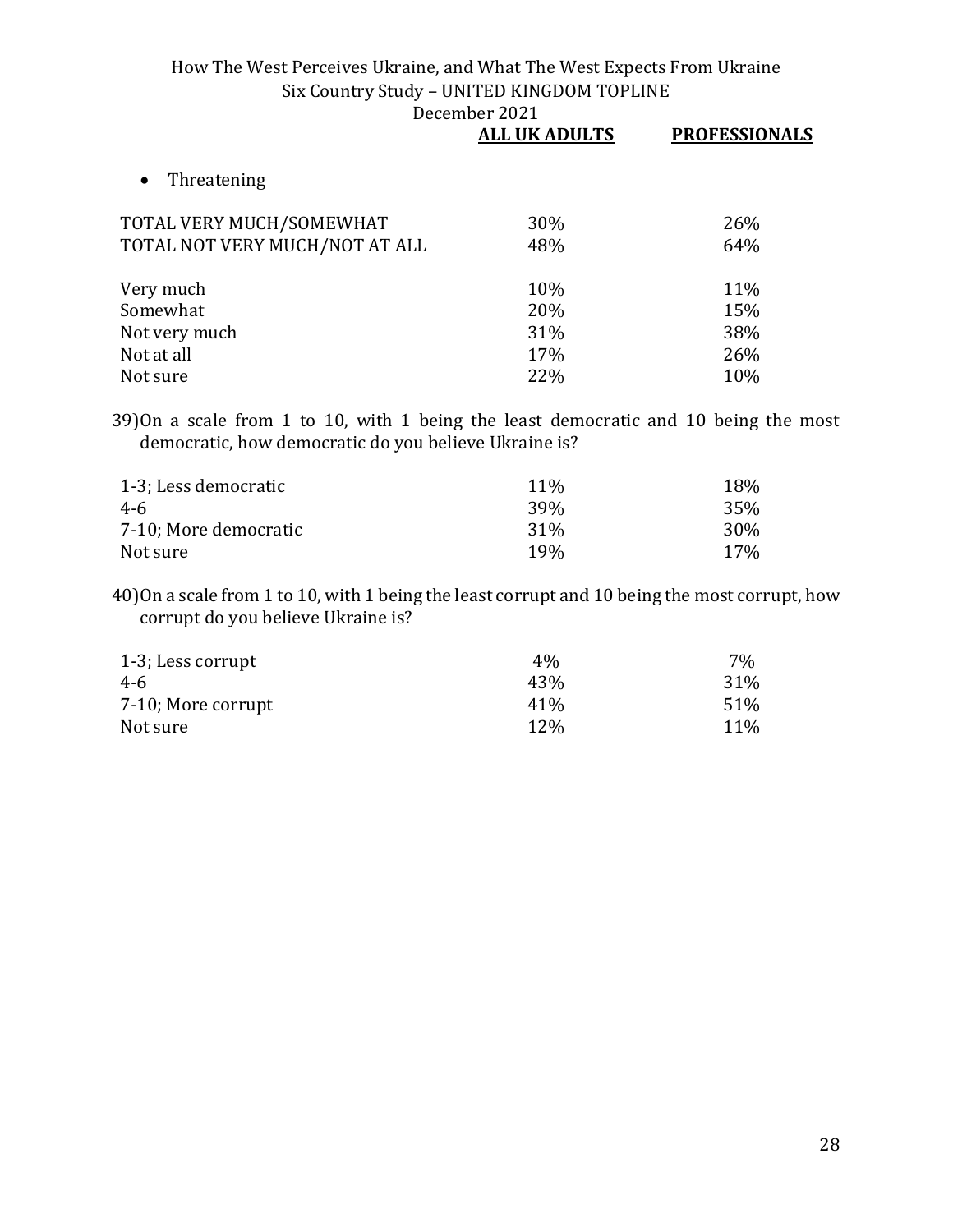| | ALL UK ADULTS | PROFESSIONALS |
|---|---|---|
| • Threatening | | |
| TOTAL VERY MUCH/SOMEWHAT | 30% | 26% |
| TOTAL NOT VERY MUCH/NOT AT ALL | 48% | 64% |
| Very much | 10% | 11% |
| Somewhat | 20% | 15% |
| Not very much | 31% | 38% |
| Not at all | 17% | 26% |
| Not sure | 22% | 10% |

39) On a scale from 1 to 10, with 1 being the least democratic and 10 being the most democratic, how democratic do you believe Ukraine is?

| | ALL UK ADULTS | PROFESSIONALS |
|---|---|---|
| 1-3; Less democratic | 11% | 18% |
| 4-6 | 39% | 35% |
| 7-10; More democratic | 31% | 30% |
| Not sure | 19% | 17% |

40) On a scale from 1 to 10, with 1 being the least corrupt and 10 being the most corrupt, how corrupt do you believe Ukraine is?

| | ALL UK ADULTS | PROFESSIONALS |
|---|---|---|
| 1-3; Less corrupt | 4% | 7% |
| 4-6 | 43% | 31% |
| 7-10; More corrupt | 41% | 51% |
| Not sure | 12% | 11% |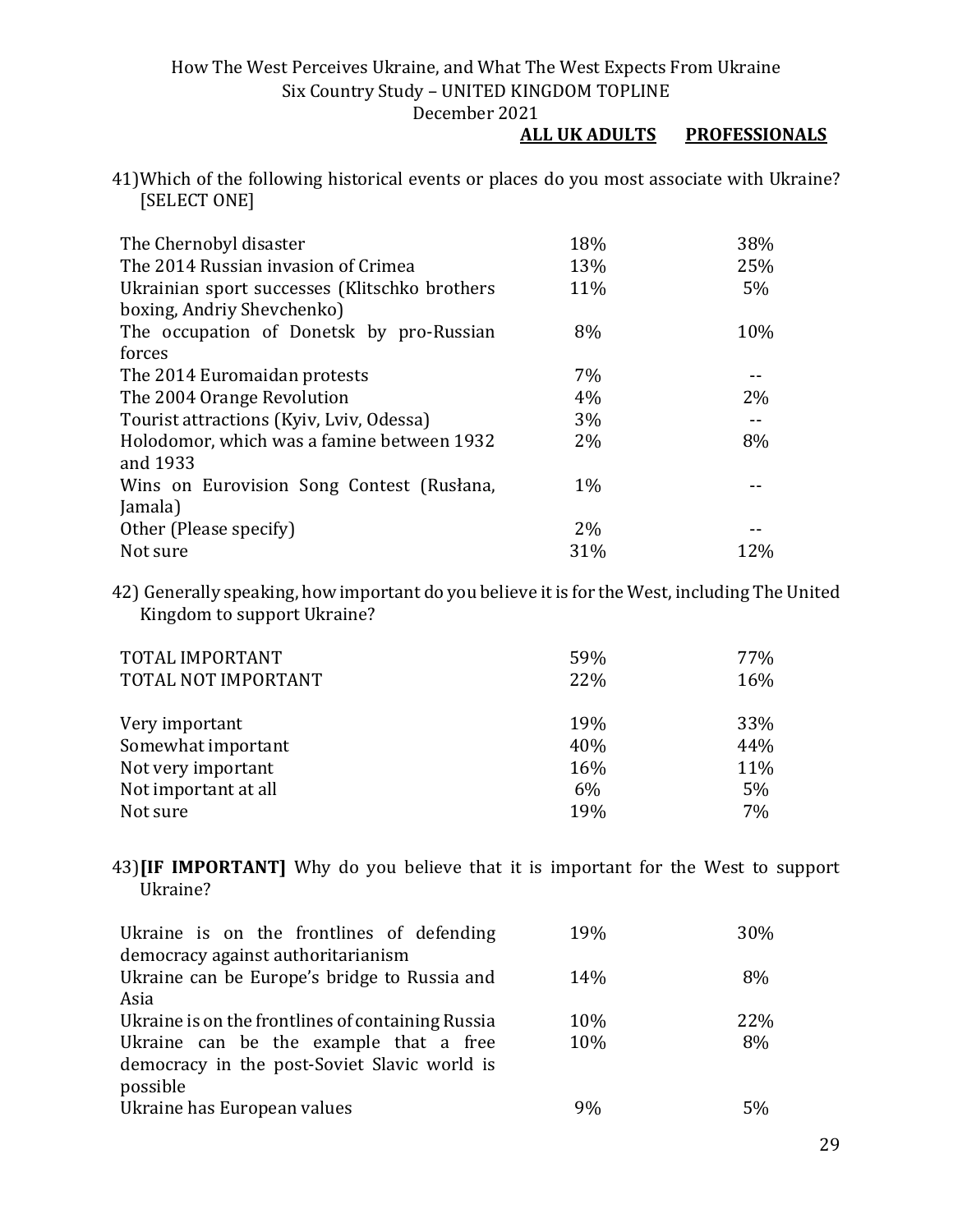How The West Perceives Ukraine, and What The West Expects From Ukraine
Six Country Study – UNITED KINGDOM TOPLINE
December 2021

41) Which of the following historical events or places do you most associate with Ukraine? [SELECT ONE]

| | **ALL UK ADULTS** | **PROFESSIONALS** |
|---|---|---|
| The Chernobyl disaster | 18% | 38% |
| The 2014 Russian invasion of Crimea | 13% | 25% |
| Ukrainian sport successes (Klitschko brothers boxing, Andriy Shevchenko) | 11% | 5% |
| The occupation of Donetsk by pro-Russian forces | 8% | 10% |
| The 2014 Euromaidan protests | 7% | -- |
| The 2004 Orange Revolution | 4% | 2% |
| Tourist attractions (Kyiv, Lviv, Odessa) | 3% | -- |
| Holodomor, which was a famine between 1932 and 1933 | 2% | 8% |
| Wins on Eurovision Song Contest (Rusłana, Jamala) | 1% | -- |
| Other (Please specify) | 2% | -- |
| Not sure | 31% | 12% |

42) Generally speaking, how important do you believe it is for the West, including The United Kingdom to support Ukraine?

| | **ALL UK ADULTS** | **PROFESSIONALS** |
|---|---|---|
| TOTAL IMPORTANT | 59% | 77% |
| TOTAL NOT IMPORTANT | 22% | 16% |
| | | |
| Very important | 19% | 33% |
| Somewhat important | 40% | 44% |
| Not very important | 16% | 11% |
| Not important at all | 6% | 5% |
| Not sure | 19% | 7% |

43) **[IF IMPORTANT]** Why do you believe that it is important for the West to support Ukraine?

| | **ALL UK ADULTS** | **PROFESSIONALS** |
|---|---|---|
| Ukraine is on the frontlines of defending democracy against authoritarianism | 19% | 30% |
| Ukraine can be Europe's bridge to Russia and Asia | 14% | 8% |
| Ukraine is on the frontlines of containing Russia | 10% | 22% |
| Ukraine can be the example that a free democracy in the post-Soviet Slavic world is possible | 10% | 8% |
| Ukraine has European values | 9% | 5% |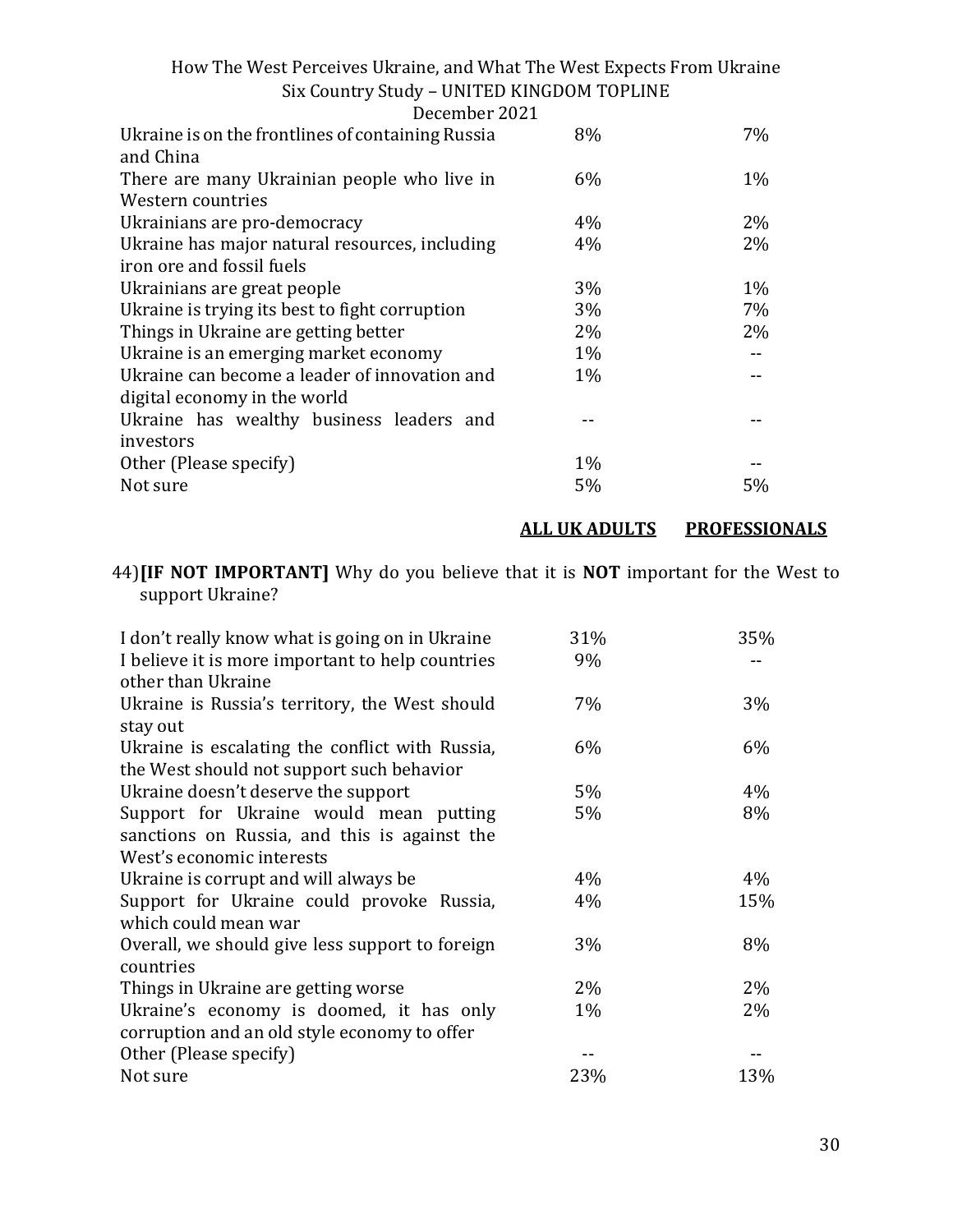| | | |
|---|---|---|
| Ukraine is on the frontlines of containing Russia and China | 8% | 7% |
| There are many Ukrainian people who live in Western countries | 6% | 1% |
| Ukrainians are pro-democracy | 4% | 2% |
| Ukraine has major natural resources, including iron ore and fossil fuels | 4% | 2% |
| Ukrainians are great people | 3% | 1% |
| Ukraine is trying its best to fight corruption | 3% | 7% |
| Things in Ukraine are getting better | 2% | 2% |
| Ukraine is an emerging market economy | 1% | -- |
| Ukraine can become a leader of innovation and digital economy in the world | 1% | -- |
| Ukraine has wealthy business leaders and investors | -- | -- |
| Other (Please specify) | 1% | -- |
| Not sure | 5% | 5% |

44) **[IF NOT IMPORTANT]** Why do you believe that it is **NOT** important for the West to support Ukraine?

| | **ALL UK ADULTS** | **PROFESSIONALS** |
|---|---|---|
| I don't really know what is going on in Ukraine | 31% | 35% |
| I believe it is more important to help countries other than Ukraine | 9% | -- |
| Ukraine is Russia's territory, the West should stay out | 7% | 3% |
| Ukraine is escalating the conflict with Russia, the West should not support such behavior | 6% | 6% |
| Ukraine doesn't deserve the support | 5% | 4% |
| Support for Ukraine would mean putting sanctions on Russia, and this is against the West's economic interests | 5% | 8% |
| Ukraine is corrupt and will always be | 4% | 4% |
| Support for Ukraine could provoke Russia, which could mean war | 4% | 15% |
| Overall, we should give less support to foreign countries | 3% | 8% |
| Things in Ukraine are getting worse | 2% | 2% |
| Ukraine's economy is doomed, it has only corruption and an old style economy to offer | 1% | 2% |
| Other (Please specify) | -- | -- |
| Not sure | 23% | 13% |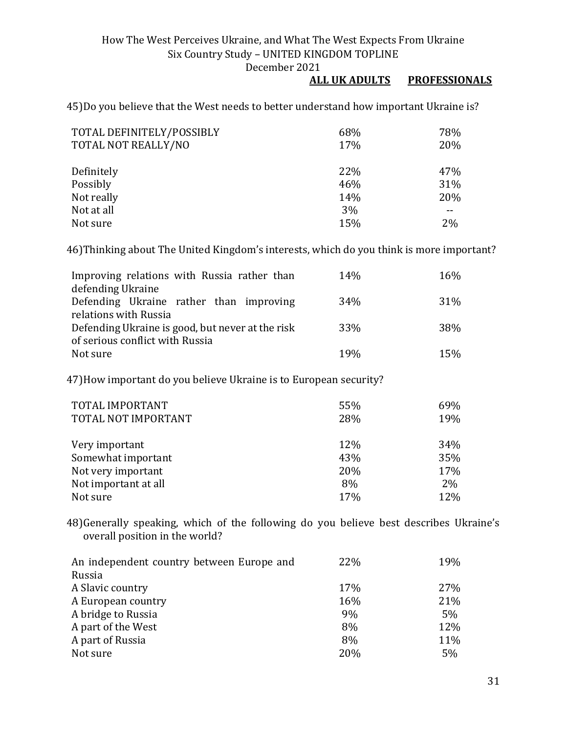45) Do you believe that the West needs to better understand how important Ukraine is?

| | ALL UK ADULTS | PROFESSIONALS |
|---|---|---|
| TOTAL DEFINITELY/POSSIBLY | 68% | 78% |
| TOTAL NOT REALLY/NO | 17% | 20% |
| Definitely | 22% | 47% |
| Possibly | 46% | 31% |
| Not really | 14% | 20% |
| Not at all | 3% | -- |
| Not sure | 15% | 2% |

46) Thinking about The United Kingdom's interests, which do you think is more important?

| | ALL UK ADULTS | PROFESSIONALS |
|---|---|---|
| Improving relations with Russia rather than defending Ukraine | 14% | 16% |
| Defending Ukraine rather than improving relations with Russia | 34% | 31% |
| Defending Ukraine is good, but never at the risk of serious conflict with Russia | 33% | 38% |
| Not sure | 19% | 15% |

47) How important do you believe Ukraine is to European security?

| | ALL UK ADULTS | PROFESSIONALS |
|---|---|---|
| TOTAL IMPORTANT | 55% | 69% |
| TOTAL NOT IMPORTANT | 28% | 19% |
| Very important | 12% | 34% |
| Somewhat important | 43% | 35% |
| Not very important | 20% | 17% |
| Not important at all | 8% | 2% |
| Not sure | 17% | 12% |

48) Generally speaking, which of the following do you believe best describes Ukraine's overall position in the world?

| | ALL UK ADULTS | PROFESSIONALS |
|---|---|---|
| An independent country between Europe and Russia | 22% | 19% |
| A Slavic country | 17% | 27% |
| A European country | 16% | 21% |
| A bridge to Russia | 9% | 5% |
| A part of the West | 8% | 12% |
| A part of Russia | 8% | 11% |
| Not sure | 20% | 5% |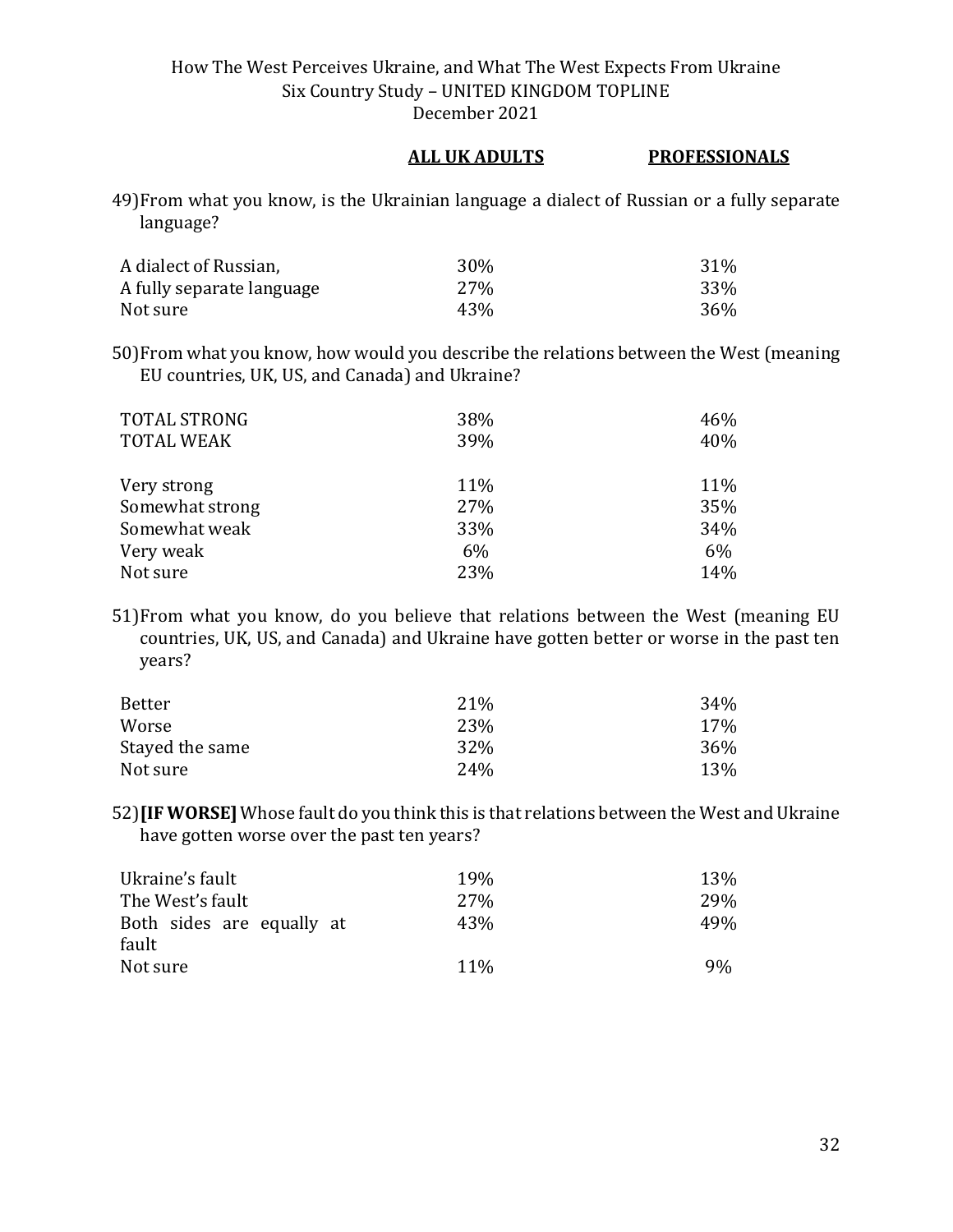| | **ALL UK ADULTS** | **PROFESSIONALS** |
|---|---|---|

49) From what you know, is the Ukrainian language a dialect of Russian or a fully separate language?

| | ALL UK ADULTS | PROFESSIONALS |
|---|---|---|
| A dialect of Russian, | 30% | 31% |
| A fully separate language | 27% | 33% |
| Not sure | 43% | 36% |

50) From what you know, how would you describe the relations between the West (meaning EU countries, UK, US, and Canada) and Ukraine?

| | ALL UK ADULTS | PROFESSIONALS |
|---|---|---|
| TOTAL STRONG | 38% | 46% |
| TOTAL WEAK | 39% | 40% |
| | | |
| Very strong | 11% | 11% |
| Somewhat strong | 27% | 35% |
| Somewhat weak | 33% | 34% |
| Very weak | 6% | 6% |
| Not sure | 23% | 14% |

51) From what you know, do you believe that relations between the West (meaning EU countries, UK, US, and Canada) and Ukraine have gotten better or worse in the past ten years?

| | ALL UK ADULTS | PROFESSIONALS |
|---|---|---|
| Better | 21% | 34% |
| Worse | 23% | 17% |
| Stayed the same | 32% | 36% |
| Not sure | 24% | 13% |

52) **[IF WORSE]** Whose fault do you think this is that relations between the West and Ukraine have gotten worse over the past ten years?

| | ALL UK ADULTS | PROFESSIONALS |
|---|---|---|
| Ukraine's fault | 19% | 13% |
| The West's fault | 27% | 29% |
| Both sides are equally at fault | 43% | 49% |
| Not sure | 11% | 9% |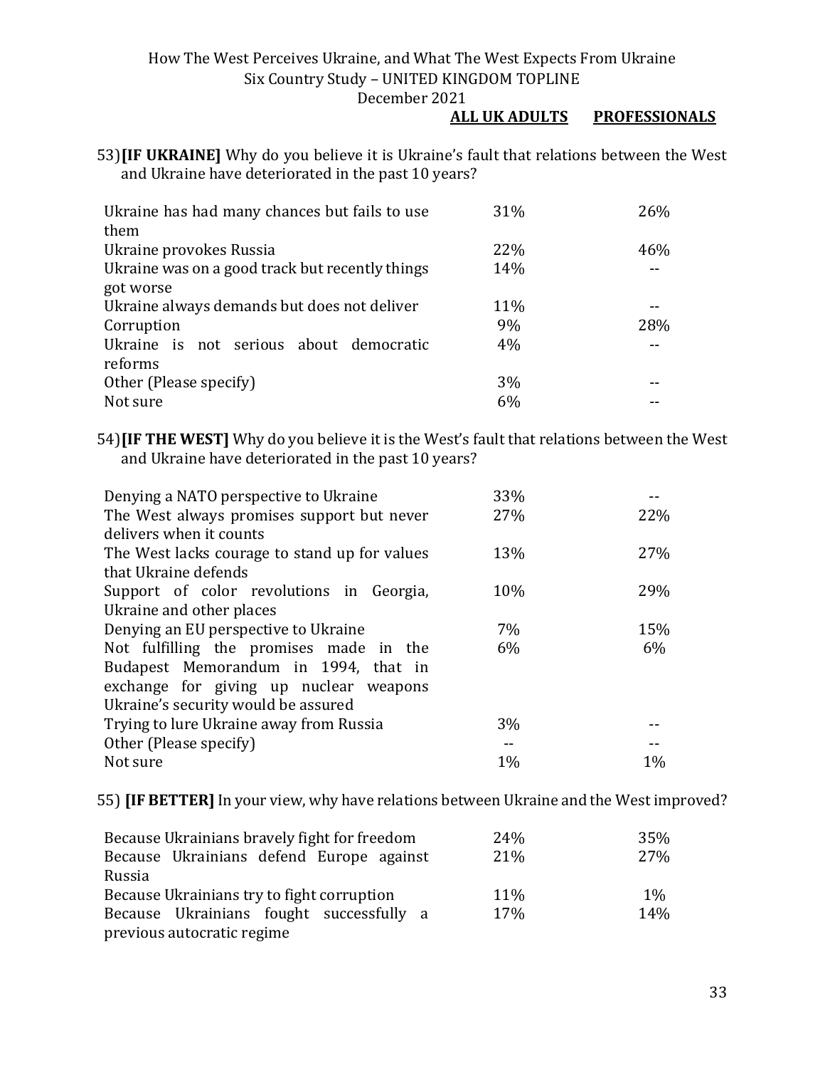53) **[IF UKRAINE]** Why do you believe it is Ukraine's fault that relations between the West and Ukraine have deteriorated in the past 10 years?

| | ALL UK ADULTS | PROFESSIONALS |
|---|---|---|
| Ukraine has had many chances but fails to use them | 31% | 26% |
| Ukraine provokes Russia | 22% | 46% |
| Ukraine was on a good track but recently things got worse | 14% | -- |
| Ukraine always demands but does not deliver | 11% | -- |
| Corruption | 9% | 28% |
| Ukraine is not serious about democratic reforms | 4% | -- |
| Other (Please specify) | 3% | -- |
| Not sure | 6% | -- |

54) **[IF THE WEST]** Why do you believe it is the West's fault that relations between the West and Ukraine have deteriorated in the past 10 years?

| | ALL UK ADULTS | PROFESSIONALS |
|---|---|---|
| Denying a NATO perspective to Ukraine | 33% | -- |
| The West always promises support but never delivers when it counts | 27% | 22% |
| The West lacks courage to stand up for values that Ukraine defends | 13% | 27% |
| Support of color revolutions in Georgia, Ukraine and other places | 10% | 29% |
| Denying an EU perspective to Ukraine | 7% | 15% |
| Not fulfilling the promises made in the Budapest Memorandum in 1994, that in exchange for giving up nuclear weapons Ukraine's security would be assured | 6% | 6% |
| Trying to lure Ukraine away from Russia | 3% | -- |
| Other (Please specify) | -- | -- |
| Not sure | 1% | 1% |

55) **[IF BETTER]** In your view, why have relations between Ukraine and the West improved?

| | ALL UK ADULTS | PROFESSIONALS |
|---|---|---|
| Because Ukrainians bravely fight for freedom | 24% | 35% |
| Because Ukrainians defend Europe against Russia | 21% | 27% |
| Because Ukrainians try to fight corruption | 11% | 1% |
| Because Ukrainians fought successfully a previous autocratic regime | 17% | 14% |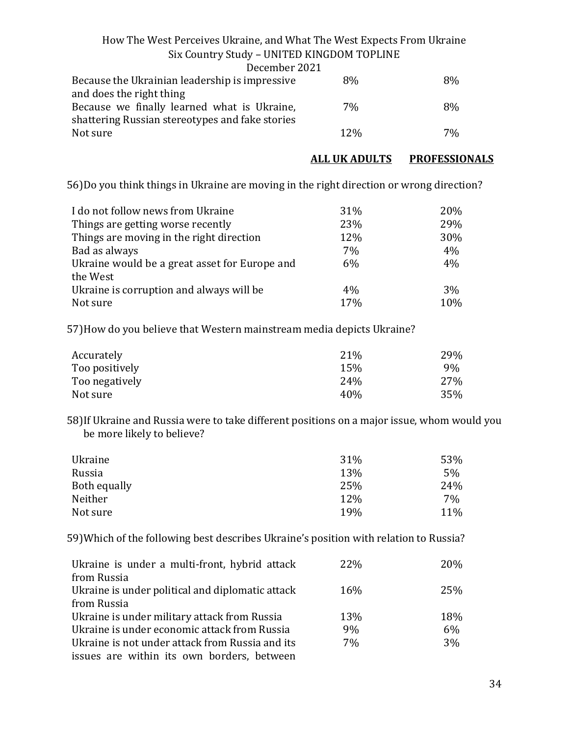| | | |
|---|---|---|
| Because the Ukrainian leadership is impressive and does the right thing | 8% | 8% |
| Because we finally learned what is Ukraine, shattering Russian stereotypes and fake stories | 7% | 8% |
| Not sure | 12% | 7% |

| | **ALL UK ADULTS** | **PROFESSIONALS** |
|---|---|---|

56)Do you think things in Ukraine are moving in the right direction or wrong direction?

| | | |
|---|---|---|
| I do not follow news from Ukraine | 31% | 20% |
| Things are getting worse recently | 23% | 29% |
| Things are moving in the right direction | 12% | 30% |
| Bad as always | 7% | 4% |
| Ukraine would be a great asset for Europe and the West | 6% | 4% |
| Ukraine is corruption and always will be | 4% | 3% |
| Not sure | 17% | 10% |

57)How do you believe that Western mainstream media depicts Ukraine?

| | | |
|---|---|---|
| Accurately | 21% | 29% |
| Too positively | 15% | 9% |
| Too negatively | 24% | 27% |
| Not sure | 40% | 35% |

58)If Ukraine and Russia were to take different positions on a major issue, whom would you be more likely to believe?

| | | |
|---|---|---|
| Ukraine | 31% | 53% |
| Russia | 13% | 5% |
| Both equally | 25% | 24% |
| Neither | 12% | 7% |
| Not sure | 19% | 11% |

59)Which of the following best describes Ukraine's position with relation to Russia?

| | | |
|---|---|---|
| Ukraine is under a multi-front, hybrid attack from Russia | 22% | 20% |
| Ukraine is under political and diplomatic attack from Russia | 16% | 25% |
| Ukraine is under military attack from Russia | 13% | 18% |
| Ukraine is under economic attack from Russia | 9% | 6% |
| Ukraine is not under attack from Russia and its issues are within its own borders, between | 7% | 3% |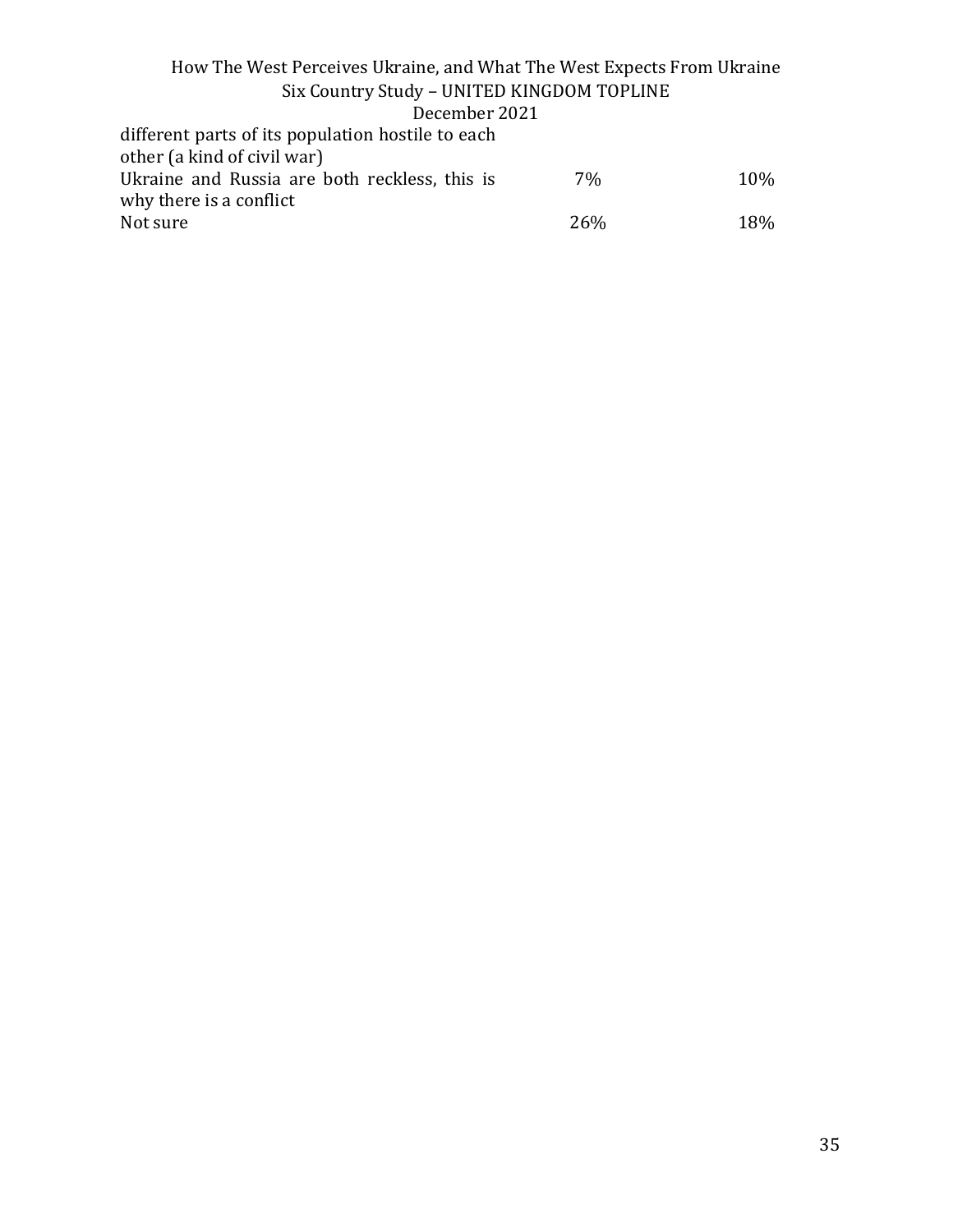| | | |
|---|---|---|
| different parts of its population hostile to each other (a kind of civil war) | | |
| Ukraine and Russia are both reckless, this is why there is a conflict | 7% | 10% |
| Not sure | 26% | 18% |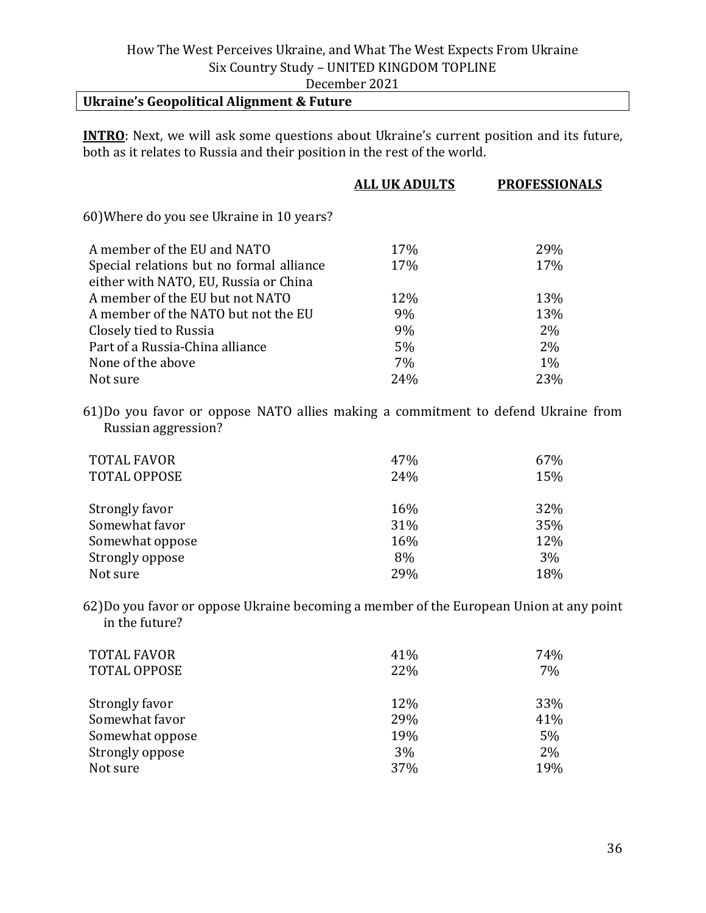## Ukraine's Geopolitical Alignment & Future

**INTRO**: Next, we will ask some questions about Ukraine's current position and its future, both as it relates to Russia and their position in the rest of the world.

60) Where do you see Ukraine in 10 years?

| | **ALL UK ADULTS** | **PROFESSIONALS** |
|---|---|---|
| A member of the EU and NATO | 17% | 29% |
| Special relations but no formal alliance either with NATO, EU, Russia or China | 17% | 17% |
| A member of the EU but not NATO | 12% | 13% |
| A member of the NATO but not the EU | 9% | 13% |
| Closely tied to Russia | 9% | 2% |
| Part of a Russia-China alliance | 5% | 2% |
| None of the above | 7% | 1% |
| Not sure | 24% | 23% |

61) Do you favor or oppose NATO allies making a commitment to defend Ukraine from Russian aggression?

| | **ALL UK ADULTS** | **PROFESSIONALS** |
|---|---|---|
| TOTAL FAVOR | 47% | 67% |
| TOTAL OPPOSE | 24% | 15% |
| Strongly favor | 16% | 32% |
| Somewhat favor | 31% | 35% |
| Somewhat oppose | 16% | 12% |
| Strongly oppose | 8% | 3% |
| Not sure | 29% | 18% |

62) Do you favor or oppose Ukraine becoming a member of the European Union at any point in the future?

| | **ALL UK ADULTS** | **PROFESSIONALS** |
|---|---|---|
| TOTAL FAVOR | 41% | 74% |
| TOTAL OPPOSE | 22% | 7% |
| Strongly favor | 12% | 33% |
| Somewhat favor | 29% | 41% |
| Somewhat oppose | 19% | 5% |
| Strongly oppose | 3% | 2% |
| Not sure | 37% | 19% |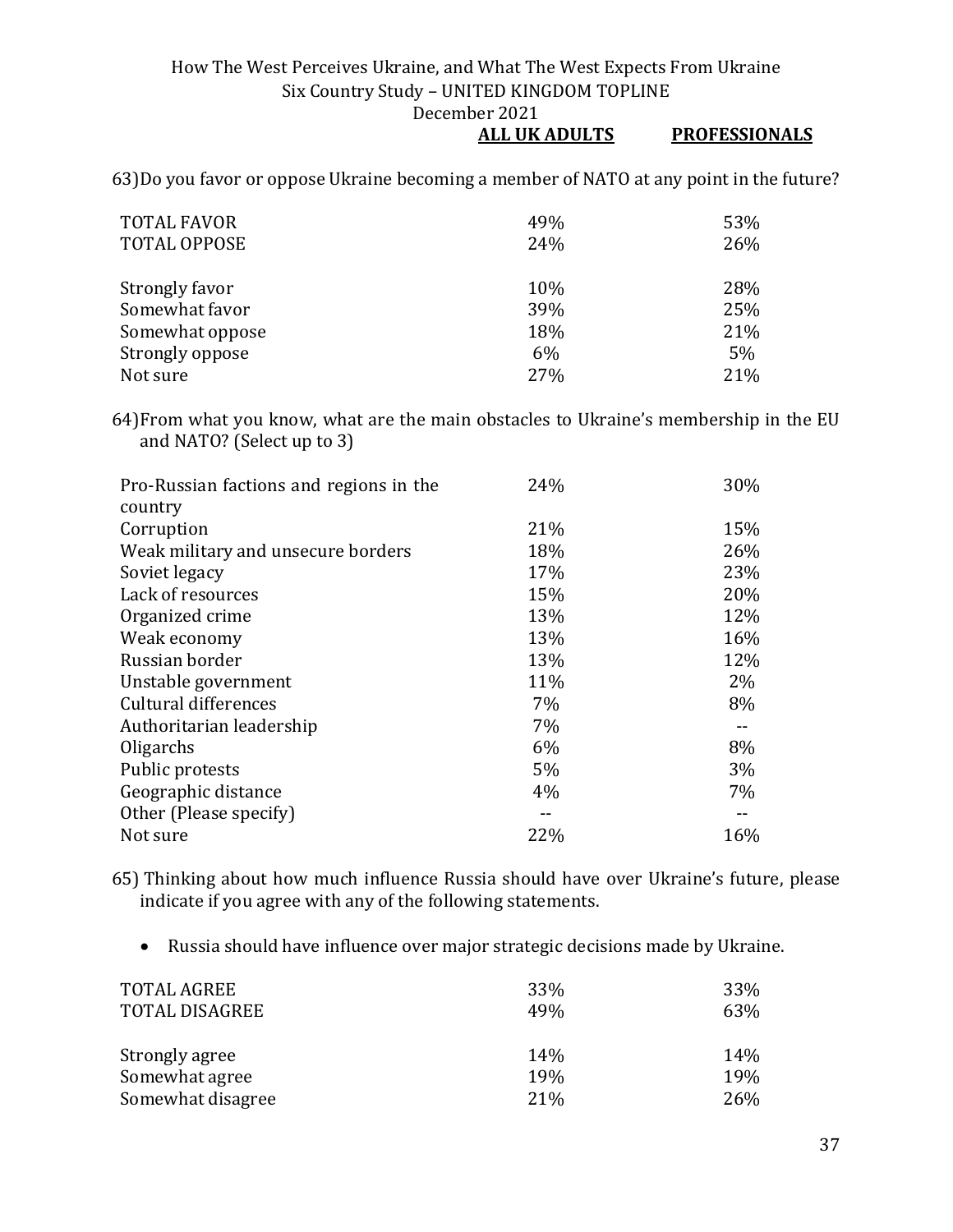63) Do you favor or oppose Ukraine becoming a member of NATO at any point in the future?

| | ALL UK ADULTS | PROFESSIONALS |
|---|---|---|
| TOTAL FAVOR | 49% | 53% |
| TOTAL OPPOSE | 24% | 26% |
| | | |
| Strongly favor | 10% | 28% |
| Somewhat favor | 39% | 25% |
| Somewhat oppose | 18% | 21% |
| Strongly oppose | 6% | 5% |
| Not sure | 27% | 21% |

64) From what you know, what are the main obstacles to Ukraine's membership in the EU and NATO? (Select up to 3)

| | ALL UK ADULTS | PROFESSIONALS |
|---|---|---|
| Pro-Russian factions and regions in the country | 24% | 30% |
| Corruption | 21% | 15% |
| Weak military and unsecure borders | 18% | 26% |
| Soviet legacy | 17% | 23% |
| Lack of resources | 15% | 20% |
| Organized crime | 13% | 12% |
| Weak economy | 13% | 16% |
| Russian border | 13% | 12% |
| Unstable government | 11% | 2% |
| Cultural differences | 7% | 8% |
| Authoritarian leadership | 7% | -- |
| Oligarchs | 6% | 8% |
| Public protests | 5% | 3% |
| Geographic distance | 4% | 7% |
| Other (Please specify) | -- | -- |
| Not sure | 22% | 16% |

65) Thinking about how much influence Russia should have over Ukraine's future, please indicate if you agree with any of the following statements.

- Russia should have influence over major strategic decisions made by Ukraine.

| | ALL UK ADULTS | PROFESSIONALS |
|---|---|---|
| TOTAL AGREE | 33% | 33% |
| TOTAL DISAGREE | 49% | 63% |
| | | |
| Strongly agree | 14% | 14% |
| Somewhat agree | 19% | 19% |
| Somewhat disagree | 21% | 26% |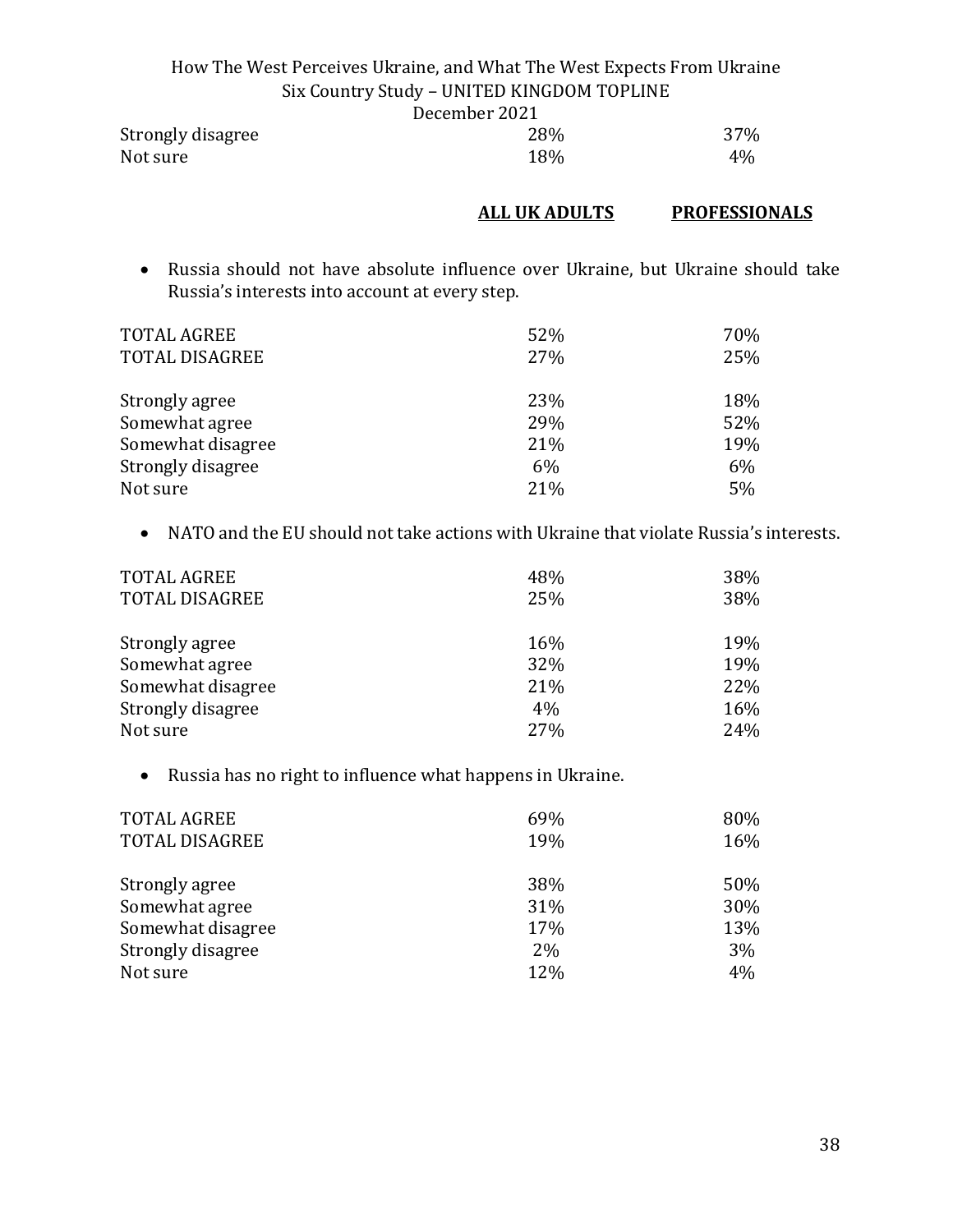| | | |
|---|---|---|
| Strongly disagree | 28% | 37% |
| Not sure | 18% | 4% |

| | **ALL UK ADULTS** | **PROFESSIONALS** |
|---|---|---|

- Russia should not have absolute influence over Ukraine, but Ukraine should take Russia's interests into account at every step.

| | ALL UK ADULTS | PROFESSIONALS |
|---|---|---|
| TOTAL AGREE | 52% | 70% |
| TOTAL DISAGREE | 27% | 25% |
| Strongly agree | 23% | 18% |
| Somewhat agree | 29% | 52% |
| Somewhat disagree | 21% | 19% |
| Strongly disagree | 6% | 6% |
| Not sure | 21% | 5% |

- NATO and the EU should not take actions with Ukraine that violate Russia's interests.

| | ALL UK ADULTS | PROFESSIONALS |
|---|---|---|
| TOTAL AGREE | 48% | 38% |
| TOTAL DISAGREE | 25% | 38% |
| Strongly agree | 16% | 19% |
| Somewhat agree | 32% | 19% |
| Somewhat disagree | 21% | 22% |
| Strongly disagree | 4% | 16% |
| Not sure | 27% | 24% |

- Russia has no right to influence what happens in Ukraine.

| | ALL UK ADULTS | PROFESSIONALS |
|---|---|---|
| TOTAL AGREE | 69% | 80% |
| TOTAL DISAGREE | 19% | 16% |
| Strongly agree | 38% | 50% |
| Somewhat agree | 31% | 30% |
| Somewhat disagree | 17% | 13% |
| Strongly disagree | 2% | 3% |
| Not sure | 12% | 4% |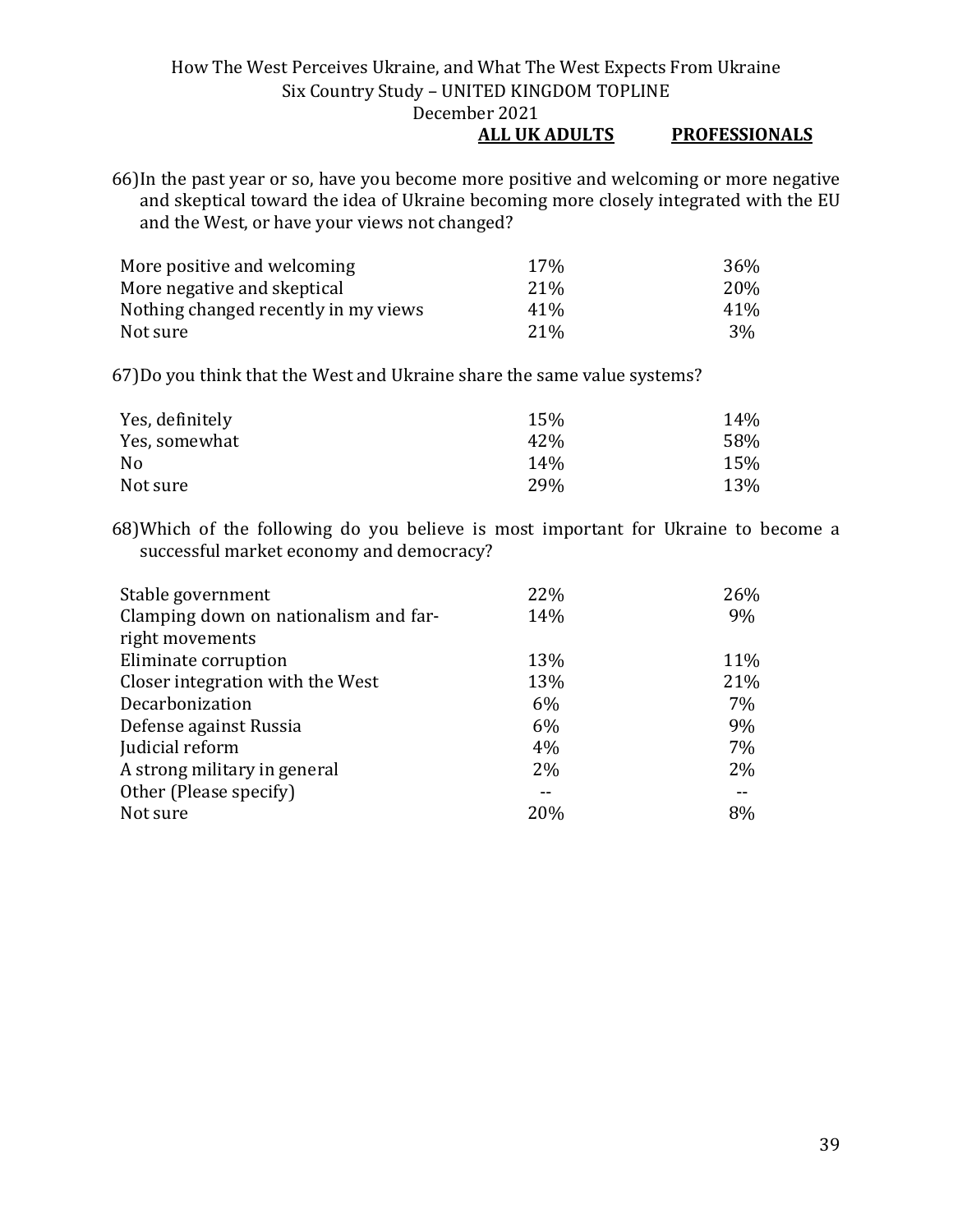66) In the past year or so, have you become more positive and welcoming or more negative and skeptical toward the idea of Ukraine becoming more closely integrated with the EU and the West, or have your views not changed?

| | ALL UK ADULTS | PROFESSIONALS |
|---|---|---|
| More positive and welcoming | 17% | 36% |
| More negative and skeptical | 21% | 20% |
| Nothing changed recently in my views | 41% | 41% |
| Not sure | 21% | 3% |

67) Do you think that the West and Ukraine share the same value systems?

| | ALL UK ADULTS | PROFESSIONALS |
|---|---|---|
| Yes, definitely | 15% | 14% |
| Yes, somewhat | 42% | 58% |
| No | 14% | 15% |
| Not sure | 29% | 13% |

68) Which of the following do you believe is most important for Ukraine to become a successful market economy and democracy?

| | ALL UK ADULTS | PROFESSIONALS |
|---|---|---|
| Stable government | 22% | 26% |
| Clamping down on nationalism and far-right movements | 14% | 9% |
| Eliminate corruption | 13% | 11% |
| Closer integration with the West | 13% | 21% |
| Decarbonization | 6% | 7% |
| Defense against Russia | 6% | 9% |
| Judicial reform | 4% | 7% |
| A strong military in general | 2% | 2% |
| Other (Please specify) | -- | -- |
| Not sure | 20% | 8% |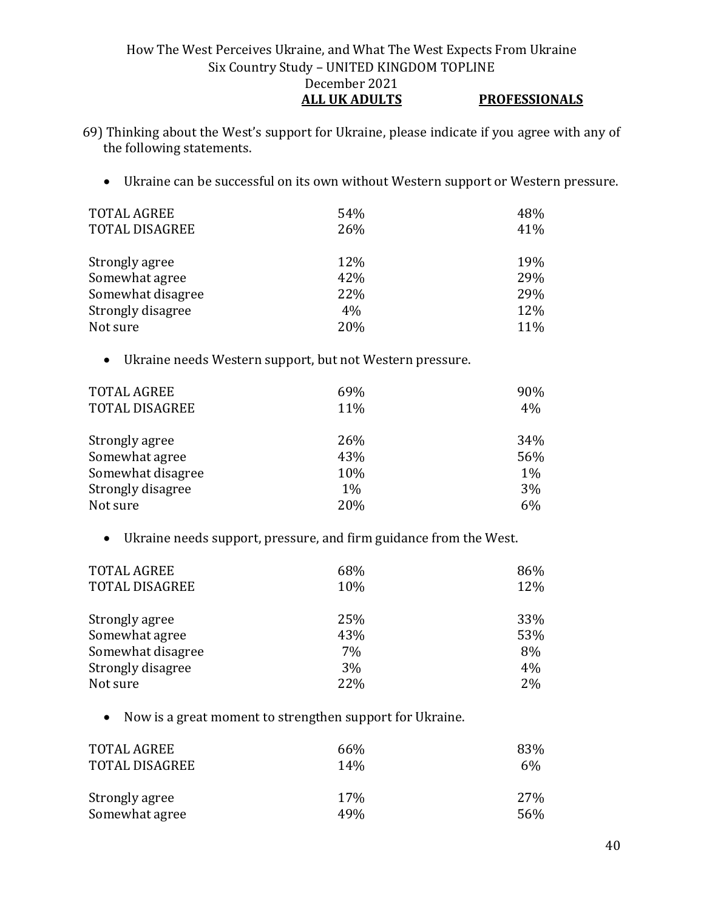69) Thinking about the West's support for Ukraine, please indicate if you agree with any of the following statements.

- Ukraine can be successful on its own without Western support or Western pressure.

| | ALL UK ADULTS | PROFESSIONALS |
|---|---|---|
| TOTAL AGREE | 54% | 48% |
| TOTAL DISAGREE | 26% | 41% |
| Strongly agree | 12% | 19% |
| Somewhat agree | 42% | 29% |
| Somewhat disagree | 22% | 29% |
| Strongly disagree | 4% | 12% |
| Not sure | 20% | 11% |

- Ukraine needs Western support, but not Western pressure.

| | ALL UK ADULTS | PROFESSIONALS |
|---|---|---|
| TOTAL AGREE | 69% | 90% |
| TOTAL DISAGREE | 11% | 4% |
| Strongly agree | 26% | 34% |
| Somewhat agree | 43% | 56% |
| Somewhat disagree | 10% | 1% |
| Strongly disagree | 1% | 3% |
| Not sure | 20% | 6% |

- Ukraine needs support, pressure, and firm guidance from the West.

| | ALL UK ADULTS | PROFESSIONALS |
|---|---|---|
| TOTAL AGREE | 68% | 86% |
| TOTAL DISAGREE | 10% | 12% |
| Strongly agree | 25% | 33% |
| Somewhat agree | 43% | 53% |
| Somewhat disagree | 7% | 8% |
| Strongly disagree | 3% | 4% |
| Not sure | 22% | 2% |

- Now is a great moment to strengthen support for Ukraine.

| | ALL UK ADULTS | PROFESSIONALS |
|---|---|---|
| TOTAL AGREE | 66% | 83% |
| TOTAL DISAGREE | 14% | 6% |
| Strongly agree | 17% | 27% |
| Somewhat agree | 49% | 56% |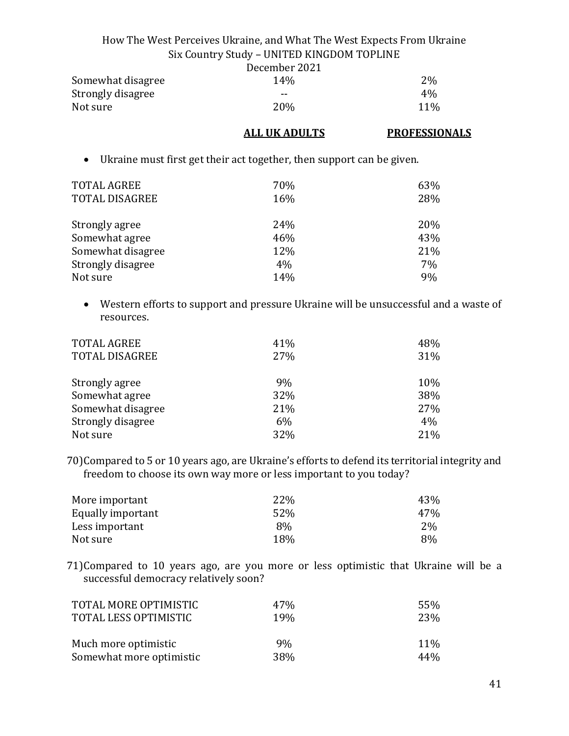| | | |
|---|---|---|
| Somewhat disagree | 14% | 2% |
| Strongly disagree | -- | 4% |
| Not sure | 20% | 11% |

| | **ALL UK ADULTS** | **PROFESSIONALS** |
|---|---|---|

- Ukraine must first get their act together, then support can be given.

| | | |
|---|---|---|
| TOTAL AGREE | 70% | 63% |
| TOTAL DISAGREE | 16% | 28% |
| | | |
| Strongly agree | 24% | 20% |
| Somewhat agree | 46% | 43% |
| Somewhat disagree | 12% | 21% |
| Strongly disagree | 4% | 7% |
| Not sure | 14% | 9% |

- Western efforts to support and pressure Ukraine will be unsuccessful and a waste of resources.

| | | |
|---|---|---|
| TOTAL AGREE | 41% | 48% |
| TOTAL DISAGREE | 27% | 31% |
| | | |
| Strongly agree | 9% | 10% |
| Somewhat agree | 32% | 38% |
| Somewhat disagree | 21% | 27% |
| Strongly disagree | 6% | 4% |
| Not sure | 32% | 21% |

70) Compared to 5 or 10 years ago, are Ukraine's efforts to defend its territorial integrity and freedom to choose its own way more or less important to you today?

| | | |
|---|---|---|
| More important | 22% | 43% |
| Equally important | 52% | 47% |
| Less important | 8% | 2% |
| Not sure | 18% | 8% |

71) Compared to 10 years ago, are you more or less optimistic that Ukraine will be a successful democracy relatively soon?

| | | |
|---|---|---|
| TOTAL MORE OPTIMISTIC | 47% | 55% |
| TOTAL LESS OPTIMISTIC | 19% | 23% |
| | | |
| Much more optimistic | 9% | 11% |
| Somewhat more optimistic | 38% | 44% |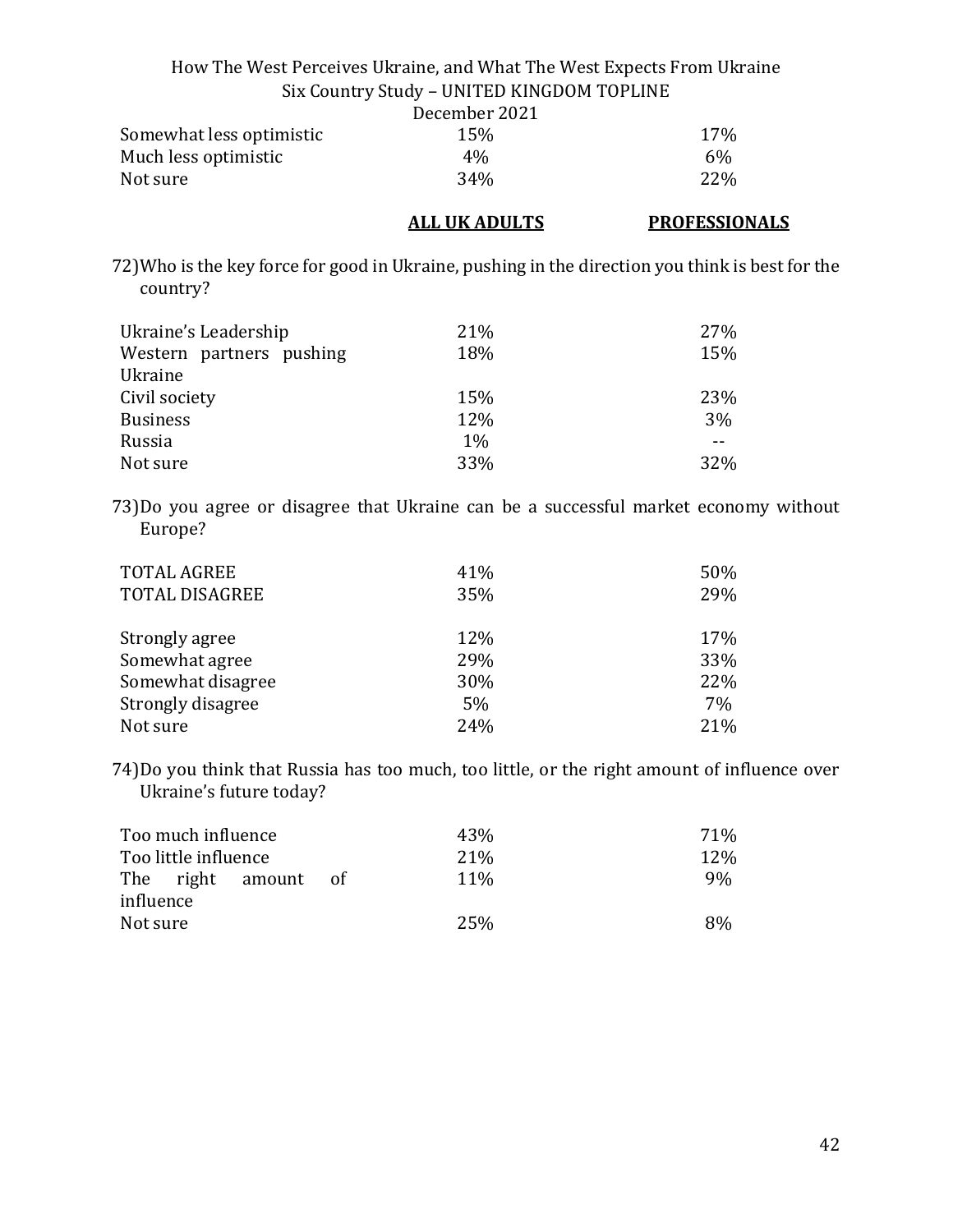| | | |
|---|---|---|
| Somewhat less optimistic | 15% | 17% |
| Much less optimistic | 4% | 6% |
| Not sure | 34% | 22% |

| | **ALL UK ADULTS** | **PROFESSIONALS** |
|---|---|---|

72)Who is the key force for good in Ukraine, pushing in the direction you think is best for the country?

| | | |
|---|---|---|
| Ukraine's Leadership | 21% | 27% |
| Western partners pushing Ukraine | 18% | 15% |
| Civil society | 15% | 23% |
| Business | 12% | 3% |
| Russia | 1% | -- |
| Not sure | 33% | 32% |

73)Do you agree or disagree that Ukraine can be a successful market economy without Europe?

| | | |
|---|---|---|
| TOTAL AGREE | 41% | 50% |
| TOTAL DISAGREE | 35% | 29% |
| | | |
| Strongly agree | 12% | 17% |
| Somewhat agree | 29% | 33% |
| Somewhat disagree | 30% | 22% |
| Strongly disagree | 5% | 7% |
| Not sure | 24% | 21% |

74)Do you think that Russia has too much, too little, or the right amount of influence over Ukraine's future today?

| | | |
|---|---|---|
| Too much influence | 43% | 71% |
| Too little influence | 21% | 12% |
| The right amount of influence | 11% | 9% |
| Not sure | 25% | 8% |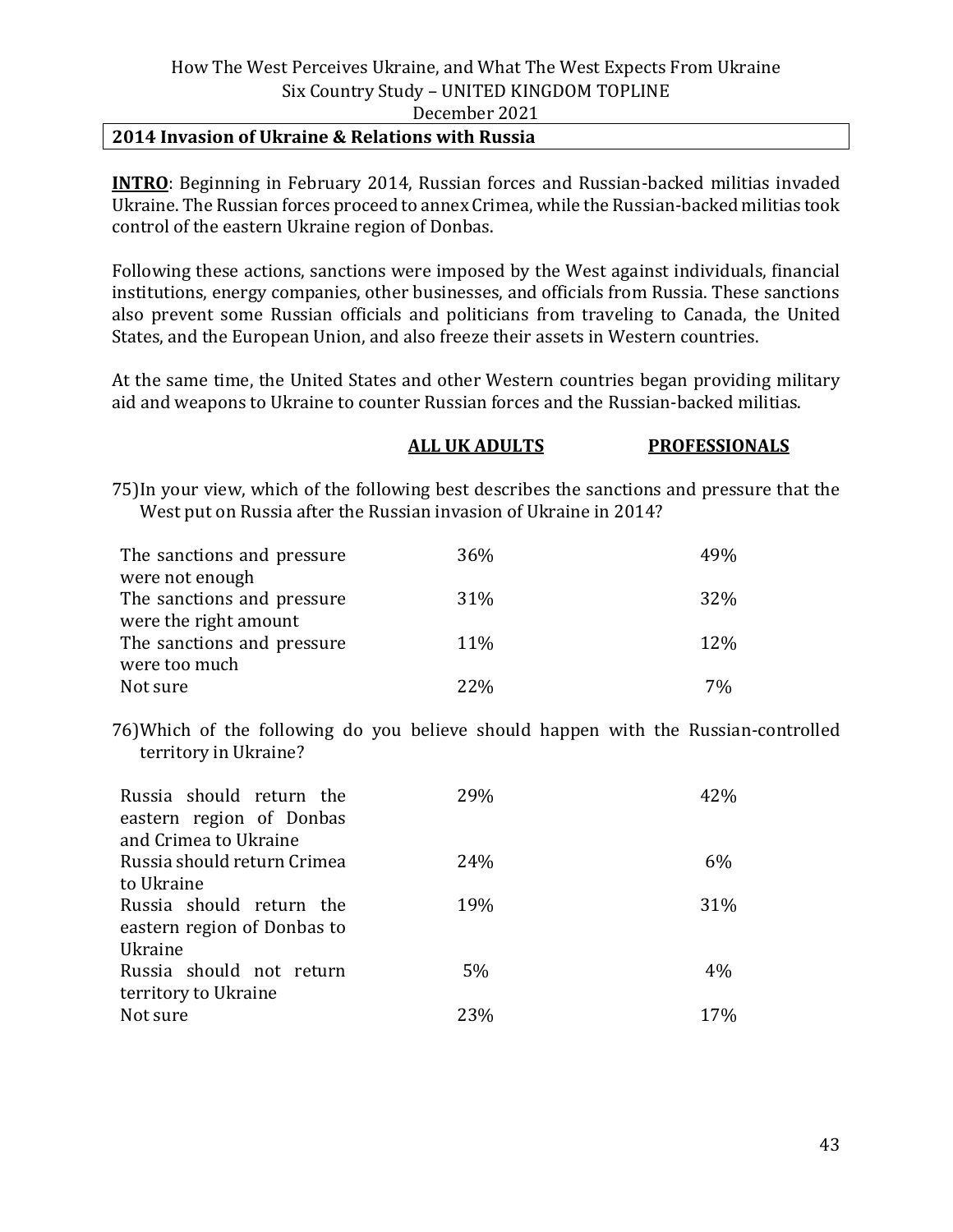## 2014 Invasion of Ukraine & Relations with Russia

**INTRO**: Beginning in February 2014, Russian forces and Russian-backed militias invaded Ukraine. The Russian forces proceed to annex Crimea, while the Russian-backed militias took control of the eastern Ukraine region of Donbas.

Following these actions, sanctions were imposed by the West against individuals, financial institutions, energy companies, other businesses, and officials from Russia. These sanctions also prevent some Russian officials and politicians from traveling to Canada, the United States, and the European Union, and also freeze their assets in Western countries.

At the same time, the United States and other Western countries began providing military aid and weapons to Ukraine to counter Russian forces and the Russian-backed militias.

75) In your view, which of the following best describes the sanctions and pressure that the West put on Russia after the Russian invasion of Ukraine in 2014?

| | ALL UK ADULTS | PROFESSIONALS |
|---|---|---|
| The sanctions and pressure were not enough | 36% | 49% |
| The sanctions and pressure were the right amount | 31% | 32% |
| The sanctions and pressure were too much | 11% | 12% |
| Not sure | 22% | 7% |

76) Which of the following do you believe should happen with the Russian-controlled territory in Ukraine?

| | ALL UK ADULTS | PROFESSIONALS |
|---|---|---|
| Russia should return the eastern region of Donbas and Crimea to Ukraine | 29% | 42% |
| Russia should return Crimea to Ukraine | 24% | 6% |
| Russia should return the eastern region of Donbas to Ukraine | 19% | 31% |
| Russia should not return territory to Ukraine | 5% | 4% |
| Not sure | 23% | 17% |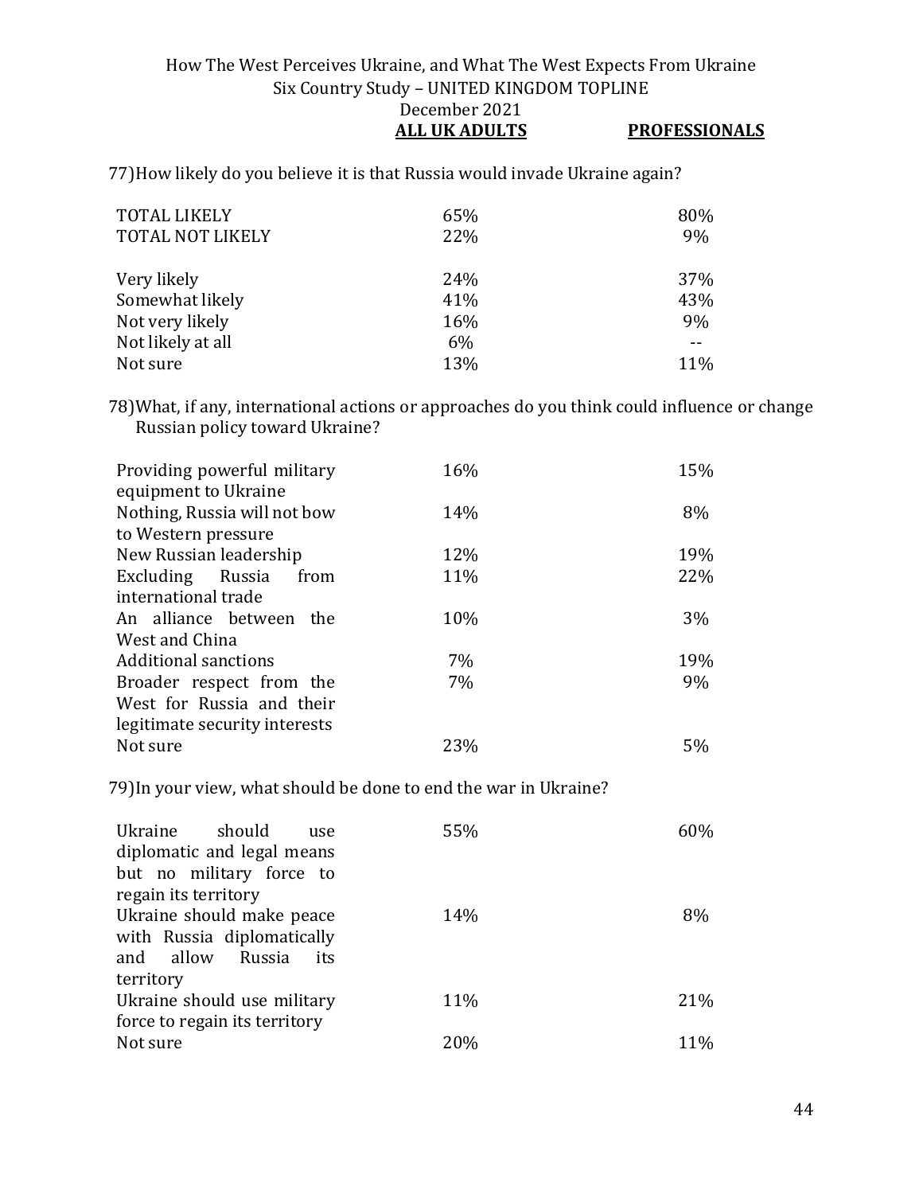77) How likely do you believe it is that Russia would invade Ukraine again?

| | ALL UK ADULTS | PROFESSIONALS |
|---|---|---|
| TOTAL LIKELY | 65% | 80% |
| TOTAL NOT LIKELY | 22% | 9% |
| | | |
| Very likely | 24% | 37% |
| Somewhat likely | 41% | 43% |
| Not very likely | 16% | 9% |
| Not likely at all | 6% | -- |
| Not sure | 13% | 11% |

78) What, if any, international actions or approaches do you think could influence or change Russian policy toward Ukraine?

| | ALL UK ADULTS | PROFESSIONALS |
|---|---|---|
| Providing powerful military equipment to Ukraine | 16% | 15% |
| Nothing, Russia will not bow to Western pressure | 14% | 8% |
| New Russian leadership | 12% | 19% |
| Excluding Russia from international trade | 11% | 22% |
| An alliance between the West and China | 10% | 3% |
| Additional sanctions | 7% | 19% |
| Broader respect from the West for Russia and their legitimate security interests | 7% | 9% |
| Not sure | 23% | 5% |

79) In your view, what should be done to end the war in Ukraine?

| | ALL UK ADULTS | PROFESSIONALS |
|---|---|---|
| Ukraine should use diplomatic and legal means but no military force to regain its territory | 55% | 60% |
| Ukraine should make peace with Russia diplomatically and allow Russia its territory | 14% | 8% |
| Ukraine should use military force to regain its territory | 11% | 21% |
| Not sure | 20% | 11% |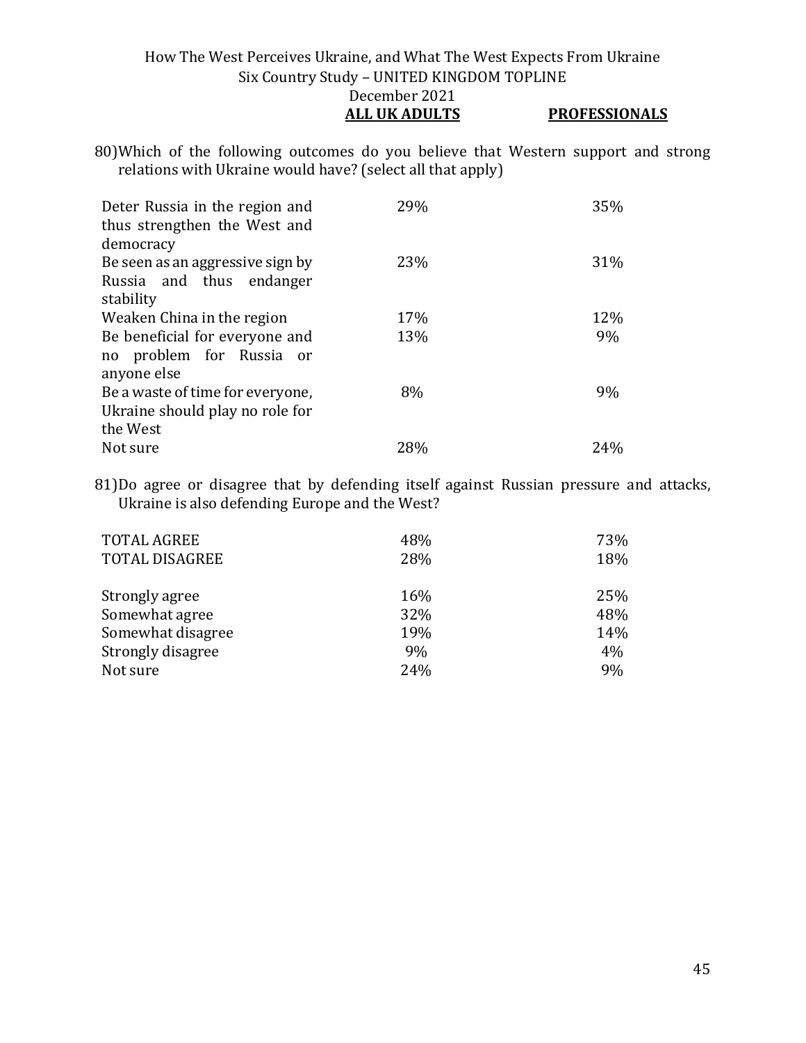80) Which of the following outcomes do you believe that Western support and strong relations with Ukraine would have? (select all that apply)

| | ALL UK ADULTS | PROFESSIONALS |
|---|---|---|
| Deter Russia in the region and thus strengthen the West and democracy | 29% | 35% |
| Be seen as an aggressive sign by Russia and thus endanger stability | 23% | 31% |
| Weaken China in the region | 17% | 12% |
| Be beneficial for everyone and no problem for Russia or anyone else | 13% | 9% |
| Be a waste of time for everyone, Ukraine should play no role for the West | 8% | 9% |
| Not sure | 28% | 24% |

81) Do agree or disagree that by defending itself against Russian pressure and attacks, Ukraine is also defending Europe and the West?

| | ALL UK ADULTS | PROFESSIONALS |
|---|---|---|
| TOTAL AGREE | 48% | 73% |
| TOTAL DISAGREE | 28% | 18% |
| | | |
| Strongly agree | 16% | 25% |
| Somewhat agree | 32% | 48% |
| Somewhat disagree | 19% | 14% |
| Strongly disagree | 9% | 4% |
| Not sure | 24% | 9% |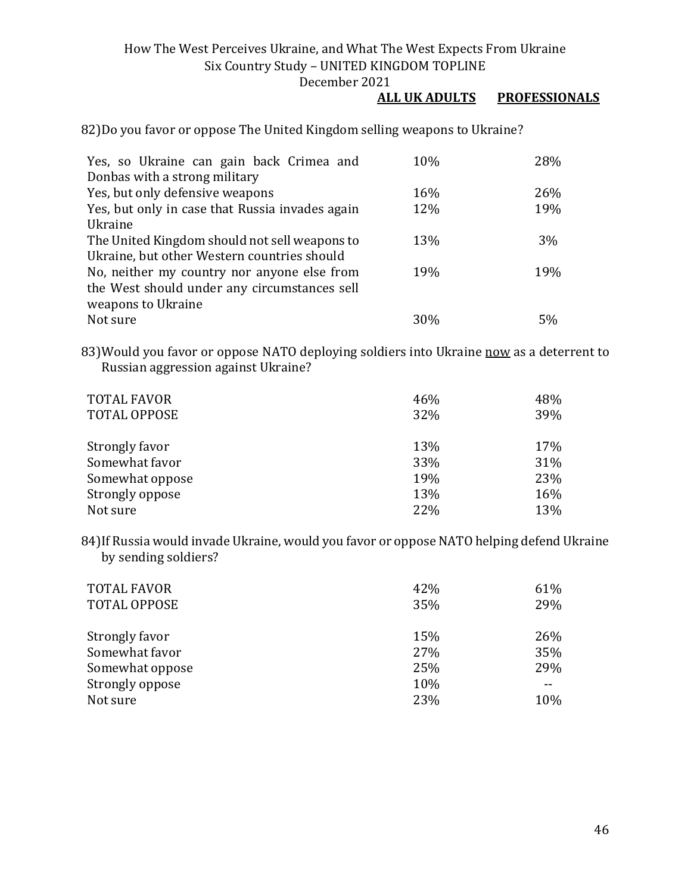82) Do you favor or oppose The United Kingdom selling weapons to Ukraine?

| | ALL UK ADULTS | PROFESSIONALS |
|---|---|---|
| Yes, so Ukraine can gain back Crimea and Donbas with a strong military | 10% | 28% |
| Yes, but only defensive weapons | 16% | 26% |
| Yes, but only in case that Russia invades again Ukraine | 12% | 19% |
| The United Kingdom should not sell weapons to Ukraine, but other Western countries should | 13% | 3% |
| No, neither my country nor anyone else from the West should under any circumstances sell weapons to Ukraine | 19% | 19% |
| Not sure | 30% | 5% |

83) Would you favor or oppose NATO deploying soldiers into Ukraine <u>now</u> as a deterrent to Russian aggression against Ukraine?

| | ALL UK ADULTS | PROFESSIONALS |
|---|---|---|
| TOTAL FAVOR | 46% | 48% |
| TOTAL OPPOSE | 32% | 39% |
| | | |
| Strongly favor | 13% | 17% |
| Somewhat favor | 33% | 31% |
| Somewhat oppose | 19% | 23% |
| Strongly oppose | 13% | 16% |
| Not sure | 22% | 13% |

84) If Russia would invade Ukraine, would you favor or oppose NATO helping defend Ukraine by sending soldiers?

| | ALL UK ADULTS | PROFESSIONALS |
|---|---|---|
| TOTAL FAVOR | 42% | 61% |
| TOTAL OPPOSE | 35% | 29% |
| | | |
| Strongly favor | 15% | 26% |
| Somewhat favor | 27% | 35% |
| Somewhat oppose | 25% | 29% |
| Strongly oppose | 10% | -- |
| Not sure | 23% | 10% |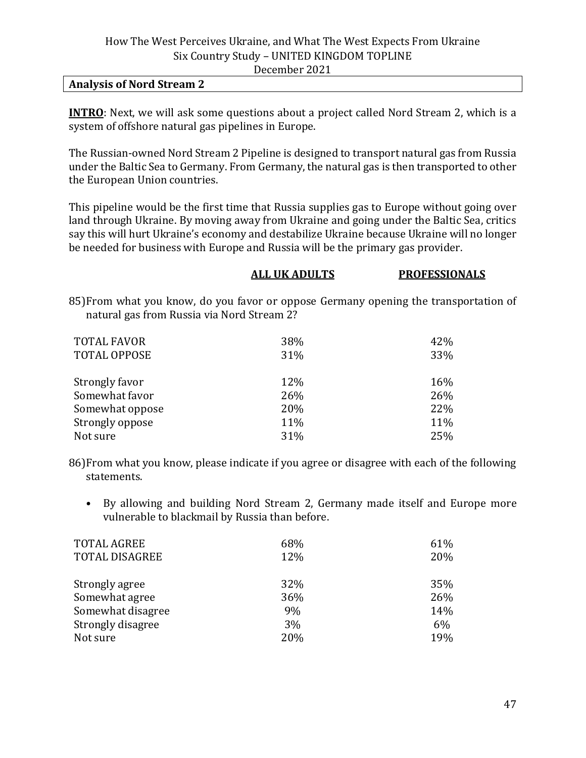## Analysis of Nord Stream 2

**INTRO**: Next, we will ask some questions about a project called Nord Stream 2, which is a system of offshore natural gas pipelines in Europe.

The Russian-owned Nord Stream 2 Pipeline is designed to transport natural gas from Russia under the Baltic Sea to Germany. From Germany, the natural gas is then transported to other the European Union countries.

This pipeline would be the first time that Russia supplies gas to Europe without going over land through Ukraine. By moving away from Ukraine and going under the Baltic Sea, critics say this will hurt Ukraine's economy and destabilize Ukraine because Ukraine will no longer be needed for business with Europe and Russia will be the primary gas provider.

85) From what you know, do you favor or oppose Germany opening the transportation of natural gas from Russia via Nord Stream 2?

| | ALL UK ADULTS | PROFESSIONALS |
|---|---|---|
| TOTAL FAVOR | 38% | 42% |
| TOTAL OPPOSE | 31% | 33% |
| | | |
| Strongly favor | 12% | 16% |
| Somewhat favor | 26% | 26% |
| Somewhat oppose | 20% | 22% |
| Strongly oppose | 11% | 11% |
| Not sure | 31% | 25% |

86) From what you know, please indicate if you agree or disagree with each of the following statements.

- By allowing and building Nord Stream 2, Germany made itself and Europe more vulnerable to blackmail by Russia than before.

| | ALL UK ADULTS | PROFESSIONALS |
|---|---|---|
| TOTAL AGREE | 68% | 61% |
| TOTAL DISAGREE | 12% | 20% |
| | | |
| Strongly agree | 32% | 35% |
| Somewhat agree | 36% | 26% |
| Somewhat disagree | 9% | 14% |
| Strongly disagree | 3% | 6% |
| Not sure | 20% | 19% |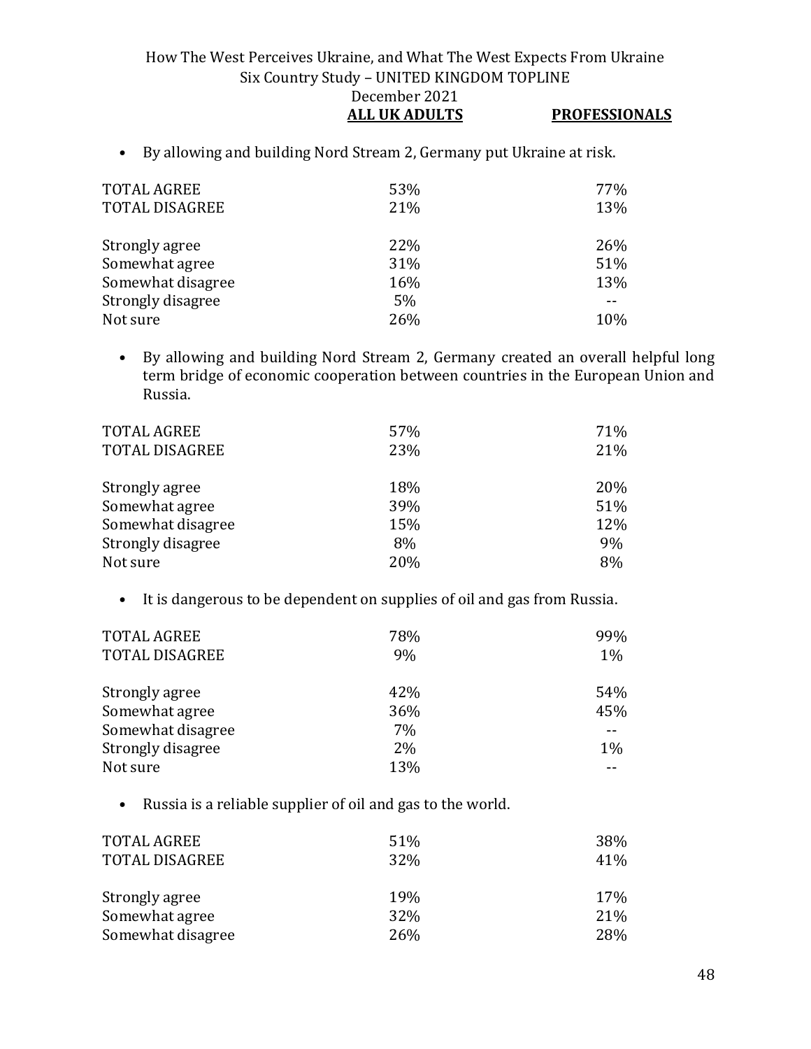How The West Perceives Ukraine, and What The West Expects From Ukraine
Six Country Study – UNITED KINGDOM TOPLINE
December 2021

- By allowing and building Nord Stream 2, Germany put Ukraine at risk.

| | ALL UK ADULTS | PROFESSIONALS |
|---|---|---|
| TOTAL AGREE | 53% | 77% |
| TOTAL DISAGREE | 21% | 13% |
| | | |
| Strongly agree | 22% | 26% |
| Somewhat agree | 31% | 51% |
| Somewhat disagree | 16% | 13% |
| Strongly disagree | 5% | -- |
| Not sure | 26% | 10% |

- By allowing and building Nord Stream 2, Germany created an overall helpful long term bridge of economic cooperation between countries in the European Union and Russia.

| | ALL UK ADULTS | PROFESSIONALS |
|---|---|---|
| TOTAL AGREE | 57% | 71% |
| TOTAL DISAGREE | 23% | 21% |
| | | |
| Strongly agree | 18% | 20% |
| Somewhat agree | 39% | 51% |
| Somewhat disagree | 15% | 12% |
| Strongly disagree | 8% | 9% |
| Not sure | 20% | 8% |

- It is dangerous to be dependent on supplies of oil and gas from Russia.

| | ALL UK ADULTS | PROFESSIONALS |
|---|---|---|
| TOTAL AGREE | 78% | 99% |
| TOTAL DISAGREE | 9% | 1% |
| | | |
| Strongly agree | 42% | 54% |
| Somewhat agree | 36% | 45% |
| Somewhat disagree | 7% | -- |
| Strongly disagree | 2% | 1% |
| Not sure | 13% | -- |

- Russia is a reliable supplier of oil and gas to the world.

| | ALL UK ADULTS | PROFESSIONALS |
|---|---|---|
| TOTAL AGREE | 51% | 38% |
| TOTAL DISAGREE | 32% | 41% |
| | | |
| Strongly agree | 19% | 17% |
| Somewhat agree | 32% | 21% |
| Somewhat disagree | 26% | 28% |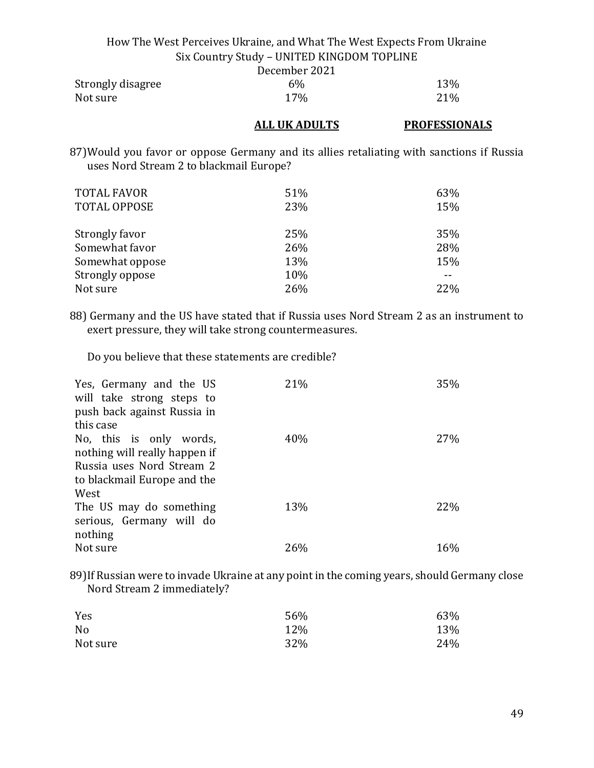| | | |
|---|---|---|
| Strongly disagree | 6% | 13% |
| Not sure | 17% | 21% |

| | **ALL UK ADULTS** | **PROFESSIONALS** |
|---|---|---|

87)Would you favor or oppose Germany and its allies retaliating with sanctions if Russia uses Nord Stream 2 to blackmail Europe?

| | | |
|---|---|---|
| TOTAL FAVOR | 51% | 63% |
| TOTAL OPPOSE | 23% | 15% |
| | | |
| Strongly favor | 25% | 35% |
| Somewhat favor | 26% | 28% |
| Somewhat oppose | 13% | 15% |
| Strongly oppose | 10% | -- |
| Not sure | 26% | 22% |

88) Germany and the US have stated that if Russia uses Nord Stream 2 as an instrument to exert pressure, they will take strong countermeasures.

Do you believe that these statements are credible?

| | | |
|---|---|---|
| Yes, Germany and the US will take strong steps to push back against Russia in this case | 21% | 35% |
| No, this is only words, nothing will really happen if Russia uses Nord Stream 2 to blackmail Europe and the West | 40% | 27% |
| The US may do something serious, Germany will do nothing | 13% | 22% |
| Not sure | 26% | 16% |

89)If Russian were to invade Ukraine at any point in the coming years, should Germany close Nord Stream 2 immediately?

| | | |
|---|---|---|
| Yes | 56% | 63% |
| No | 12% | 13% |
| Not sure | 32% | 24% |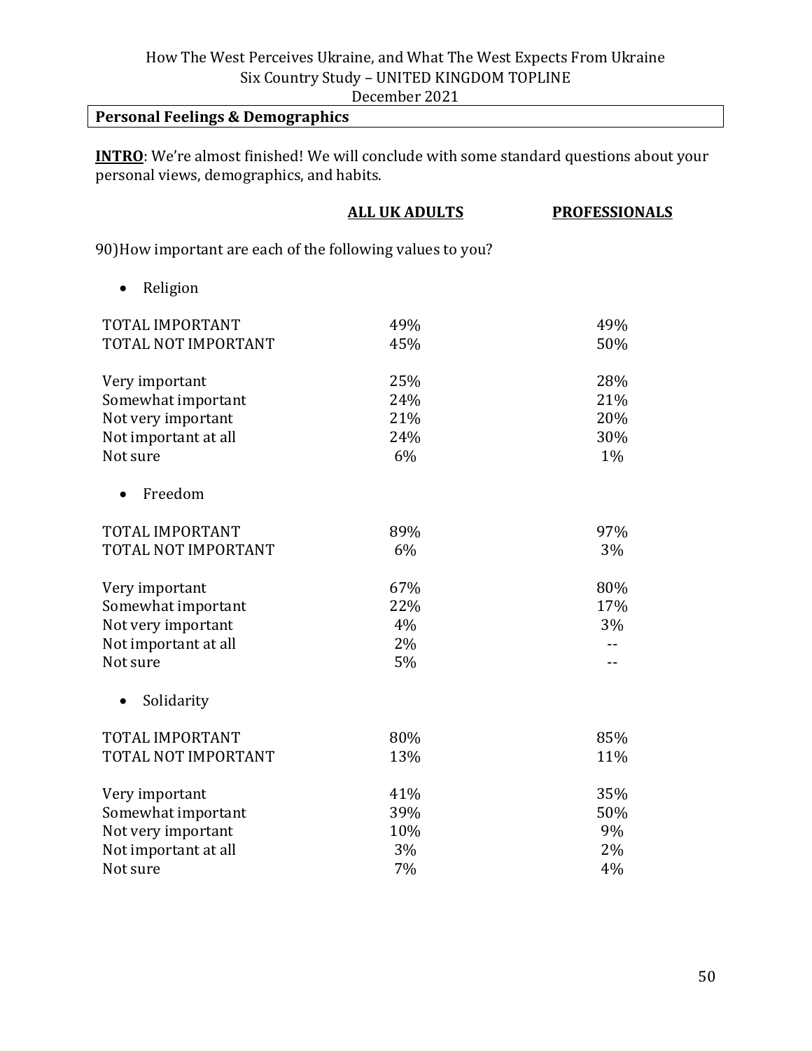## Personal Feelings & Demographics

**INTRO**: We're almost finished! We will conclude with some standard questions about your personal views, demographics, and habits.

90) How important are each of the following values to you?

| | ALL UK ADULTS | PROFESSIONALS |
|---|---|---|
| **• Religion** | | |
| TOTAL IMPORTANT | 49% | 49% |
| TOTAL NOT IMPORTANT | 45% | 50% |
| Very important | 25% | 28% |
| Somewhat important | 24% | 21% |
| Not very important | 21% | 20% |
| Not important at all | 24% | 30% |
| Not sure | 6% | 1% |
| **• Freedom** | | |
| TOTAL IMPORTANT | 89% | 97% |
| TOTAL NOT IMPORTANT | 6% | 3% |
| Very important | 67% | 80% |
| Somewhat important | 22% | 17% |
| Not very important | 4% | 3% |
| Not important at all | 2% | -- |
| Not sure | 5% | -- |
| **• Solidarity** | | |
| TOTAL IMPORTANT | 80% | 85% |
| TOTAL NOT IMPORTANT | 13% | 11% |
| Very important | 41% | 35% |
| Somewhat important | 39% | 50% |
| Not very important | 10% | 9% |
| Not important at all | 3% | 2% |
| Not sure | 7% | 4% |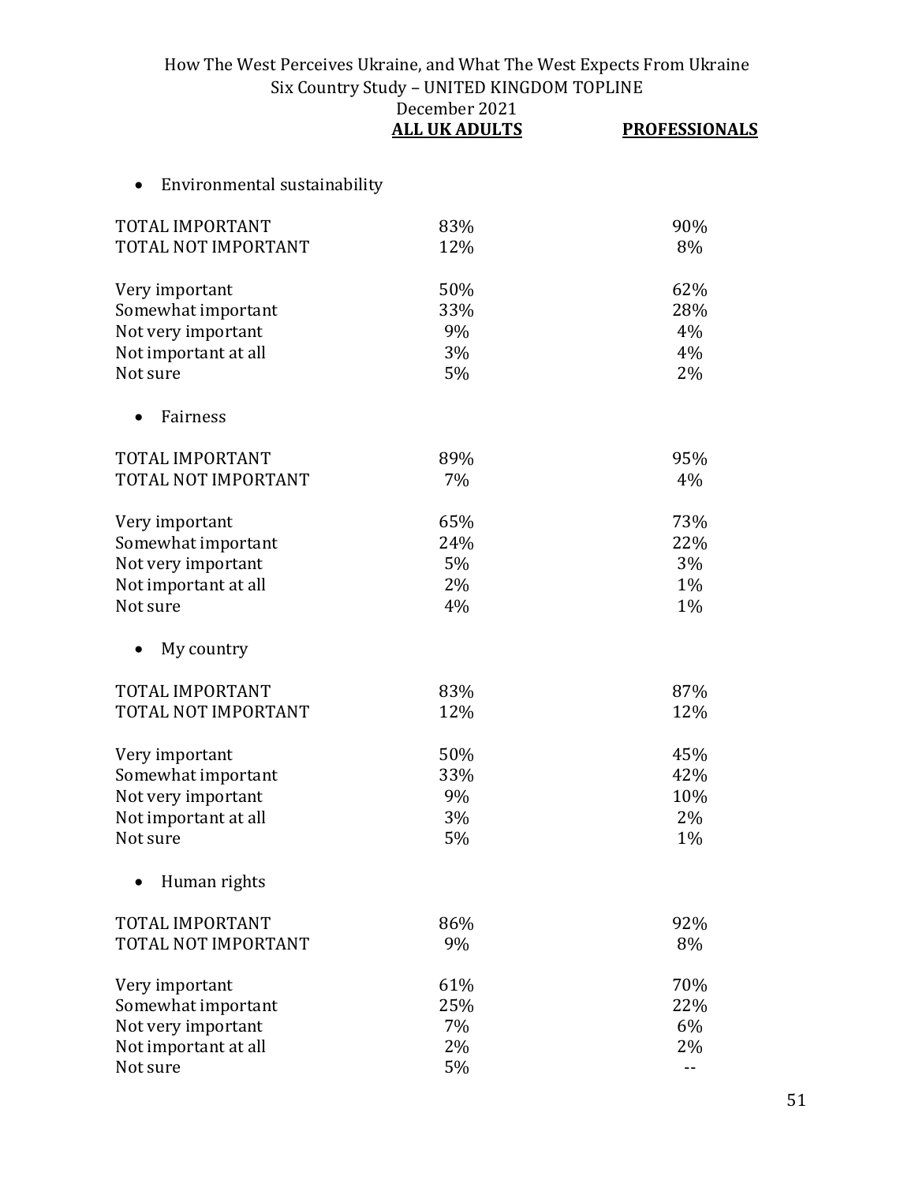| | ALL UK ADULTS | PROFESSIONALS |
|---|---|---|
| **• Environmental sustainability** | | |
| TOTAL IMPORTANT | 83% | 90% |
| TOTAL NOT IMPORTANT | 12% | 8% |
| Very important | 50% | 62% |
| Somewhat important | 33% | 28% |
| Not very important | 9% | 4% |
| Not important at all | 3% | 4% |
| Not sure | 5% | 2% |
| **• Fairness** | | |
| TOTAL IMPORTANT | 89% | 95% |
| TOTAL NOT IMPORTANT | 7% | 4% |
| Very important | 65% | 73% |
| Somewhat important | 24% | 22% |
| Not very important | 5% | 3% |
| Not important at all | 2% | 1% |
| Not sure | 4% | 1% |
| **• My country** | | |
| TOTAL IMPORTANT | 83% | 87% |
| TOTAL NOT IMPORTANT | 12% | 12% |
| Very important | 50% | 45% |
| Somewhat important | 33% | 42% |
| Not very important | 9% | 10% |
| Not important at all | 3% | 2% |
| Not sure | 5% | 1% |
| **• Human rights** | | |
| TOTAL IMPORTANT | 86% | 92% |
| TOTAL NOT IMPORTANT | 9% | 8% |
| Very important | 61% | 70% |
| Somewhat important | 25% | 22% |
| Not very important | 7% | 6% |
| Not important at all | 2% | 2% |
| Not sure | 5% | -- |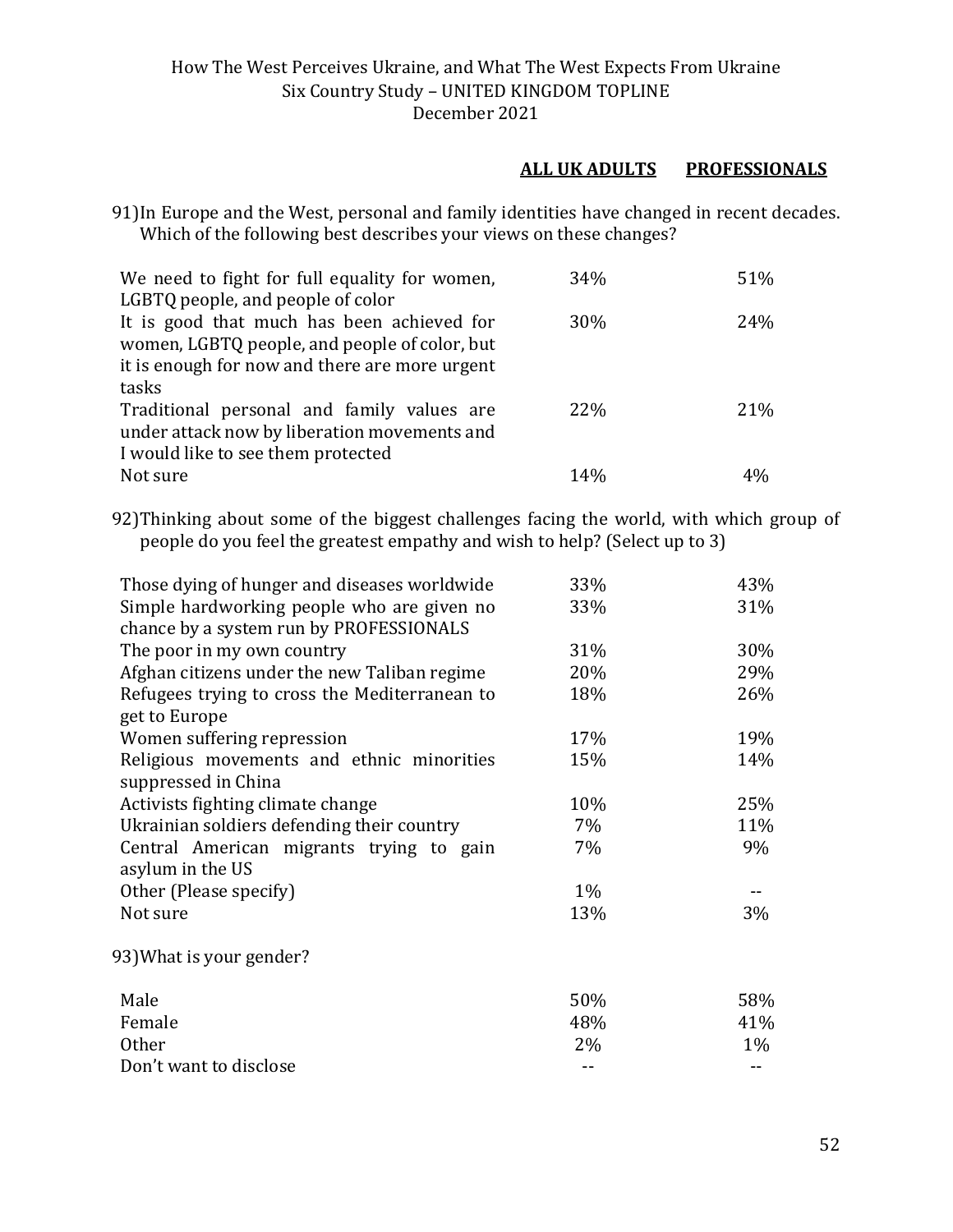91) In Europe and the West, personal and family identities have changed in recent decades. Which of the following best describes your views on these changes?

| | ALL UK ADULTS | PROFESSIONALS |
|---|---|---|
| We need to fight for full equality for women, LGBTQ people, and people of color | 34% | 51% |
| It is good that much has been achieved for women, LGBTQ people, and people of color, but it is enough for now and there are more urgent tasks | 30% | 24% |
| Traditional personal and family values are under attack now by liberation movements and I would like to see them protected | 22% | 21% |
| Not sure | 14% | 4% |

92) Thinking about some of the biggest challenges facing the world, with which group of people do you feel the greatest empathy and wish to help? (Select up to 3)

| | ALL UK ADULTS | PROFESSIONALS |
|---|---|---|
| Those dying of hunger and diseases worldwide | 33% | 43% |
| Simple hardworking people who are given no chance by a system run by PROFESSIONALS | 33% | 31% |
| The poor in my own country | 31% | 30% |
| Afghan citizens under the new Taliban regime | 20% | 29% |
| Refugees trying to cross the Mediterranean to get to Europe | 18% | 26% |
| Women suffering repression | 17% | 19% |
| Religious movements and ethnic minorities suppressed in China | 15% | 14% |
| Activists fighting climate change | 10% | 25% |
| Ukrainian soldiers defending their country | 7% | 11% |
| Central American migrants trying to gain asylum in the US | 7% | 9% |
| Other (Please specify) | 1% | -- |
| Not sure | 13% | 3% |

93) What is your gender?

| | ALL UK ADULTS | PROFESSIONALS |
|---|---|---|
| Male | 50% | 58% |
| Female | 48% | 41% |
| Other | 2% | 1% |
| Don't want to disclose | -- | -- |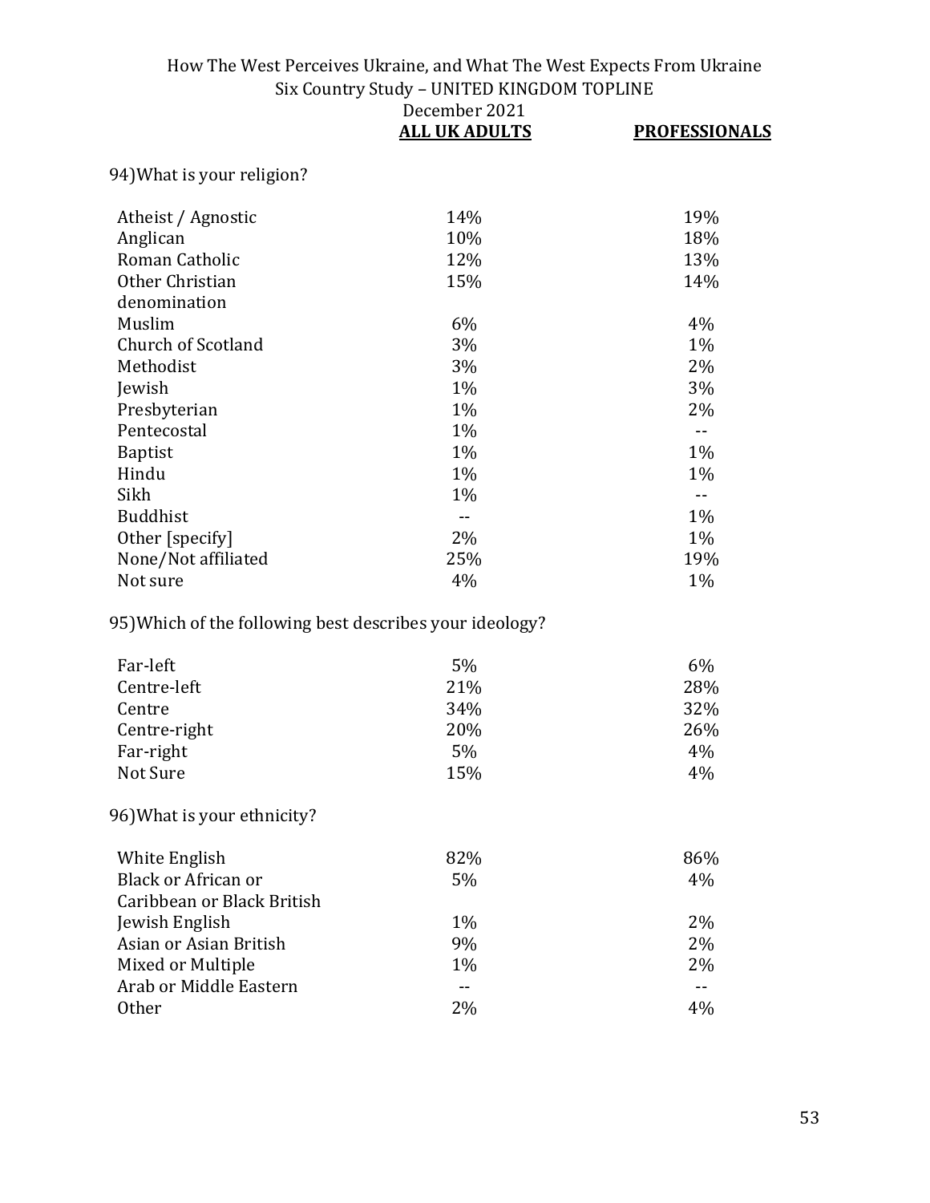| | ALL UK ADULTS | PROFESSIONALS |
|---|---|---|

94)What is your religion?

| | ALL UK ADULTS | PROFESSIONALS |
|---|---|---|
| Atheist / Agnostic | 14% | 19% |
| Anglican | 10% | 18% |
| Roman Catholic | 12% | 13% |
| Other Christian denomination | 15% | 14% |
| Muslim | 6% | 4% |
| Church of Scotland | 3% | 1% |
| Methodist | 3% | 2% |
| Jewish | 1% | 3% |
| Presbyterian | 1% | 2% |
| Pentecostal | 1% | -- |
| Baptist | 1% | 1% |
| Hindu | 1% | 1% |
| Sikh | 1% | -- |
| Buddhist | -- | 1% |
| Other [specify] | 2% | 1% |
| None/Not affiliated | 25% | 19% |
| Not sure | 4% | 1% |

95)Which of the following best describes your ideology?

| | ALL UK ADULTS | PROFESSIONALS |
|---|---|---|
| Far-left | 5% | 6% |
| Centre-left | 21% | 28% |
| Centre | 34% | 32% |
| Centre-right | 20% | 26% |
| Far-right | 5% | 4% |
| Not Sure | 15% | 4% |

96)What is your ethnicity?

| | ALL UK ADULTS | PROFESSIONALS |
|---|---|---|
| White English | 82% | 86% |
| Black or African or Caribbean or Black British | 5% | 4% |
| Jewish English | 1% | 2% |
| Asian or Asian British | 9% | 2% |
| Mixed or Multiple | 1% | 2% |
| Arab or Middle Eastern | -- | -- |
| Other | 2% | 4% |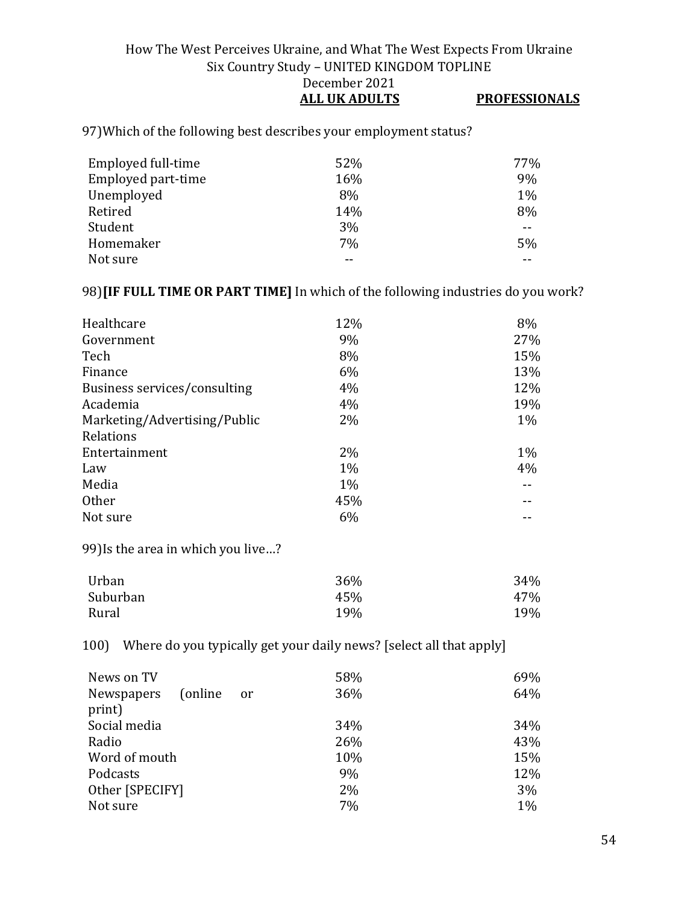97)Which of the following best describes your employment status?

| | ALL UK ADULTS | PROFESSIONALS |
|---|---|---|
| Employed full-time | 52% | 77% |
| Employed part-time | 16% | 9% |
| Unemployed | 8% | 1% |
| Retired | 14% | 8% |
| Student | 3% | -- |
| Homemaker | 7% | 5% |
| Not sure | -- | -- |

98)**[IF FULL TIME OR PART TIME]** In which of the following industries do you work?

| | ALL UK ADULTS | PROFESSIONALS |
|---|---|---|
| Healthcare | 12% | 8% |
| Government | 9% | 27% |
| Tech | 8% | 15% |
| Finance | 6% | 13% |
| Business services/consulting | 4% | 12% |
| Academia | 4% | 19% |
| Marketing/Advertising/Public Relations | 2% | 1% |
| Entertainment | 2% | 1% |
| Law | 1% | 4% |
| Media | 1% | -- |
| Other | 45% | -- |
| Not sure | 6% | -- |

99)Is the area in which you live…?

| | ALL UK ADULTS | PROFESSIONALS |
|---|---|---|
| Urban | 36% | 34% |
| Suburban | 45% | 47% |
| Rural | 19% | 19% |

100) Where do you typically get your daily news? [select all that apply]

| | ALL UK ADULTS | PROFESSIONALS |
|---|---|---|
| News on TV | 58% | 69% |
| Newspapers (online or print) | 36% | 64% |
| Social media | 34% | 34% |
| Radio | 26% | 43% |
| Word of mouth | 10% | 15% |
| Podcasts | 9% | 12% |
| Other [SPECIFY] | 2% | 3% |
| Not sure | 7% | 1% |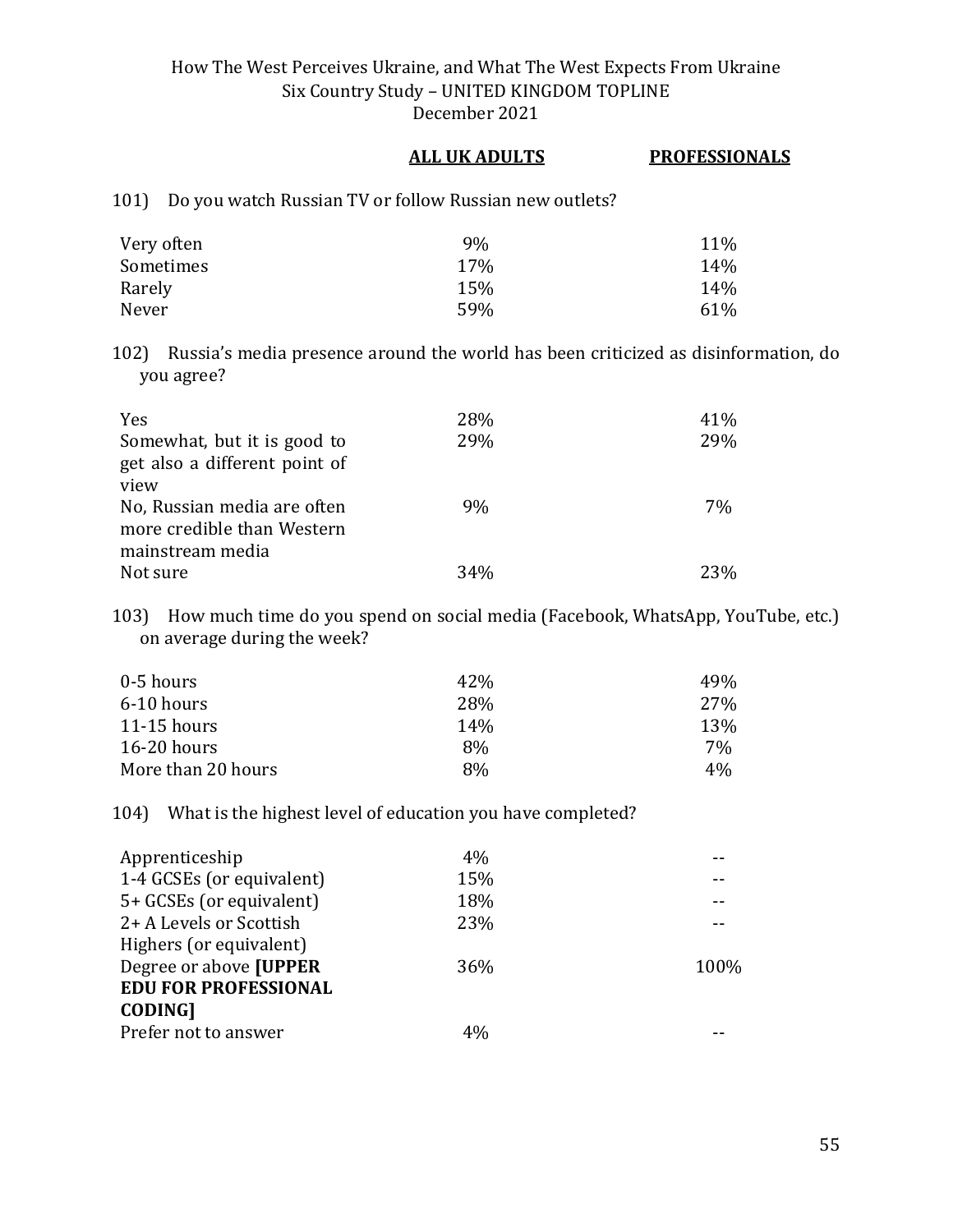How The West Perceives Ukraine, and What The West Expects From Ukraine
Six Country Study – UNITED KINGDOM TOPLINE
December 2021

101) Do you watch Russian TV or follow Russian new outlets?

| | ALL UK ADULTS | PROFESSIONALS |
|---|---|---|
| Very often | 9% | 11% |
| Sometimes | 17% | 14% |
| Rarely | 15% | 14% |
| Never | 59% | 61% |

102) Russia's media presence around the world has been criticized as disinformation, do you agree?

| | ALL UK ADULTS | PROFESSIONALS |
|---|---|---|
| Yes | 28% | 41% |
| Somewhat, but it is good to get also a different point of view | 29% | 29% |
| No, Russian media are often more credible than Western mainstream media | 9% | 7% |
| Not sure | 34% | 23% |

103) How much time do you spend on social media (Facebook, WhatsApp, YouTube, etc.) on average during the week?

| | ALL UK ADULTS | PROFESSIONALS |
|---|---|---|
| 0-5 hours | 42% | 49% |
| 6-10 hours | 28% | 27% |
| 11-15 hours | 14% | 13% |
| 16-20 hours | 8% | 7% |
| More than 20 hours | 8% | 4% |

104) What is the highest level of education you have completed?

| | ALL UK ADULTS | PROFESSIONALS |
|---|---|---|
| Apprenticeship | 4% | -- |
| 1-4 GCSEs (or equivalent) | 15% | -- |
| 5+ GCSEs (or equivalent) | 18% | -- |
| 2+ A Levels or Scottish Highers (or equivalent) | 23% | -- |
| Degree or above **[UPPER EDU FOR PROFESSIONAL CODING]** | 36% | 100% |
| Prefer not to answer | 4% | -- |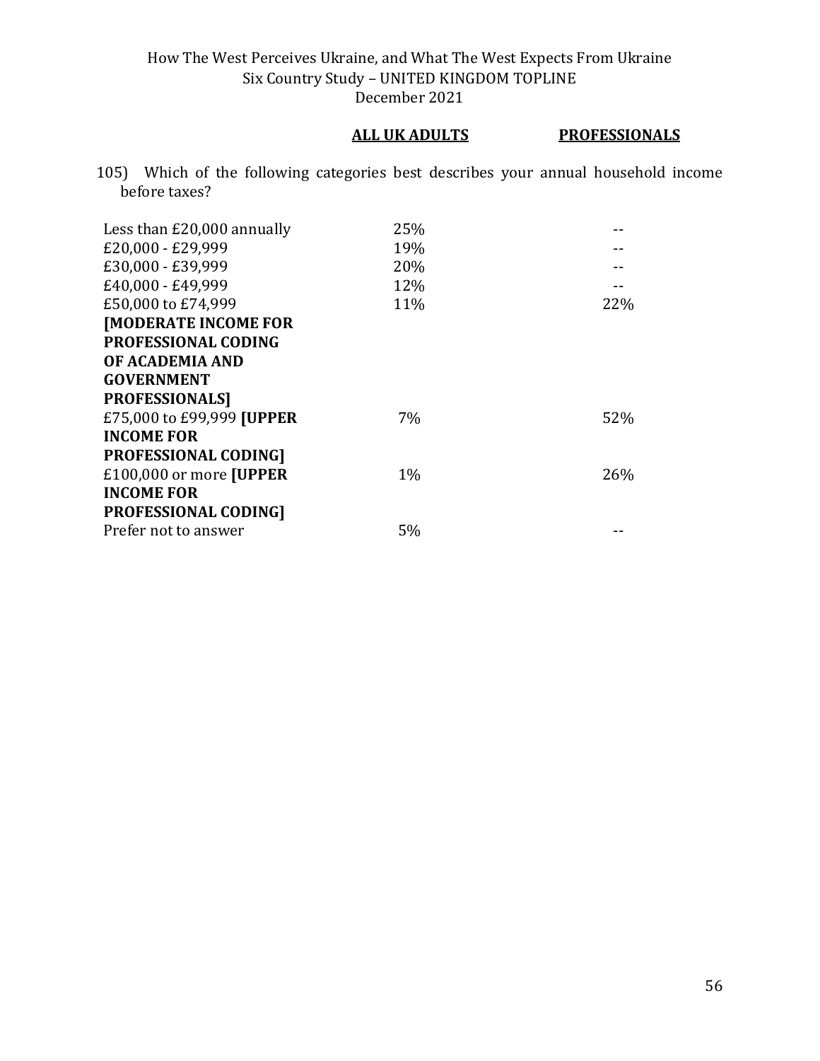| | ALL UK ADULTS | PROFESSIONALS |
|---|---|---|

105) Which of the following categories best describes your annual household income before taxes?

| | ALL UK ADULTS | PROFESSIONALS |
|---|---|---|
| Less than £20,000 annually | 25% | -- |
| £20,000 - £29,999 | 19% | -- |
| £30,000 - £39,999 | 20% | -- |
| £40,000 - £49,999 | 12% | -- |
| £50,000 to £74,999 **[MODERATE INCOME FOR PROFESSIONAL CODING OF ACADEMIA AND GOVERNMENT PROFESSIONALS]** | 11% | 22% |
| £75,000 to £99,999 **[UPPER INCOME FOR PROFESSIONAL CODING]** | 7% | 52% |
| £100,000 or more **[UPPER INCOME FOR PROFESSIONAL CODING]** | 1% | 26% |
| Prefer not to answer | 5% | -- |